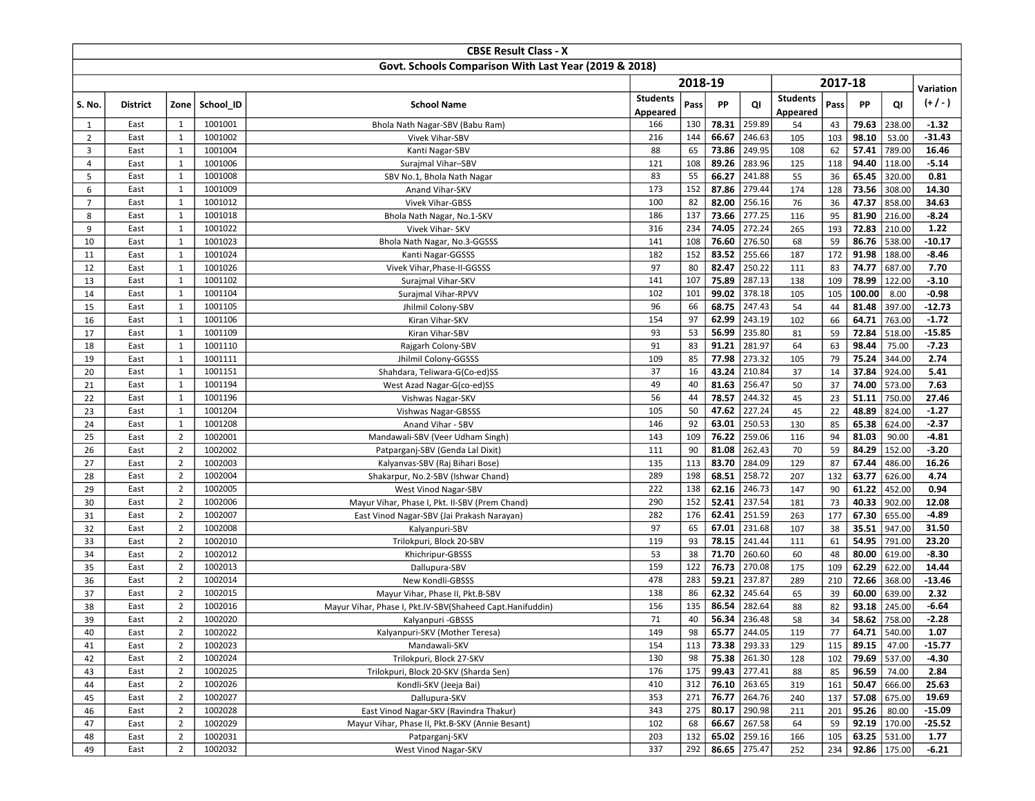## CBSE Result Class - X

### Govt. Schools Comparison With Last Year (2019 & 2018)

| S. No. | District | Zone | School_ID | School Name | 2018-19 | | | | 2017-18 | | | | Variation (+ / - ) |
|---|---|---|---|---|---|---|---|---|---|---|---|---|---|
| | | | | | Students Appeared | Pass | PP | QI | Students Appeared | Pass | PP | QI | |
| 1 | East | 1 | 1001001 | Bhola Nath Nagar-SBV (Babu Ram) | 166 | 130 | **78.31** | 259.89 | 54 | 43 | **79.63** | 238.00 | **-1.32** |
| 2 | East | 1 | 1001002 | Vivek Vihar-SBV | 216 | 144 | **66.67** | 246.63 | 105 | 103 | **98.10** | 53.00 | **-31.43** |
| 3 | East | 1 | 1001004 | Kanti Nagar-SBV | 88 | 65 | **73.86** | 249.95 | 108 | 62 | **57.41** | 789.00 | **16.46** |
| 4 | East | 1 | 1001006 | Surajmal Vihar–SBV | 121 | 108 | **89.26** | 283.96 | 125 | 118 | **94.40** | 118.00 | **-5.14** |
| 5 | East | 1 | 1001008 | SBV No.1, Bhola Nath Nagar | 83 | 55 | **66.27** | 241.88 | 55 | 36 | **65.45** | 320.00 | **0.81** |
| 6 | East | 1 | 1001009 | Anand Vihar-SKV | 173 | 152 | **87.86** | 279.44 | 174 | 128 | **73.56** | 308.00 | **14.30** |
| 7 | East | 1 | 1001012 | Vivek Vihar-GBSS | 100 | 82 | **82.00** | 256.16 | 76 | 36 | **47.37** | 858.00 | **34.63** |
| 8 | East | 1 | 1001018 | Bhola Nath Nagar, No.1-SKV | 186 | 137 | **73.66** | 277.25 | 116 | 95 | **81.90** | 216.00 | **-8.24** |
| 9 | East | 1 | 1001022 | Vivek Vihar- SKV | 316 | 234 | **74.05** | 272.24 | 265 | 193 | **72.83** | 210.00 | **1.22** |
| 10 | East | 1 | 1001023 | Bhola Nath Nagar, No.3-GGSSS | 141 | 108 | **76.60** | 276.50 | 68 | 59 | **86.76** | 538.00 | **-10.17** |
| 11 | East | 1 | 1001024 | Kanti Nagar-GGSSS | 182 | 152 | **83.52** | 255.66 | 187 | 172 | **91.98** | 188.00 | **-8.46** |
| 12 | East | 1 | 1001026 | Vivek Vihar,Phase-II-GGSSS | 97 | 80 | **82.47** | 250.22 | 111 | 83 | **74.77** | 687.00 | **7.70** |
| 13 | East | 1 | 1001102 | Surajmal Vihar-SKV | 141 | 107 | **75.89** | 287.13 | 138 | 109 | **78.99** | 122.00 | **-3.10** |
| 14 | East | 1 | 1001104 | Surajmal Vihar-RPVV | 102 | 101 | **99.02** | 378.18 | 105 | 105 | **100.00** | 8.00 | **-0.98** |
| 15 | East | 1 | 1001105 | Jhilmil Colony-SBV | 96 | 66 | **68.75** | 247.43 | 54 | 44 | **81.48** | 397.00 | **-12.73** |
| 16 | East | 1 | 1001106 | Kiran Vihar-SKV | 154 | 97 | **62.99** | 243.19 | 102 | 66 | **64.71** | 763.00 | **-1.72** |
| 17 | East | 1 | 1001109 | Kiran Vihar-SBV | 93 | 53 | **56.99** | 235.80 | 81 | 59 | **72.84** | 518.00 | **-15.85** |
| 18 | East | 1 | 1001110 | Rajgarh Colony-SBV | 91 | 83 | **91.21** | 281.97 | 64 | 63 | **98.44** | 75.00 | **-7.23** |
| 19 | East | 1 | 1001111 | Jhilmil Colony-GGSSS | 109 | 85 | **77.98** | 273.32 | 105 | 79 | **75.24** | 344.00 | **2.74** |
| 20 | East | 1 | 1001151 | Shahdara, Teliwara-G(Co-ed)SS | 37 | 16 | **43.24** | 210.84 | 37 | 14 | **37.84** | 924.00 | **5.41** |
| 21 | East | 1 | 1001194 | West Azad Nagar-G(co-ed)SS | 49 | 40 | **81.63** | 256.47 | 50 | 37 | **74.00** | 573.00 | **7.63** |
| 22 | East | 1 | 1001196 | Vishwas Nagar-SKV | 56 | 44 | **78.57** | 244.32 | 45 | 23 | **51.11** | 750.00 | **27.46** |
| 23 | East | 1 | 1001204 | Vishwas Nagar-GBSSS | 105 | 50 | **47.62** | 227.24 | 45 | 22 | **48.89** | 824.00 | **-1.27** |
| 24 | East | 1 | 1001208 | Anand Vihar - SBV | 146 | 92 | **63.01** | 250.53 | 130 | 85 | **65.38** | 624.00 | **-2.37** |
| 25 | East | 2 | 1002001 | Mandawali-SBV (Veer Udham Singh) | 143 | 109 | **76.22** | 259.06 | 116 | 94 | **81.03** | 90.00 | **-4.81** |
| 26 | East | 2 | 1002002 | Patparganj-SBV (Genda Lal Dixit) | 111 | 90 | **81.08** | 262.43 | 70 | 59 | **84.29** | 152.00 | **-3.20** |
| 27 | East | 2 | 1002003 | Kalyanvas-SBV (Raj Bihari Bose) | 135 | 113 | **83.70** | 284.09 | 129 | 87 | **67.44** | 486.00 | **16.26** |
| 28 | East | 2 | 1002004 | Shakarpur, No.2-SBV (Ishwar Chand) | 289 | 198 | **68.51** | 258.72 | 207 | 132 | **63.77** | 626.00 | **4.74** |
| 29 | East | 2 | 1002005 | West Vinod Nagar-SBV | 222 | 138 | **62.16** | 246.73 | 147 | 90 | **61.22** | 452.00 | **0.94** |
| 30 | East | 2 | 1002006 | Mayur Vihar, Phase I, Pkt. II-SBV (Prem Chand) | 290 | 152 | **52.41** | 237.54 | 181 | 73 | **40.33** | 902.00 | **12.08** |
| 31 | East | 2 | 1002007 | East Vinod Nagar-SBV (Jai Prakash Narayan) | 282 | 176 | **62.41** | 251.59 | 263 | 177 | **67.30** | 655.00 | **-4.89** |
| 32 | East | 2 | 1002008 | Kalyanpuri-SBV | 97 | 65 | **67.01** | 231.68 | 107 | 38 | **35.51** | 947.00 | **31.50** |
| 33 | East | 2 | 1002010 | Trilokpuri, Block 20-SBV | 119 | 93 | **78.15** | 241.44 | 111 | 61 | **54.95** | 791.00 | **23.20** |
| 34 | East | 2 | 1002012 | Khichripur-GBSSS | 53 | 38 | **71.70** | 260.60 | 60 | 48 | **80.00** | 619.00 | **-8.30** |
| 35 | East | 2 | 1002013 | Dallupura-SBV | 159 | 122 | **76.73** | 270.08 | 175 | 109 | **62.29** | 622.00 | **14.44** |
| 36 | East | 2 | 1002014 | New Kondli-GBSSS | 478 | 283 | **59.21** | 237.87 | 289 | 210 | **72.66** | 368.00 | **-13.46** |
| 37 | East | 2 | 1002015 | Mayur Vihar, Phase II, Pkt.B-SBV | 138 | 86 | **62.32** | 245.64 | 65 | 39 | **60.00** | 639.00 | **2.32** |
| 38 | East | 2 | 1002016 | Mayur Vihar, Phase I, Pkt.IV-SBV(Shaheed Capt.Hanifuddin) | 156 | 135 | **86.54** | 282.64 | 88 | 82 | **93.18** | 245.00 | **-6.64** |
| 39 | East | 2 | 1002020 | Kalyanpuri -GBSSS | 71 | 40 | **56.34** | 236.48 | 58 | 34 | **58.62** | 758.00 | **-2.28** |
| 40 | East | 2 | 1002022 | Kalyanpuri-SKV (Mother Teresa) | 149 | 98 | **65.77** | 244.05 | 119 | 77 | **64.71** | 540.00 | **1.07** |
| 41 | East | 2 | 1002023 | Mandawali-SKV | 154 | 113 | **73.38** | 293.33 | 129 | 115 | **89.15** | 47.00 | **-15.77** |
| 42 | East | 2 | 1002024 | Trilokpuri, Block 27-SKV | 130 | 98 | **75.38** | 261.30 | 128 | 102 | **79.69** | 537.00 | **-4.30** |
| 43 | East | 2 | 1002025 | Trilokpuri, Block 20-SKV (Sharda Sen) | 176 | 175 | **99.43** | 277.41 | 88 | 85 | **96.59** | 74.00 | **2.84** |
| 44 | East | 2 | 1002026 | Kondli-SKV (Jeeja Bai) | 410 | 312 | **76.10** | 263.65 | 319 | 161 | **50.47** | 666.00 | **25.63** |
| 45 | East | 2 | 1002027 | Dallupura-SKV | 353 | 271 | **76.77** | 264.76 | 240 | 137 | **57.08** | 675.00 | **19.69** |
| 46 | East | 2 | 1002028 | East Vinod Nagar-SKV (Ravindra Thakur) | 343 | 275 | **80.17** | 290.98 | 211 | 201 | **95.26** | 80.00 | **-15.09** |
| 47 | East | 2 | 1002029 | Mayur Vihar, Phase II, Pkt.B-SKV (Annie Besant) | 102 | 68 | **66.67** | 267.58 | 64 | 59 | **92.19** | 170.00 | **-25.52** |
| 48 | East | 2 | 1002031 | Patparganj-SKV | 203 | 132 | **65.02** | 259.16 | 166 | 105 | **63.25** | 531.00 | **1.77** |
| 49 | East | 2 | 1002032 | West Vinod Nagar-SKV | 337 | 292 | **86.65** | 275.47 | 252 | 234 | **92.86** | 175.00 | **-6.21** |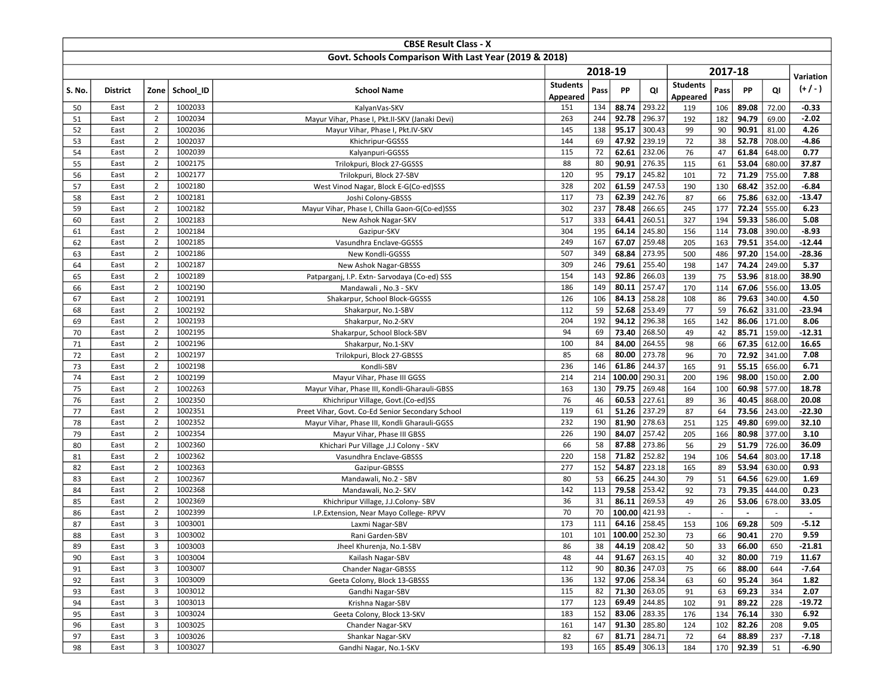| CBSE Result Class - X | | | | | | | | | | | | | | |
|---|---|---|---|---|---|---|---|---|---|---|---|---|---|---|
| Govt. Schools Comparison With Last Year (2019 & 2018) | | | | | | | | | | | | | | |
| | | | | | 2018-19 | | | | 2017-18 | | | | Variation |
| S. No. | District | Zone | School_ID | School Name | Students Appeared | Pass | PP | QI | Students Appeared | Pass | PP | QI | (+ / - ) |
| 50 | East | 2 | 1002033 | KalyanVas-SKV | 151 | 134 | **88.74** | 293.22 | 119 | 106 | **89.08** | 72.00 | **-0.33** |
| 51 | East | 2 | 1002034 | Mayur Vihar, Phase I, Pkt.II-SKV (Janaki Devi) | 263 | 244 | **92.78** | 296.37 | 192 | 182 | **94.79** | 69.00 | **-2.02** |
| 52 | East | 2 | 1002036 | Mayur Vihar, Phase I, Pkt.IV-SKV | 145 | 138 | **95.17** | 300.43 | 99 | 90 | **90.91** | 81.00 | **4.26** |
| 53 | East | 2 | 1002037 | Khichripur-GGSSS | 144 | 69 | **47.92** | 239.19 | 72 | 38 | **52.78** | 708.00 | **-4.86** |
| 54 | East | 2 | 1002039 | Kalyanpuri-GGSSS | 115 | 72 | **62.61** | 232.06 | 76 | 47 | **61.84** | 648.00 | **0.77** |
| 55 | East | 2 | 1002175 | Trilokpuri, Block 27-GGSSS | 88 | 80 | **90.91** | 276.35 | 115 | 61 | **53.04** | 680.00 | **37.87** |
| 56 | East | 2 | 1002177 | Trilokpuri, Block 27-SBV | 120 | 95 | **79.17** | 245.82 | 101 | 72 | **71.29** | 755.00 | **7.88** |
| 57 | East | 2 | 1002180 | West Vinod Nagar, Block E-G(Co-ed)SSS | 328 | 202 | **61.59** | 247.53 | 190 | 130 | **68.42** | 352.00 | **-6.84** |
| 58 | East | 2 | 1002181 | Joshi Colony-GBSSS | 117 | 73 | **62.39** | 242.76 | 87 | 66 | **75.86** | 632.00 | **-13.47** |
| 59 | East | 2 | 1002182 | Mayur Vihar, Phase I, Chilla Gaon-G(Co-ed)SSS | 302 | 237 | **78.48** | 266.65 | 245 | 177 | **72.24** | 555.00 | **6.23** |
| 60 | East | 2 | 1002183 | New Ashok Nagar-SKV | 517 | 333 | **64.41** | 260.51 | 327 | 194 | **59.33** | 586.00 | **5.08** |
| 61 | East | 2 | 1002184 | Gazipur-SKV | 304 | 195 | **64.14** | 245.80 | 156 | 114 | **73.08** | 390.00 | **-8.93** |
| 62 | East | 2 | 1002185 | Vasundhra Enclave-GGSSS | 249 | 167 | **67.07** | 259.48 | 205 | 163 | **79.51** | 354.00 | **-12.44** |
| 63 | East | 2 | 1002186 | New Kondli-GGSSS | 507 | 349 | **68.84** | 273.95 | 500 | 486 | **97.20** | 154.00 | **-28.36** |
| 64 | East | 2 | 1002187 | New Ashok Nagar-GBSSS | 309 | 246 | **79.61** | 255.40 | 198 | 147 | **74.24** | 249.00 | **5.37** |
| 65 | East | 2 | 1002189 | Patparganj, I.P. Extn- Sarvodaya (Co-ed) SSS | 154 | 143 | **92.86** | 266.03 | 139 | 75 | **53.96** | 818.00 | **38.90** |
| 66 | East | 2 | 1002190 | Mandawali , No.3 - SKV | 186 | 149 | **80.11** | 257.47 | 170 | 114 | **67.06** | 556.00 | **13.05** |
| 67 | East | 2 | 1002191 | Shakarpur, School Block-GGSSS | 126 | 106 | **84.13** | 258.28 | 108 | 86 | **79.63** | 340.00 | **4.50** |
| 68 | East | 2 | 1002192 | Shakarpur, No.1-SBV | 112 | 59 | **52.68** | 253.49 | 77 | 59 | **76.62** | 331.00 | **-23.94** |
| 69 | East | 2 | 1002193 | Shakarpur, No.2-SKV | 204 | 192 | **94.12** | 296.38 | 165 | 142 | **86.06** | 171.00 | **8.06** |
| 70 | East | 2 | 1002195 | Shakarpur, School Block-SBV | 94 | 69 | **73.40** | 268.50 | 49 | 42 | **85.71** | 159.00 | **-12.31** |
| 71 | East | 2 | 1002196 | Shakarpur, No.1-SKV | 100 | 84 | **84.00** | 264.55 | 98 | 66 | **67.35** | 612.00 | **16.65** |
| 72 | East | 2 | 1002197 | Trilokpuri, Block 27-GBSSS | 85 | 68 | **80.00** | 273.78 | 96 | 70 | **72.92** | 341.00 | **7.08** |
| 73 | East | 2 | 1002198 | Kondli-SBV | 236 | 146 | **61.86** | 244.37 | 165 | 91 | **55.15** | 656.00 | **6.71** |
| 74 | East | 2 | 1002199 | Mayur Vihar, Phase III GGSS | 214 | 214 | **100.00** | 290.31 | 200 | 196 | **98.00** | 150.00 | **2.00** |
| 75 | East | 2 | 1002263 | Mayur Vihar, Phase III, Kondli-Gharauli-GBSS | 163 | 130 | **79.75** | 269.48 | 164 | 100 | **60.98** | 577.00 | **18.78** |
| 76 | East | 2 | 1002350 | Khichripur Village, Govt.(Co-ed)SS | 76 | 46 | **60.53** | 227.61 | 89 | 36 | **40.45** | 868.00 | **20.08** |
| 77 | East | 2 | 1002351 | Preet Vihar, Govt. Co-Ed Senior Secondary School | 119 | 61 | **51.26** | 237.29 | 87 | 64 | **73.56** | 243.00 | **-22.30** |
| 78 | East | 2 | 1002352 | Mayur Vihar, Phase III, Kondli Gharauli-GGSS | 232 | 190 | **81.90** | 278.63 | 251 | 125 | **49.80** | 699.00 | **32.10** |
| 79 | East | 2 | 1002354 | Mayur Vihar, Phase III GBSS | 226 | 190 | **84.07** | 257.42 | 205 | 166 | **80.98** | 377.00 | **3.10** |
| 80 | East | 2 | 1002360 | Khichari Pur Village ,J.J Colony - SKV | 66 | 58 | **87.88** | 273.86 | 56 | 29 | **51.79** | 726.00 | **36.09** |
| 81 | East | 2 | 1002362 | Vasundhra Enclave-GBSSS | 220 | 158 | **71.82** | 252.82 | 194 | 106 | **54.64** | 803.00 | **17.18** |
| 82 | East | 2 | 1002363 | Gazipur-GBSSS | 277 | 152 | **54.87** | 223.18 | 165 | 89 | **53.94** | 630.00 | **0.93** |
| 83 | East | 2 | 1002367 | Mandawali, No.2 - SBV | 80 | 53 | **66.25** | 244.30 | 79 | 51 | **64.56** | 629.00 | **1.69** |
| 84 | East | 2 | 1002368 | Mandawali, No.2- SKV | 142 | 113 | **79.58** | 253.42 | 92 | 73 | **79.35** | 444.00 | **0.23** |
| 85 | East | 2 | 1002369 | Khichripur Village, J.J.Colony- SBV | 36 | 31 | **86.11** | 269.53 | 49 | 26 | **53.06** | 678.00 | **33.05** |
| 86 | East | 2 | 1002399 | I.P.Extension, Near Mayo College- RPVV | 70 | 70 | **100.00** | 421.93 | - | - | **-** | - | **-** |
| 87 | East | 3 | 1003001 | Laxmi Nagar-SBV | 173 | 111 | **64.16** | 258.45 | 153 | 106 | **69.28** | 509 | **-5.12** |
| 88 | East | 3 | 1003002 | Rani Garden-SBV | 101 | 101 | **100.00** | 252.30 | 73 | 66 | **90.41** | 270 | **9.59** |
| 89 | East | 3 | 1003003 | Jheel Khurenja, No.1-SBV | 86 | 38 | **44.19** | 208.42 | 50 | 33 | **66.00** | 650 | **-21.81** |
| 90 | East | 3 | 1003004 | Kailash Nagar-SBV | 48 | 44 | **91.67** | 263.15 | 40 | 32 | **80.00** | 719 | **11.67** |
| 91 | East | 3 | 1003007 | Chander Nagar-GBSSS | 112 | 90 | **80.36** | 247.03 | 75 | 66 | **88.00** | 644 | **-7.64** |
| 92 | East | 3 | 1003009 | Geeta Colony, Block 13-GBSSS | 136 | 132 | **97.06** | 258.34 | 63 | 60 | **95.24** | 364 | **1.82** |
| 93 | East | 3 | 1003012 | Gandhi Nagar-SBV | 115 | 82 | **71.30** | 263.05 | 91 | 63 | **69.23** | 334 | **2.07** |
| 94 | East | 3 | 1003013 | Krishna Nagar-SBV | 177 | 123 | **69.49** | 244.85 | 102 | 91 | **89.22** | 228 | **-19.72** |
| 95 | East | 3 | 1003024 | Geeta Colony, Block 13-SKV | 183 | 152 | **83.06** | 283.35 | 176 | 134 | **76.14** | 330 | **6.92** |
| 96 | East | 3 | 1003025 | Chander Nagar-SKV | 161 | 147 | **91.30** | 285.80 | 124 | 102 | **82.26** | 208 | **9.05** |
| 97 | East | 3 | 1003026 | Shankar Nagar-SKV | 82 | 67 | **81.71** | 284.71 | 72 | 64 | **88.89** | 237 | **-7.18** |
| 98 | East | 3 | 1003027 | Gandhi Nagar, No.1-SKV | 193 | 165 | **85.49** | 306.13 | 184 | 170 | **92.39** | 51 | **-6.90** |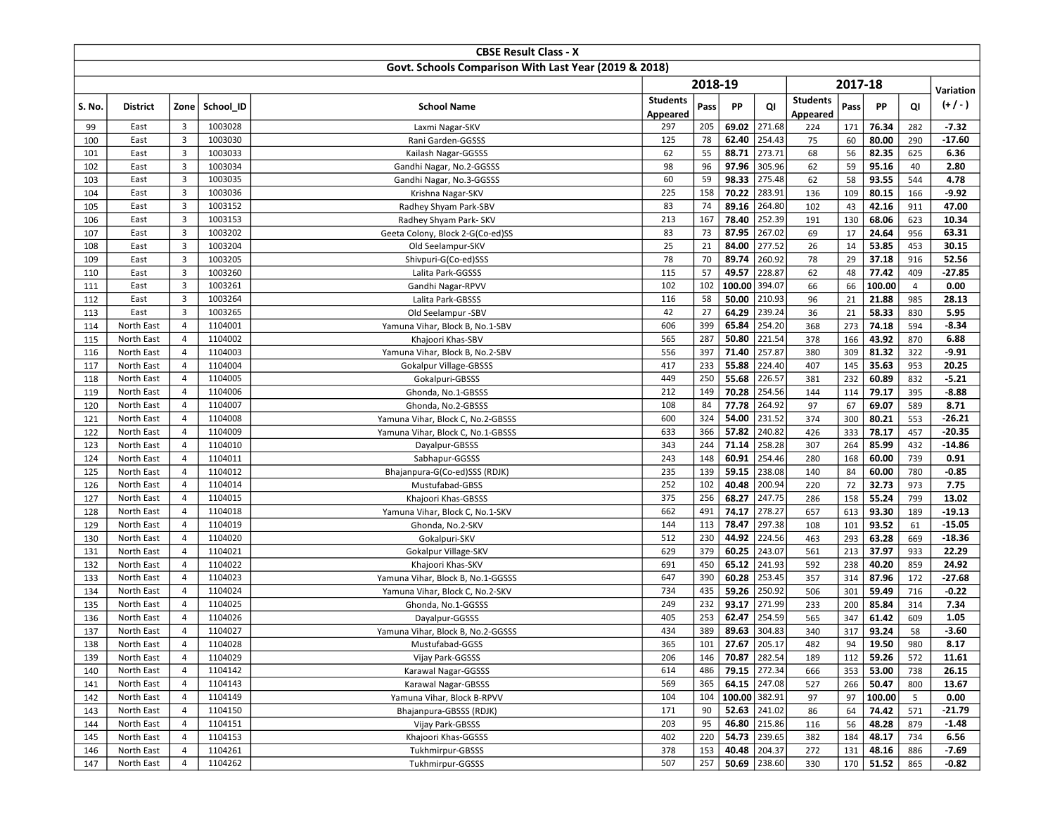| CBSE Result Class - X | | | | | | | | | | | | | | |
|---|---|---|---|---|---|---|---|---|---|---|---|---|---|---|
| Govt. Schools Comparison With Last Year (2019 & 2018) | | | | | | | | | | | | | | |
| | | | | | 2018-19 | | | | 2017-18 | | | | Variation |
| S. No. | District | Zone | School_ID | School Name | Students Appeared | Pass | PP | QI | Students Appeared | Pass | PP | QI | (+ / - ) |
| 99 | East | 3 | 1003028 | Laxmi Nagar-SKV | 297 | 205 | **69.02** | 271.68 | 224 | 171 | **76.34** | 282 | **-7.32** |
| 100 | East | 3 | 1003030 | Rani Garden-GGSSS | 125 | 78 | **62.40** | 254.43 | 75 | 60 | **80.00** | 290 | **-17.60** |
| 101 | East | 3 | 1003033 | Kailash Nagar-GGSSS | 62 | 55 | **88.71** | 273.71 | 68 | 56 | **82.35** | 625 | **6.36** |
| 102 | East | 3 | 1003034 | Gandhi Nagar, No.2-GGSSS | 98 | 96 | **97.96** | 305.96 | 62 | 59 | **95.16** | 40 | **2.80** |
| 103 | East | 3 | 1003035 | Gandhi Nagar, No.3-GGSSS | 60 | 59 | **98.33** | 275.48 | 62 | 58 | **93.55** | 544 | **4.78** |
| 104 | East | 3 | 1003036 | Krishna Nagar-SKV | 225 | 158 | **70.22** | 283.91 | 136 | 109 | **80.15** | 166 | **-9.92** |
| 105 | East | 3 | 1003152 | Radhey Shyam Park-SBV | 83 | 74 | **89.16** | 264.80 | 102 | 43 | **42.16** | 911 | **47.00** |
| 106 | East | 3 | 1003153 | Radhey Shyam Park- SKV | 213 | 167 | **78.40** | 252.39 | 191 | 130 | **68.06** | 623 | **10.34** |
| 107 | East | 3 | 1003202 | Geeta Colony, Block 2-G(Co-ed)SS | 83 | 73 | **87.95** | 267.02 | 69 | 17 | **24.64** | 956 | **63.31** |
| 108 | East | 3 | 1003204 | Old Seelampur-SKV | 25 | 21 | **84.00** | 277.52 | 26 | 14 | **53.85** | 453 | **30.15** |
| 109 | East | 3 | 1003205 | Shivpuri-G(Co-ed)SSS | 78 | 70 | **89.74** | 260.92 | 78 | 29 | **37.18** | 916 | **52.56** |
| 110 | East | 3 | 1003260 | Lalita Park-GGSSS | 115 | 57 | **49.57** | 228.87 | 62 | 48 | **77.42** | 409 | **-27.85** |
| 111 | East | 3 | 1003261 | Gandhi Nagar-RPVV | 102 | 102 | **100.00** | 394.07 | 66 | 66 | **100.00** | 4 | **0.00** |
| 112 | East | 3 | 1003264 | Lalita Park-GBSSS | 116 | 58 | **50.00** | 210.93 | 96 | 21 | **21.88** | 985 | **28.13** |
| 113 | East | 3 | 1003265 | Old Seelampur -SBV | 42 | 27 | **64.29** | 239.24 | 36 | 21 | **58.33** | 830 | **5.95** |
| 114 | North East | 4 | 1104001 | Yamuna Vihar, Block B, No.1-SBV | 606 | 399 | **65.84** | 254.20 | 368 | 273 | **74.18** | 594 | **-8.34** |
| 115 | North East | 4 | 1104002 | Khajoori Khas-SBV | 565 | 287 | **50.80** | 221.54 | 378 | 166 | **43.92** | 870 | **6.88** |
| 116 | North East | 4 | 1104003 | Yamuna Vihar, Block B, No.2-SBV | 556 | 397 | **71.40** | 257.87 | 380 | 309 | **81.32** | 322 | **-9.91** |
| 117 | North East | 4 | 1104004 | Gokalpur Village-GBSSS | 417 | 233 | **55.88** | 224.40 | 407 | 145 | **35.63** | 953 | **20.25** |
| 118 | North East | 4 | 1104005 | Gokalpuri-GBSSS | 449 | 250 | **55.68** | 226.57 | 381 | 232 | **60.89** | 832 | **-5.21** |
| 119 | North East | 4 | 1104006 | Ghonda, No.1-GBSSS | 212 | 149 | **70.28** | 254.56 | 144 | 114 | **79.17** | 395 | **-8.88** |
| 120 | North East | 4 | 1104007 | Ghonda, No.2-GBSSS | 108 | 84 | **77.78** | 264.92 | 97 | 67 | **69.07** | 589 | **8.71** |
| 121 | North East | 4 | 1104008 | Yamuna Vihar, Block C, No.2-GBSSS | 600 | 324 | **54.00** | 231.52 | 374 | 300 | **80.21** | 553 | **-26.21** |
| 122 | North East | 4 | 1104009 | Yamuna Vihar, Block C, No.1-GBSSS | 633 | 366 | **57.82** | 240.82 | 426 | 333 | **78.17** | 457 | **-20.35** |
| 123 | North East | 4 | 1104010 | Dayalpur-GBSSS | 343 | 244 | **71.14** | 258.28 | 307 | 264 | **85.99** | 432 | **-14.86** |
| 124 | North East | 4 | 1104011 | Sabhapur-GGSSS | 243 | 148 | **60.91** | 254.46 | 280 | 168 | **60.00** | 739 | **0.91** |
| 125 | North East | 4 | 1104012 | Bhajanpura-G(Co-ed)SSS (RDJK) | 235 | 139 | **59.15** | 238.08 | 140 | 84 | **60.00** | 780 | **-0.85** |
| 126 | North East | 4 | 1104014 | Mustufabad-GBSS | 252 | 102 | **40.48** | 200.94 | 220 | 72 | **32.73** | 973 | **7.75** |
| 127 | North East | 4 | 1104015 | Khajoori Khas-GBSSS | 375 | 256 | **68.27** | 247.75 | 286 | 158 | **55.24** | 799 | **13.02** |
| 128 | North East | 4 | 1104018 | Yamuna Vihar, Block C, No.1-SKV | 662 | 491 | **74.17** | 278.27 | 657 | 613 | **93.30** | 189 | **-19.13** |
| 129 | North East | 4 | 1104019 | Ghonda, No.2-SKV | 144 | 113 | **78.47** | 297.38 | 108 | 101 | **93.52** | 61 | **-15.05** |
| 130 | North East | 4 | 1104020 | Gokalpuri-SKV | 512 | 230 | **44.92** | 224.56 | 463 | 293 | **63.28** | 669 | **-18.36** |
| 131 | North East | 4 | 1104021 | Gokalpur Village-SKV | 629 | 379 | **60.25** | 243.07 | 561 | 213 | **37.97** | 933 | **22.29** |
| 132 | North East | 4 | 1104022 | Khajoori Khas-SKV | 691 | 450 | **65.12** | 241.93 | 592 | 238 | **40.20** | 859 | **24.92** |
| 133 | North East | 4 | 1104023 | Yamuna Vihar, Block B, No.1-GGSSS | 647 | 390 | **60.28** | 253.45 | 357 | 314 | **87.96** | 172 | **-27.68** |
| 134 | North East | 4 | 1104024 | Yamuna Vihar, Block C, No.2-SKV | 734 | 435 | **59.26** | 250.92 | 506 | 301 | **59.49** | 716 | **-0.22** |
| 135 | North East | 4 | 1104025 | Ghonda, No.1-GGSSS | 249 | 232 | **93.17** | 271.99 | 233 | 200 | **85.84** | 314 | **7.34** |
| 136 | North East | 4 | 1104026 | Dayalpur-GGSSS | 405 | 253 | **62.47** | 254.59 | 565 | 347 | **61.42** | 609 | **1.05** |
| 137 | North East | 4 | 1104027 | Yamuna Vihar, Block B, No.2-GGSSS | 434 | 389 | **89.63** | 304.83 | 340 | 317 | **93.24** | 58 | **-3.60** |
| 138 | North East | 4 | 1104028 | Mustufabad-GGSS | 365 | 101 | **27.67** | 205.17 | 482 | 94 | **19.50** | 980 | **8.17** |
| 139 | North East | 4 | 1104029 | Vijay Park-GGSSS | 206 | 146 | **70.87** | 282.54 | 189 | 112 | **59.26** | 572 | **11.61** |
| 140 | North East | 4 | 1104142 | Karawal Nagar-GGSSS | 614 | 486 | **79.15** | 272.34 | 666 | 353 | **53.00** | 738 | **26.15** |
| 141 | North East | 4 | 1104143 | Karawal Nagar-GBSSS | 569 | 365 | **64.15** | 247.08 | 527 | 266 | **50.47** | 800 | **13.67** |
| 142 | North East | 4 | 1104149 | Yamuna Vihar, Block B-RPVV | 104 | 104 | **100.00** | 382.91 | 97 | 97 | **100.00** | 5 | **0.00** |
| 143 | North East | 4 | 1104150 | Bhajanpura-GBSSS (RDJK) | 171 | 90 | **52.63** | 241.02 | 86 | 64 | **74.42** | 571 | **-21.79** |
| 144 | North East | 4 | 1104151 | Vijay Park-GBSSS | 203 | 95 | **46.80** | 215.86 | 116 | 56 | **48.28** | 879 | **-1.48** |
| 145 | North East | 4 | 1104153 | Khajoori Khas-GGSSS | 402 | 220 | **54.73** | 239.65 | 382 | 184 | **48.17** | 734 | **6.56** |
| 146 | North East | 4 | 1104261 | Tukhmirpur-GBSSS | 378 | 153 | **40.48** | 204.37 | 272 | 131 | **48.16** | 886 | **-7.69** |
| 147 | North East | 4 | 1104262 | Tukhmirpur-GGSSS | 507 | 257 | **50.69** | 238.60 | 330 | 170 | **51.52** | 865 | **-0.82** |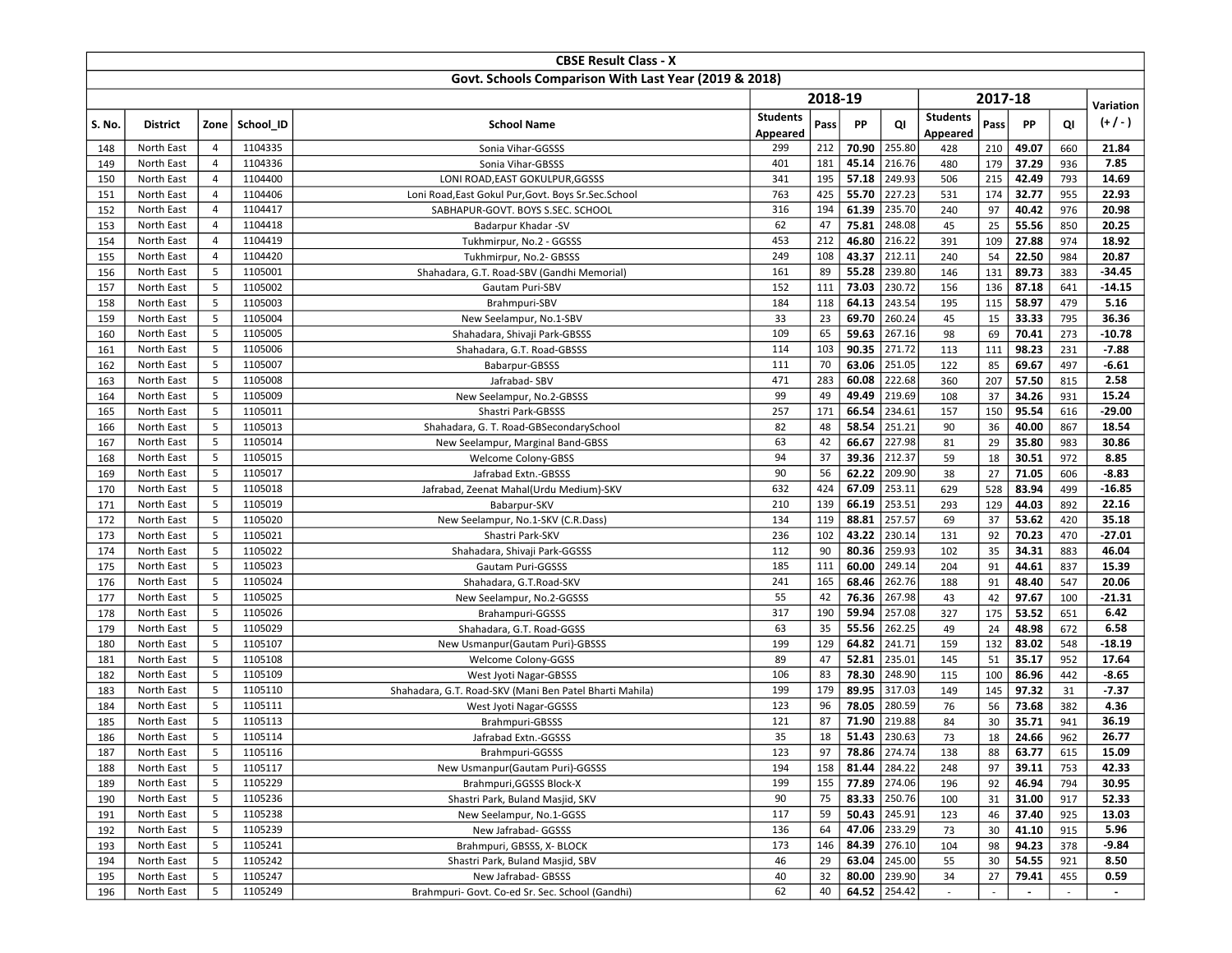| CBSE Result Class - X | | | | | | | | | | | | | | |
|---|---|---|---|---|---|---|---|---|---|---|---|---|---|---|
| Govt. Schools Comparison With Last Year (2019 & 2018) | | | | | | | | | | | | | | |
| | | | | | 2018-19 | | | | 2017-18 | | | | Variation |
| S. No. | District | Zone | School_ID | School Name | Students Appeared | Pass | PP | QI | Students Appeared | Pass | PP | QI | (+ / - ) |
| 148 | North East | 4 | 1104335 | Sonia Vihar-GGSSS | 299 | 212 | **70.90** | 255.80 | 428 | 210 | **49.07** | 660 | **21.84** |
| 149 | North East | 4 | 1104336 | Sonia Vihar-GBSSS | 401 | 181 | **45.14** | 216.76 | 480 | 179 | **37.29** | 936 | **7.85** |
| 150 | North East | 4 | 1104400 | LONI ROAD,EAST GOKULPUR,GGSSS | 341 | 195 | **57.18** | 249.93 | 506 | 215 | **42.49** | 793 | **14.69** |
| 151 | North East | 4 | 1104406 | Loni Road,East Gokul Pur,Govt. Boys Sr.Sec.School | 763 | 425 | **55.70** | 227.23 | 531 | 174 | **32.77** | 955 | **22.93** |
| 152 | North East | 4 | 1104417 | SABHAPUR-GOVT. BOYS S.SEC. SCHOOL | 316 | 194 | **61.39** | 235.70 | 240 | 97 | **40.42** | 976 | **20.98** |
| 153 | North East | 4 | 1104418 | Badarpur Khadar -SV | 62 | 47 | **75.81** | 248.08 | 45 | 25 | **55.56** | 850 | **20.25** |
| 154 | North East | 4 | 1104419 | Tukhmirpur, No.2 - GGSSS | 453 | 212 | **46.80** | 216.22 | 391 | 109 | **27.88** | 974 | **18.92** |
| 155 | North East | 4 | 1104420 | Tukhmirpur, No.2- GBSSS | 249 | 108 | **43.37** | 212.11 | 240 | 54 | **22.50** | 984 | **20.87** |
| 156 | North East | 5 | 1105001 | Shahadara, G.T. Road-SBV (Gandhi Memorial) | 161 | 89 | **55.28** | 239.80 | 146 | 131 | **89.73** | 383 | **-34.45** |
| 157 | North East | 5 | 1105002 | Gautam Puri-SBV | 152 | 111 | **73.03** | 230.72 | 156 | 136 | **87.18** | 641 | **-14.15** |
| 158 | North East | 5 | 1105003 | Brahmpuri-SBV | 184 | 118 | **64.13** | 243.54 | 195 | 115 | **58.97** | 479 | **5.16** |
| 159 | North East | 5 | 1105004 | New Seelampur, No.1-SBV | 33 | 23 | **69.70** | 260.24 | 45 | 15 | **33.33** | 795 | **36.36** |
| 160 | North East | 5 | 1105005 | Shahadara, Shivaji Park-GBSSS | 109 | 65 | **59.63** | 267.16 | 98 | 69 | **70.41** | 273 | **-10.78** |
| 161 | North East | 5 | 1105006 | Shahadara, G.T. Road-GBSSS | 114 | 103 | **90.35** | 271.72 | 113 | 111 | **98.23** | 231 | **-7.88** |
| 162 | North East | 5 | 1105007 | Babarpur-GBSSS | 111 | 70 | **63.06** | 251.05 | 122 | 85 | **69.67** | 497 | **-6.61** |
| 163 | North East | 5 | 1105008 | Jafrabad- SBV | 471 | 283 | **60.08** | 222.68 | 360 | 207 | **57.50** | 815 | **2.58** |
| 164 | North East | 5 | 1105009 | New Seelampur, No.2-GBSSS | 99 | 49 | **49.49** | 219.69 | 108 | 37 | **34.26** | 931 | **15.24** |
| 165 | North East | 5 | 1105011 | Shastri Park-GBSSS | 257 | 171 | **66.54** | 234.61 | 157 | 150 | **95.54** | 616 | **-29.00** |
| 166 | North East | 5 | 1105013 | Shahadara, G. T. Road-GBSecondarySchool | 82 | 48 | **58.54** | 251.21 | 90 | 36 | **40.00** | 867 | **18.54** |
| 167 | North East | 5 | 1105014 | New Seelampur, Marginal Band-GBSS | 63 | 42 | **66.67** | 227.98 | 81 | 29 | **35.80** | 983 | **30.86** |
| 168 | North East | 5 | 1105015 | Welcome Colony-GBSS | 94 | 37 | **39.36** | 212.37 | 59 | 18 | **30.51** | 972 | **8.85** |
| 169 | North East | 5 | 1105017 | Jafrabad Extn.-GBSSS | 90 | 56 | **62.22** | 209.90 | 38 | 27 | **71.05** | 606 | **-8.83** |
| 170 | North East | 5 | 1105018 | Jafrabad, Zeenat Mahal(Urdu Medium)-SKV | 632 | 424 | **67.09** | 253.11 | 629 | 528 | **83.94** | 499 | **-16.85** |
| 171 | North East | 5 | 1105019 | Babarpur-SKV | 210 | 139 | **66.19** | 253.51 | 293 | 129 | **44.03** | 892 | **22.16** |
| 172 | North East | 5 | 1105020 | New Seelampur, No.1-SKV (C.R.Dass) | 134 | 119 | **88.81** | 257.57 | 69 | 37 | **53.62** | 420 | **35.18** |
| 173 | North East | 5 | 1105021 | Shastri Park-SKV | 236 | 102 | **43.22** | 230.14 | 131 | 92 | **70.23** | 470 | **-27.01** |
| 174 | North East | 5 | 1105022 | Shahadara, Shivaji Park-GGSSS | 112 | 90 | **80.36** | 259.93 | 102 | 35 | **34.31** | 883 | **46.04** |
| 175 | North East | 5 | 1105023 | Gautam Puri-GGSSS | 185 | 111 | **60.00** | 249.14 | 204 | 91 | **44.61** | 837 | **15.39** |
| 176 | North East | 5 | 1105024 | Shahadara, G.T.Road-SKV | 241 | 165 | **68.46** | 262.76 | 188 | 91 | **48.40** | 547 | **20.06** |
| 177 | North East | 5 | 1105025 | New Seelampur, No.2-GGSSS | 55 | 42 | **76.36** | 267.98 | 43 | 42 | **97.67** | 100 | **-21.31** |
| 178 | North East | 5 | 1105026 | Brahampuri-GGSSS | 317 | 190 | **59.94** | 257.08 | 327 | 175 | **53.52** | 651 | **6.42** |
| 179 | North East | 5 | 1105029 | Shahadara, G.T. Road-GGSS | 63 | 35 | **55.56** | 262.25 | 49 | 24 | **48.98** | 672 | **6.58** |
| 180 | North East | 5 | 1105107 | New Usmanpur(Gautam Puri)-GBSSS | 199 | 129 | **64.82** | 241.71 | 159 | 132 | **83.02** | 548 | **-18.19** |
| 181 | North East | 5 | 1105108 | Welcome Colony-GGSS | 89 | 47 | **52.81** | 235.01 | 145 | 51 | **35.17** | 952 | **17.64** |
| 182 | North East | 5 | 1105109 | West Jyoti Nagar-GBSSS | 106 | 83 | **78.30** | 248.90 | 115 | 100 | **86.96** | 442 | **-8.65** |
| 183 | North East | 5 | 1105110 | Shahadara, G.T. Road-SKV (Mani Ben Patel Bharti Mahila) | 199 | 179 | **89.95** | 317.03 | 149 | 145 | **97.32** | 31 | **-7.37** |
| 184 | North East | 5 | 1105111 | West Jyoti Nagar-GGSSS | 123 | 96 | **78.05** | 280.59 | 76 | 56 | **73.68** | 382 | **4.36** |
| 185 | North East | 5 | 1105113 | Brahmpuri-GBSSS | 121 | 87 | **71.90** | 219.88 | 84 | 30 | **35.71** | 941 | **36.19** |
| 186 | North East | 5 | 1105114 | Jafrabad Extn.-GGSSS | 35 | 18 | **51.43** | 230.63 | 73 | 18 | **24.66** | 962 | **26.77** |
| 187 | North East | 5 | 1105116 | Brahmpuri-GGSSS | 123 | 97 | **78.86** | 274.74 | 138 | 88 | **63.77** | 615 | **15.09** |
| 188 | North East | 5 | 1105117 | New Usmanpur(Gautam Puri)-GGSSS | 194 | 158 | **81.44** | 284.22 | 248 | 97 | **39.11** | 753 | **42.33** |
| 189 | North East | 5 | 1105229 | Brahmpuri,GGSSS Block-X | 199 | 155 | **77.89** | 274.06 | 196 | 92 | **46.94** | 794 | **30.95** |
| 190 | North East | 5 | 1105236 | Shastri Park, Buland Masjid, SKV | 90 | 75 | **83.33** | 250.76 | 100 | 31 | **31.00** | 917 | **52.33** |
| 191 | North East | 5 | 1105238 | New Seelampur, No.1-GGSS | 117 | 59 | **50.43** | 245.91 | 123 | 46 | **37.40** | 925 | **13.03** |
| 192 | North East | 5 | 1105239 | New Jafrabad- GGSSS | 136 | 64 | **47.06** | 233.29 | 73 | 30 | **41.10** | 915 | **5.96** |
| 193 | North East | 5 | 1105241 | Brahmpuri, GBSSS, X- BLOCK | 173 | 146 | **84.39** | 276.10 | 104 | 98 | **94.23** | 378 | **-9.84** |
| 194 | North East | 5 | 1105242 | Shastri Park, Buland Masjid, SBV | 46 | 29 | **63.04** | 245.00 | 55 | 30 | **54.55** | 921 | **8.50** |
| 195 | North East | 5 | 1105247 | New Jafrabad- GBSSS | 40 | 32 | **80.00** | 239.90 | 34 | 27 | **79.41** | 455 | **0.59** |
| 196 | North East | 5 | 1105249 | Brahmpuri- Govt. Co-ed Sr. Sec. School (Gandhi) | 62 | 40 | **64.52** | 254.42 | - | - | **-** | - | **-** |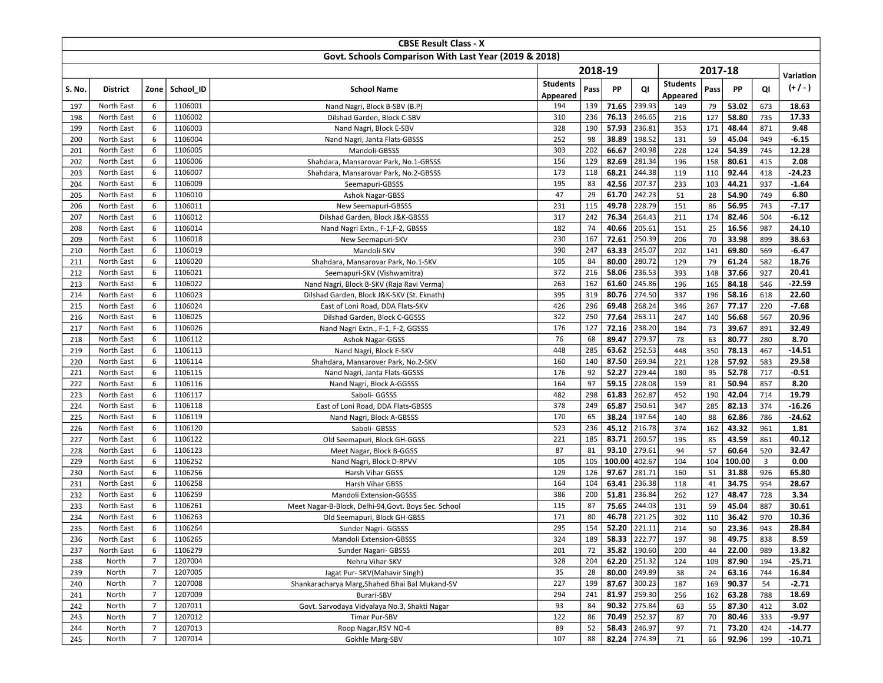| CBSE Result Class - X | | | | | | | | | | | | | |
|---|---|---|---|---|---|---|---|---|---|---|---|---|---|
| Govt. Schools Comparison With Last Year (2019 & 2018) | | | | | | | | | | | | | |
| | | | | | 2018-19 | | | | 2017-18 | | | | Variation |
| S. No. | District | Zone | School_ID | School Name | Students Appeared | Pass | PP | QI | Students Appeared | Pass | PP | QI | (+ / - ) |
| 197 | North East | 6 | 1106001 | Nand Nagri, Block B-SBV (B.P) | 194 | 139 | **71.65** | 239.93 | 149 | 79 | **53.02** | 673 | **18.63** |
| 198 | North East | 6 | 1106002 | Dilshad Garden, Block C-SBV | 310 | 236 | **76.13** | 246.65 | 216 | 127 | **58.80** | 735 | **17.33** |
| 199 | North East | 6 | 1106003 | Nand Nagri, Block E-SBV | 328 | 190 | **57.93** | 236.81 | 353 | 171 | **48.44** | 871 | **9.48** |
| 200 | North East | 6 | 1106004 | Nand Nagri, Janta Flats-GBSSS | 252 | 98 | **38.89** | 198.52 | 131 | 59 | **45.04** | 949 | **-6.15** |
| 201 | North East | 6 | 1106005 | Mandoli-GBSSS | 303 | 202 | **66.67** | 240.98 | 228 | 124 | **54.39** | 745 | **12.28** |
| 202 | North East | 6 | 1106006 | Shahdara, Mansarovar Park, No.1-GBSSS | 156 | 129 | **82.69** | 281.34 | 196 | 158 | **80.61** | 415 | **2.08** |
| 203 | North East | 6 | 1106007 | Shahdara, Mansarovar Park, No.2-GBSSS | 173 | 118 | **68.21** | 244.38 | 119 | 110 | **92.44** | 418 | **-24.23** |
| 204 | North East | 6 | 1106009 | Seemapuri-GBSSS | 195 | 83 | **42.56** | 207.37 | 233 | 103 | **44.21** | 937 | **-1.64** |
| 205 | North East | 6 | 1106010 | Ashok Nagar-GBSS | 47 | 29 | **61.70** | 242.23 | 51 | 28 | **54.90** | 749 | **6.80** |
| 206 | North East | 6 | 1106011 | New Seemapuri-GBSSS | 231 | 115 | **49.78** | 228.79 | 151 | 86 | **56.95** | 743 | **-7.17** |
| 207 | North East | 6 | 1106012 | Dilshad Garden, Block J&K-GBSSS | 317 | 242 | **76.34** | 264.43 | 211 | 174 | **82.46** | 504 | **-6.12** |
| 208 | North East | 6 | 1106014 | Nand Nagri Extn., F-1,F-2, GBSSS | 182 | 74 | **40.66** | 205.61 | 151 | 25 | **16.56** | 987 | **24.10** |
| 209 | North East | 6 | 1106018 | New Seemapuri-SKV | 230 | 167 | **72.61** | 250.39 | 206 | 70 | **33.98** | 899 | **38.63** |
| 210 | North East | 6 | 1106019 | Mandoli-SKV | 390 | 247 | **63.33** | 245.07 | 202 | 141 | **69.80** | 569 | **-6.47** |
| 211 | North East | 6 | 1106020 | Shahdara, Mansarovar Park, No.1-SKV | 105 | 84 | **80.00** | 280.72 | 129 | 79 | **61.24** | 582 | **18.76** |
| 212 | North East | 6 | 1106021 | Seemapuri-SKV (Vishwamitra) | 372 | 216 | **58.06** | 236.53 | 393 | 148 | **37.66** | 927 | **20.41** |
| 213 | North East | 6 | 1106022 | Nand Nagri, Block B-SKV (Raja Ravi Verma) | 263 | 162 | **61.60** | 245.86 | 196 | 165 | **84.18** | 546 | **-22.59** |
| 214 | North East | 6 | 1106023 | Dilshad Garden, Block J&K-SKV (St. Eknath) | 395 | 319 | **80.76** | 274.50 | 337 | 196 | **58.16** | 618 | **22.60** |
| 215 | North East | 6 | 1106024 | East of Loni Road, DDA Flats-SKV | 426 | 296 | **69.48** | 268.24 | 346 | 267 | **77.17** | 220 | **-7.68** |
| 216 | North East | 6 | 1106025 | Dilshad Garden, Block C-GGSSS | 322 | 250 | **77.64** | 263.11 | 247 | 140 | **56.68** | 567 | **20.96** |
| 217 | North East | 6 | 1106026 | Nand Nagri Extn., F-1, F-2, GGSSS | 176 | 127 | **72.16** | 238.20 | 184 | 73 | **39.67** | 891 | **32.49** |
| 218 | North East | 6 | 1106112 | Ashok Nagar-GGSS | 76 | 68 | **89.47** | 279.37 | 78 | 63 | **80.77** | 280 | **8.70** |
| 219 | North East | 6 | 1106113 | Nand Nagri, Block E-SKV | 448 | 285 | **63.62** | 252.53 | 448 | 350 | **78.13** | 467 | **-14.51** |
| 220 | North East | 6 | 1106114 | Shahdara, Mansarover Park, No.2-SKV | 160 | 140 | **87.50** | 269.94 | 221 | 128 | **57.92** | 583 | **29.58** |
| 221 | North East | 6 | 1106115 | Nand Nagri, Janta Flats-GGSSS | 176 | 92 | **52.27** | 229.44 | 180 | 95 | **52.78** | 717 | **-0.51** |
| 222 | North East | 6 | 1106116 | Nand Nagri, Block A-GGSSS | 164 | 97 | **59.15** | 228.08 | 159 | 81 | **50.94** | 857 | **8.20** |
| 223 | North East | 6 | 1106117 | Saboli- GGSSS | 482 | 298 | **61.83** | 262.87 | 452 | 190 | **42.04** | 714 | **19.79** |
| 224 | North East | 6 | 1106118 | East of Loni Road, DDA Flats-GBSSS | 378 | 249 | **65.87** | 250.61 | 347 | 285 | **82.13** | 374 | **-16.26** |
| 225 | North East | 6 | 1106119 | Nand Nagri, Block A-GBSSS | 170 | 65 | **38.24** | 197.64 | 140 | 88 | **62.86** | 786 | **-24.62** |
| 226 | North East | 6 | 1106120 | Saboli- GBSSS | 523 | 236 | **45.12** | 216.78 | 374 | 162 | **43.32** | 961 | **1.81** |
| 227 | North East | 6 | 1106122 | Old Seemapuri, Block GH-GGSS | 221 | 185 | **83.71** | 260.57 | 195 | 85 | **43.59** | 861 | **40.12** |
| 228 | North East | 6 | 1106123 | Meet Nagar, Block B-GGSS | 87 | 81 | **93.10** | 279.61 | 94 | 57 | **60.64** | 520 | **32.47** |
| 229 | North East | 6 | 1106252 | Nand Nagri, Block D-RPVV | 105 | 105 | **100.00** | 402.67 | 104 | 104 | **100.00** | 3 | **0.00** |
| 230 | North East | 6 | 1106256 | Harsh Vihar GGSS | 129 | 126 | **97.67** | 281.71 | 160 | 51 | **31.88** | 926 | **65.80** |
| 231 | North East | 6 | 1106258 | Harsh Vihar GBSS | 164 | 104 | **63.41** | 236.38 | 118 | 41 | **34.75** | 954 | **28.67** |
| 232 | North East | 6 | 1106259 | Mandoli Extension-GGSSS | 386 | 200 | **51.81** | 236.84 | 262 | 127 | **48.47** | 728 | **3.34** |
| 233 | North East | 6 | 1106261 | Meet Nagar-B-Block, Delhi-94,Govt. Boys Sec. School | 115 | 87 | **75.65** | 244.03 | 131 | 59 | **45.04** | 887 | **30.61** |
| 234 | North East | 6 | 1106263 | Old Seemapuri, Block GH-GBSS | 171 | 80 | **46.78** | 221.25 | 302 | 110 | **36.42** | 970 | **10.36** |
| 235 | North East | 6 | 1106264 | Sunder Nagri- GGSSS | 295 | 154 | **52.20** | 221.11 | 214 | 50 | **23.36** | 943 | **28.84** |
| 236 | North East | 6 | 1106265 | Mandoli Extension-GBSSS | 324 | 189 | **58.33** | 222.77 | 197 | 98 | **49.75** | 838 | **8.59** |
| 237 | North East | 6 | 1106279 | Sunder Nagari- GBSSS | 201 | 72 | **35.82** | 190.60 | 200 | 44 | **22.00** | 989 | **13.82** |
| 238 | North | 7 | 1207004 | Nehru Vihar-SKV | 328 | 204 | **62.20** | 251.32 | 124 | 109 | **87.90** | 194 | **-25.71** |
| 239 | North | 7 | 1207005 | Jagat Pur- SKV(Mahavir Singh) | 35 | 28 | **80.00** | 249.89 | 38 | 24 | **63.16** | 744 | **16.84** |
| 240 | North | 7 | 1207008 | Shankaracharya Marg,Shahed Bhai Bal Mukand-SV | 227 | 199 | **87.67** | 300.23 | 187 | 169 | **90.37** | 54 | **-2.71** |
| 241 | North | 7 | 1207009 | Burari-SBV | 294 | 241 | **81.97** | 259.30 | 256 | 162 | **63.28** | 788 | **18.69** |
| 242 | North | 7 | 1207011 | Govt. Sarvodaya Vidyalaya No.3, Shakti Nagar | 93 | 84 | **90.32** | 275.84 | 63 | 55 | **87.30** | 412 | **3.02** |
| 243 | North | 7 | 1207012 | Timar Pur-SBV | 122 | 86 | **70.49** | 252.37 | 87 | 70 | **80.46** | 333 | **-9.97** |
| 244 | North | 7 | 1207013 | Roop Nagar,RSV NO-4 | 89 | 52 | **58.43** | 246.97 | 97 | 71 | **73.20** | 424 | **-14.77** |
| 245 | North | 7 | 1207014 | Gokhle Marg-SBV | 107 | 88 | **82.24** | 274.39 | 71 | 66 | **92.96** | 199 | **-10.71** |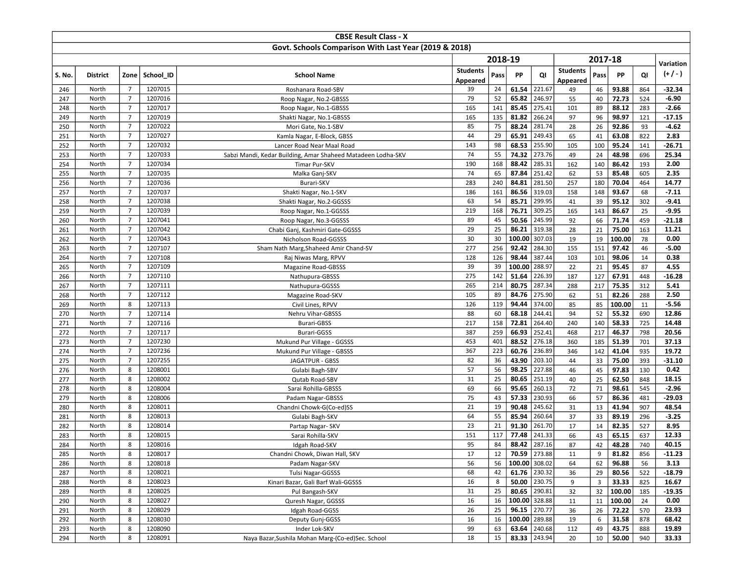| CBSE Result Class - X | | | | | | | | | | | | | |
|---|---|---|---|---|---|---|---|---|---|---|---|---|---|
| Govt. Schools Comparison With Last Year (2019 & 2018) | | | | | | | | | | | | | |
| | | | | | 2018-19 | | | | 2017-18 | | | | Variation |
| S. No. | District | Zone | School_ID | School Name | Students Appeared | Pass | PP | QI | Students Appeared | Pass | PP | QI | (+ / - ) |
| 246 | North | 7 | 1207015 | Roshanara Road-SBV | 39 | 24 | **61.54** | 221.67 | 49 | 46 | **93.88** | 864 | **-32.34** |
| 247 | North | 7 | 1207016 | Roop Nagar, No.2-GBSSS | 79 | 52 | **65.82** | 246.97 | 55 | 40 | **72.73** | 524 | **-6.90** |
| 248 | North | 7 | 1207017 | Roop Nagar, No.1-GBSSS | 165 | 141 | **85.45** | 275.41 | 101 | 89 | **88.12** | 283 | **-2.66** |
| 249 | North | 7 | 1207019 | Shakti Nagar, No.1-GBSSS | 165 | 135 | **81.82** | 266.24 | 97 | 96 | **98.97** | 121 | **-17.15** |
| 250 | North | 7 | 1207022 | Mori Gate, No.1-SBV | 85 | 75 | **88.24** | 281.74 | 28 | 26 | **92.86** | 93 | **-4.62** |
| 251 | North | 7 | 1207027 | Kamla Nagar, E-Block, GBSS | 44 | 29 | **65.91** | 249.43 | 65 | 41 | **63.08** | 822 | **2.83** |
| 252 | North | 7 | 1207032 | Lancer Road Near Maal Road | 143 | 98 | **68.53** | 255.90 | 105 | 100 | **95.24** | 141 | **-26.71** |
| 253 | North | 7 | 1207033 | Sabzi Mandi, Kedar Building, Amar Shaheed Matadeen Lodha-SKV | 74 | 55 | **74.32** | 273.76 | 49 | 24 | **48.98** | 696 | **25.34** |
| 254 | North | 7 | 1207034 | Timar Pur-SKV | 190 | 168 | **88.42** | 285.31 | 162 | 140 | **86.42** | 193 | **2.00** |
| 255 | North | 7 | 1207035 | Malka Ganj-SKV | 74 | 65 | **87.84** | 251.42 | 62 | 53 | **85.48** | 605 | **2.35** |
| 256 | North | 7 | 1207036 | Burari-SKV | 283 | 240 | **84.81** | 281.50 | 257 | 180 | **70.04** | 464 | **14.77** |
| 257 | North | 7 | 1207037 | Shakti Nagar, No.1-SKV | 186 | 161 | **86.56** | 319.03 | 158 | 148 | **93.67** | 68 | **-7.11** |
| 258 | North | 7 | 1207038 | Shakti Nagar, No.2-GGSSS | 63 | 54 | **85.71** | 299.95 | 41 | 39 | **95.12** | 302 | **-9.41** |
| 259 | North | 7 | 1207039 | Roop Nagar, No.1-GGSSS | 219 | 168 | **76.71** | 309.25 | 165 | 143 | **86.67** | 25 | **-9.95** |
| 260 | North | 7 | 1207041 | Roop Nagar, No.3-GGSSS | 89 | 45 | **50.56** | 245.99 | 92 | 66 | **71.74** | 459 | **-21.18** |
| 261 | North | 7 | 1207042 | Chabi Ganj, Kashmiri Gate-GGSSS | 29 | 25 | **86.21** | 319.38 | 28 | 21 | **75.00** | 163 | **11.21** |
| 262 | North | 7 | 1207043 | Nicholson Road-GGSSS | 30 | 30 | **100.00** | 307.03 | 19 | 19 | **100.00** | 78 | **0.00** |
| 263 | North | 7 | 1207107 | Sham Nath Marg,Shaheed Amir Chand-SV | 277 | 256 | **92.42** | 284.30 | 155 | 151 | **97.42** | 46 | **-5.00** |
| 264 | North | 7 | 1207108 | Raj Niwas Marg, RPVV | 128 | 126 | **98.44** | 387.44 | 103 | 101 | **98.06** | 14 | **0.38** |
| 265 | North | 7 | 1207109 | Magazine Road-GBSSS | 39 | 39 | **100.00** | 288.97 | 22 | 21 | **95.45** | 87 | **4.55** |
| 266 | North | 7 | 1207110 | Nathupura-GBSSS | 275 | 142 | **51.64** | 226.39 | 187 | 127 | **67.91** | 448 | **-16.28** |
| 267 | North | 7 | 1207111 | Nathupura-GGSSS | 265 | 214 | **80.75** | 287.34 | 288 | 217 | **75.35** | 312 | **5.41** |
| 268 | North | 7 | 1207112 | Magazine Road-SKV | 105 | 89 | **84.76** | 275.90 | 62 | 51 | **82.26** | 288 | **2.50** |
| 269 | North | 8 | 1207113 | Civil Lines, RPVV | 126 | 119 | **94.44** | 374.00 | 85 | 85 | **100.00** | 11 | **-5.56** |
| 270 | North | 7 | 1207114 | Nehru Vihar-GBSSS | 88 | 60 | **68.18** | 244.41 | 94 | 52 | **55.32** | 690 | **12.86** |
| 271 | North | 7 | 1207116 | Burari-GBSS | 217 | 158 | **72.81** | 264.40 | 240 | 140 | **58.33** | 725 | **14.48** |
| 272 | North | 7 | 1207117 | Burari-GGSS | 387 | 259 | **66.93** | 252.41 | 468 | 217 | **46.37** | 798 | **20.56** |
| 273 | North | 7 | 1207230 | Mukund Pur Village - GGSSS | 453 | 401 | **88.52** | 276.18 | 360 | 185 | **51.39** | 701 | **37.13** |
| 274 | North | 7 | 1207236 | Mukund Pur Village - GBSSS | 367 | 223 | **60.76** | 236.89 | 346 | 142 | **41.04** | 935 | **19.72** |
| 275 | North | 7 | 1207255 | JAGATPUR - GBSS | 82 | 36 | **43.90** | 203.10 | 44 | 33 | **75.00** | 393 | **-31.10** |
| 276 | North | 8 | 1208001 | Gulabi Bagh-SBV | 57 | 56 | **98.25** | 227.88 | 46 | 45 | **97.83** | 130 | **0.42** |
| 277 | North | 8 | 1208002 | Qutab Road-SBV | 31 | 25 | **80.65** | 251.19 | 40 | 25 | **62.50** | 848 | **18.15** |
| 278 | North | 8 | 1208004 | Sarai Rohilla-GBSSS | 69 | 66 | **95.65** | 260.13 | 72 | 71 | **98.61** | 545 | **-2.96** |
| 279 | North | 8 | 1208006 | Padam Nagar-GBSSS | 75 | 43 | **57.33** | 230.93 | 66 | 57 | **86.36** | 481 | **-29.03** |
| 280 | North | 8 | 1208011 | Chandni Chowk-G(Co-ed)SS | 21 | 19 | **90.48** | 245.62 | 31 | 13 | **41.94** | 907 | **48.54** |
| 281 | North | 8 | 1208013 | Gulabi Bagh-SKV | 64 | 55 | **85.94** | 260.64 | 37 | 33 | **89.19** | 296 | **-3.25** |
| 282 | North | 8 | 1208014 | Partap Nagar- SKV | 23 | 21 | **91.30** | 261.70 | 17 | 14 | **82.35** | 527 | **8.95** |
| 283 | North | 8 | 1208015 | Sarai Rohilla-SKV | 151 | 117 | **77.48** | 241.33 | 66 | 43 | **65.15** | 637 | **12.33** |
| 284 | North | 8 | 1208016 | Idgah Road-SKV | 95 | 84 | **88.42** | 287.16 | 87 | 42 | **48.28** | 740 | **40.15** |
| 285 | North | 8 | 1208017 | Chandni Chowk, Diwan Hall, SKV | 17 | 12 | **70.59** | 273.88 | 11 | 9 | **81.82** | 856 | **-11.23** |
| 286 | North | 8 | 1208018 | Padam Nagar-SKV | 56 | 56 | **100.00** | 308.02 | 64 | 62 | **96.88** | 56 | **3.13** |
| 287 | North | 8 | 1208021 | Tulsi Nagar-GGSSS | 68 | 42 | **61.76** | 230.32 | 36 | 29 | **80.56** | 522 | **-18.79** |
| 288 | North | 8 | 1208023 | Kinari Bazar, Gali Barf Wali-GGSSS | 16 | 8 | **50.00** | 230.75 | 9 | 3 | **33.33** | 825 | **16.67** |
| 289 | North | 8 | 1208025 | Pul Bangash-SKV | 31 | 25 | **80.65** | 290.81 | 32 | 32 | **100.00** | 185 | **-19.35** |
| 290 | North | 8 | 1208027 | Quresh Nagar, GGSSS | 16 | 16 | **100.00** | 328.88 | 11 | 11 | **100.00** | 24 | **0.00** |
| 291 | North | 8 | 1208029 | Idgah Road-GGSS | 26 | 25 | **96.15** | 270.77 | 36 | 26 | **72.22** | 570 | **23.93** |
| 292 | North | 8 | 1208030 | Deputy Gunj-GGSS | 16 | 16 | **100.00** | 289.88 | 19 | 6 | **31.58** | 878 | **68.42** |
| 293 | North | 8 | 1208090 | Inder Lok-SKV | 99 | 63 | **63.64** | 240.68 | 112 | 49 | **43.75** | 888 | **19.89** |
| 294 | North | 8 | 1208091 | Naya Bazar,Sushila Mohan Marg-(Co-ed)Sec. School | 18 | 15 | **83.33** | 243.94 | 20 | 10 | **50.00** | 940 | **33.33** |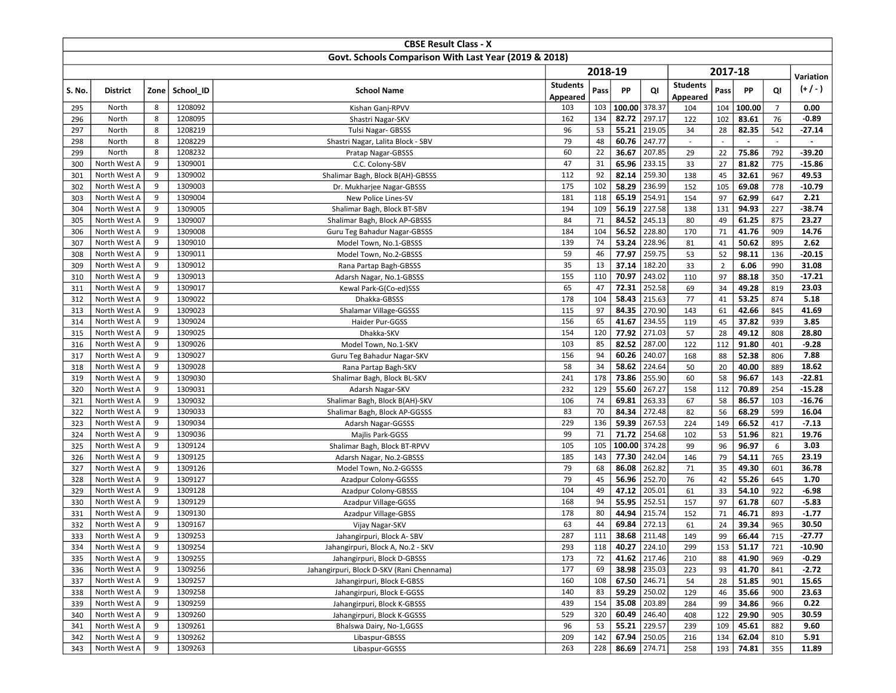| CBSE Result Class - X | | | | | | | | | | | | | |
|---|---|---|---|---|---|---|---|---|---|---|---|---|---|
| Govt. Schools Comparison With Last Year (2019 & 2018) | | | | | | | | | | | | | |
| | | | | | 2018-19 | | | | 2017-18 | | | | Variation |
| S. No. | District | Zone | School_ID | School Name | Students Appeared | Pass | PP | QI | Students Appeared | Pass | PP | QI | (+ / - ) |
| 295 | North | 8 | 1208092 | Kishan Ganj-RPVV | 103 | 103 | **100.00** | 378.37 | 104 | 104 | **100.00** | 7 | **0.00** |
| 296 | North | 8 | 1208095 | Shastri Nagar-SKV | 162 | 134 | **82.72** | 297.17 | 122 | 102 | **83.61** | 76 | **-0.89** |
| 297 | North | 8 | 1208219 | Tulsi Nagar- GBSSS | 96 | 53 | **55.21** | 219.05 | 34 | 28 | **82.35** | 542 | **-27.14** |
| 298 | North | 8 | 1208229 | Shastri Nagar, Lalita Block - SBV | 79 | 48 | **60.76** | 247.77 | - | - | **-** | - | **-** |
| 299 | North | 8 | 1208232 | Pratap Nagar-GBSSS | 60 | 22 | **36.67** | 207.85 | 29 | 22 | **75.86** | 792 | **-39.20** |
| 300 | North West A | 9 | 1309001 | C.C. Colony-SBV | 47 | 31 | **65.96** | 233.15 | 33 | 27 | **81.82** | 775 | **-15.86** |
| 301 | North West A | 9 | 1309002 | Shalimar Bagh, Block B(AH)-GBSSS | 112 | 92 | **82.14** | 259.30 | 138 | 45 | **32.61** | 967 | **49.53** |
| 302 | North West A | 9 | 1309003 | Dr. Mukharjee Nagar-GBSSS | 175 | 102 | **58.29** | 236.99 | 152 | 105 | **69.08** | 778 | **-10.79** |
| 303 | North West A | 9 | 1309004 | New Police Lines-SV | 181 | 118 | **65.19** | 254.91 | 154 | 97 | **62.99** | 647 | **2.21** |
| 304 | North West A | 9 | 1309005 | Shalimar Bagh, Block BT-SBV | 194 | 109 | **56.19** | 227.58 | 138 | 131 | **94.93** | 227 | **-38.74** |
| 305 | North West A | 9 | 1309007 | Shalimar Bagh, Block AP-GBSSS | 84 | 71 | **84.52** | 245.13 | 80 | 49 | **61.25** | 875 | **23.27** |
| 306 | North West A | 9 | 1309008 | Guru Teg Bahadur Nagar-GBSSS | 184 | 104 | **56.52** | 228.80 | 170 | 71 | **41.76** | 909 | **14.76** |
| 307 | North West A | 9 | 1309010 | Model Town, No.1-GBSSS | 139 | 74 | **53.24** | 228.96 | 81 | 41 | **50.62** | 895 | **2.62** |
| 308 | North West A | 9 | 1309011 | Model Town, No.2-GBSSS | 59 | 46 | **77.97** | 259.75 | 53 | 52 | **98.11** | 136 | **-20.15** |
| 309 | North West A | 9 | 1309012 | Rana Partap Bagh-GBSSS | 35 | 13 | **37.14** | 182.20 | 33 | 2 | **6.06** | 990 | **31.08** |
| 310 | North West A | 9 | 1309013 | Adarsh Nagar, No.1-GBSSS | 155 | 110 | **70.97** | 243.02 | 110 | 97 | **88.18** | 350 | **-17.21** |
| 311 | North West A | 9 | 1309017 | Kewal Park-G(Co-ed)SSS | 65 | 47 | **72.31** | 252.58 | 69 | 34 | **49.28** | 819 | **23.03** |
| 312 | North West A | 9 | 1309022 | Dhakka-GBSSS | 178 | 104 | **58.43** | 215.63 | 77 | 41 | **53.25** | 874 | **5.18** |
| 313 | North West A | 9 | 1309023 | Shalamar Village-GGSSS | 115 | 97 | **84.35** | 270.90 | 143 | 61 | **42.66** | 845 | **41.69** |
| 314 | North West A | 9 | 1309024 | Haider Pur-GGSS | 156 | 65 | **41.67** | 234.55 | 119 | 45 | **37.82** | 939 | **3.85** |
| 315 | North West A | 9 | 1309025 | Dhakka-SKV | 154 | 120 | **77.92** | 271.03 | 57 | 28 | **49.12** | 808 | **28.80** |
| 316 | North West A | 9 | 1309026 | Model Town, No.1-SKV | 103 | 85 | **82.52** | 287.00 | 122 | 112 | **91.80** | 401 | **-9.28** |
| 317 | North West A | 9 | 1309027 | Guru Teg Bahadur Nagar-SKV | 156 | 94 | **60.26** | 240.07 | 168 | 88 | **52.38** | 806 | **7.88** |
| 318 | North West A | 9 | 1309028 | Rana Partap Bagh-SKV | 58 | 34 | **58.62** | 224.64 | 50 | 20 | **40.00** | 889 | **18.62** |
| 319 | North West A | 9 | 1309030 | Shalimar Bagh, Block BL-SKV | 241 | 178 | **73.86** | 255.90 | 60 | 58 | **96.67** | 143 | **-22.81** |
| 320 | North West A | 9 | 1309031 | Adarsh Nagar-SKV | 232 | 129 | **55.60** | 267.27 | 158 | 112 | **70.89** | 254 | **-15.28** |
| 321 | North West A | 9 | 1309032 | Shalimar Bagh, Block B(AH)-SKV | 106 | 74 | **69.81** | 263.33 | 67 | 58 | **86.57** | 103 | **-16.76** |
| 322 | North West A | 9 | 1309033 | Shalimar Bagh, Block AP-GGSSS | 83 | 70 | **84.34** | 272.48 | 82 | 56 | **68.29** | 599 | **16.04** |
| 323 | North West A | 9 | 1309034 | Adarsh Nagar-GGSSS | 229 | 136 | **59.39** | 267.53 | 224 | 149 | **66.52** | 417 | **-7.13** |
| 324 | North West A | 9 | 1309036 | Majlis Park-GGSS | 99 | 71 | **71.72** | 254.68 | 102 | 53 | **51.96** | 821 | **19.76** |
| 325 | North West A | 9 | 1309124 | Shalimar Bagh, Block BT-RPVV | 105 | 105 | **100.00** | 374.28 | 99 | 96 | **96.97** | 6 | **3.03** |
| 326 | North West A | 9 | 1309125 | Adarsh Nagar, No.2-GBSSS | 185 | 143 | **77.30** | 242.04 | 146 | 79 | **54.11** | 765 | **23.19** |
| 327 | North West A | 9 | 1309126 | Model Town, No.2-GGSSS | 79 | 68 | **86.08** | 262.82 | 71 | 35 | **49.30** | 601 | **36.78** |
| 328 | North West A | 9 | 1309127 | Azadpur Colony-GGSSS | 79 | 45 | **56.96** | 252.70 | 76 | 42 | **55.26** | 645 | **1.70** |
| 329 | North West A | 9 | 1309128 | Azadpur Colony-GBSSS | 104 | 49 | **47.12** | 205.01 | 61 | 33 | **54.10** | 922 | **-6.98** |
| 330 | North West A | 9 | 1309129 | Azadpur Village-GGSS | 168 | 94 | **55.95** | 252.51 | 157 | 97 | **61.78** | 607 | **-5.83** |
| 331 | North West A | 9 | 1309130 | Azadpur Village-GBSS | 178 | 80 | **44.94** | 215.74 | 152 | 71 | **46.71** | 893 | **-1.77** |
| 332 | North West A | 9 | 1309167 | Vijay Nagar-SKV | 63 | 44 | **69.84** | 272.13 | 61 | 24 | **39.34** | 965 | **30.50** |
| 333 | North West A | 9 | 1309253 | Jahangirpuri, Block A- SBV | 287 | 111 | **38.68** | 211.48 | 149 | 99 | **66.44** | 715 | **-27.77** |
| 334 | North West A | 9 | 1309254 | Jahangirpuri, Block A, No.2 - SKV | 293 | 118 | **40.27** | 224.10 | 299 | 153 | **51.17** | 721 | **-10.90** |
| 335 | North West A | 9 | 1309255 | Jahangirpuri, Block D-GBSSS | 173 | 72 | **41.62** | 217.46 | 210 | 88 | **41.90** | 969 | **-0.29** |
| 336 | North West A | 9 | 1309256 | Jahangirpuri, Block D-SKV (Rani Chennama) | 177 | 69 | **38.98** | 235.03 | 223 | 93 | **41.70** | 841 | **-2.72** |
| 337 | North West A | 9 | 1309257 | Jahangirpuri, Block E-GBSS | 160 | 108 | **67.50** | 246.71 | 54 | 28 | **51.85** | 901 | **15.65** |
| 338 | North West A | 9 | 1309258 | Jahangirpuri, Block E-GGSS | 140 | 83 | **59.29** | 250.02 | 129 | 46 | **35.66** | 900 | **23.63** |
| 339 | North West A | 9 | 1309259 | Jahangirpuri, Block K-GBSSS | 439 | 154 | **35.08** | 203.89 | 284 | 99 | **34.86** | 966 | **0.22** |
| 340 | North West A | 9 | 1309260 | Jahangirpuri, Block K-GGSSS | 529 | 320 | **60.49** | 246.40 | 408 | 122 | **29.90** | 905 | **30.59** |
| 341 | North West A | 9 | 1309261 | Bhalswa Dairy, No-1,GGSS | 96 | 53 | **55.21** | 229.57 | 239 | 109 | **45.61** | 882 | **9.60** |
| 342 | North West A | 9 | 1309262 | Libaspur-GBSSS | 209 | 142 | **67.94** | 250.05 | 216 | 134 | **62.04** | 810 | **5.91** |
| 343 | North West A | 9 | 1309263 | Libaspur-GGSSS | 263 | 228 | **86.69** | 274.71 | 258 | 193 | **74.81** | 355 | **11.89** |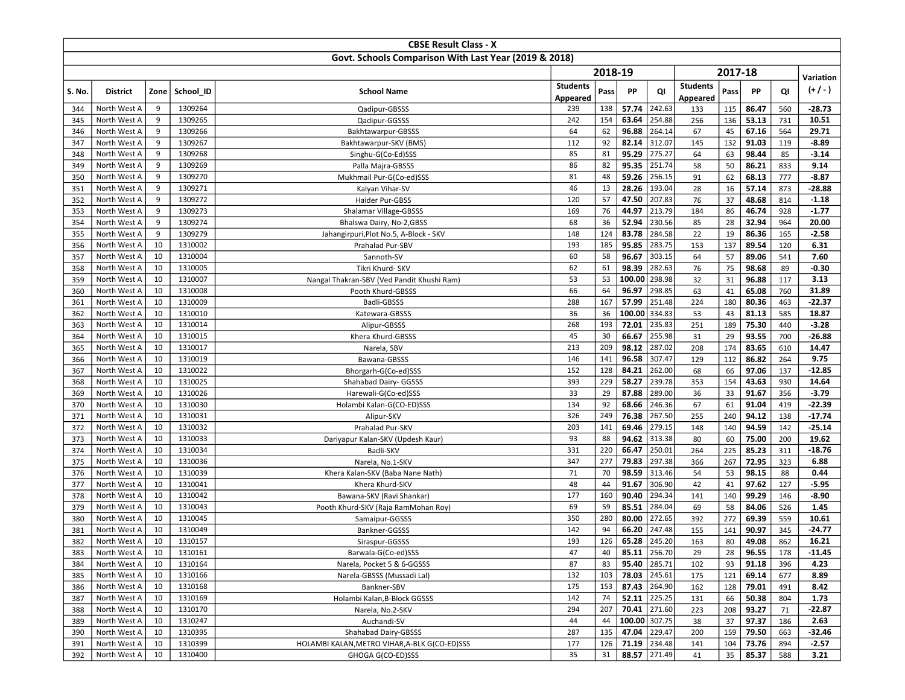| CBSE Result Class - X | | | | | | | | | | | | | |
|---|---|---|---|---|---|---|---|---|---|---|---|---|---|
| Govt. Schools Comparison With Last Year (2019 & 2018) | | | | | | | | | | | | | |
| | | | | | 2018-19 | | | | 2017-18 | | | | Variation |
| S. No. | District | Zone | School_ID | School Name | Students Appeared | Pass | PP | QI | Students Appeared | Pass | PP | QI | (+ / - ) |
| 344 | North West A | 9 | 1309264 | Qadipur-GBSSS | 239 | 138 | **57.74** | 242.63 | 133 | 115 | **86.47** | 560 | **-28.73** |
| 345 | North West A | 9 | 1309265 | Qadipur-GGSSS | 242 | 154 | **63.64** | 254.88 | 256 | 136 | **53.13** | 731 | **10.51** |
| 346 | North West A | 9 | 1309266 | Bakhtawarpur-GBSSS | 64 | 62 | **96.88** | 264.14 | 67 | 45 | **67.16** | 564 | **29.71** |
| 347 | North West A | 9 | 1309267 | Bakhtawarpur-SKV (BMS) | 112 | 92 | **82.14** | 312.07 | 145 | 132 | **91.03** | 119 | **-8.89** |
| 348 | North West A | 9 | 1309268 | Singhu-G(Co-Ed)SSS | 85 | 81 | **95.29** | 275.27 | 64 | 63 | **98.44** | 85 | **-3.14** |
| 349 | North West A | 9 | 1309269 | Palla Majra-GBSSS | 86 | 82 | **95.35** | 251.74 | 58 | 50 | **86.21** | 833 | **9.14** |
| 350 | North West A | 9 | 1309270 | Mukhmail Pur-G(Co-ed)SSS | 81 | 48 | **59.26** | 256.15 | 91 | 62 | **68.13** | 777 | **-8.87** |
| 351 | North West A | 9 | 1309271 | Kalyan Vihar-SV | 46 | 13 | **28.26** | 193.04 | 28 | 16 | **57.14** | 873 | **-28.88** |
| 352 | North West A | 9 | 1309272 | Haider Pur-GBSS | 120 | 57 | **47.50** | 207.83 | 76 | 37 | **48.68** | 814 | **-1.18** |
| 353 | North West A | 9 | 1309273 | Shalamar Village-GBSSS | 169 | 76 | **44.97** | 213.79 | 184 | 86 | **46.74** | 928 | **-1.77** |
| 354 | North West A | 9 | 1309274 | Bhalswa Dairy, No-2,GBSS | 68 | 36 | **52.94** | 230.56 | 85 | 28 | **32.94** | 964 | **20.00** |
| 355 | North West A | 9 | 1309279 | Jahangirpuri,Plot No.5, A-Block - SKV | 148 | 124 | **83.78** | 284.58 | 22 | 19 | **86.36** | 165 | **-2.58** |
| 356 | North West A | 10 | 1310002 | Prahalad Pur-SBV | 193 | 185 | **95.85** | 283.75 | 153 | 137 | **89.54** | 120 | **6.31** |
| 357 | North West A | 10 | 1310004 | Sannoth-SV | 60 | 58 | **96.67** | 303.15 | 64 | 57 | **89.06** | 541 | **7.60** |
| 358 | North West A | 10 | 1310005 | Tikri Khurd- SKV | 62 | 61 | **98.39** | 282.63 | 76 | 75 | **98.68** | 89 | **-0.30** |
| 359 | North West A | 10 | 1310007 | Nangal Thakran-SBV (Ved Pandit Khushi Ram) | 53 | 53 | **100.00** | 298.98 | 32 | 31 | **96.88** | 117 | **3.13** |
| 360 | North West A | 10 | 1310008 | Pooth Khurd-GBSSS | 66 | 64 | **96.97** | 298.85 | 63 | 41 | **65.08** | 760 | **31.89** |
| 361 | North West A | 10 | 1310009 | Badli-GBSSS | 288 | 167 | **57.99** | 251.48 | 224 | 180 | **80.36** | 463 | **-22.37** |
| 362 | North West A | 10 | 1310010 | Katewara-GBSSS | 36 | 36 | **100.00** | 334.83 | 53 | 43 | **81.13** | 585 | **18.87** |
| 363 | North West A | 10 | 1310014 | Alipur-GBSSS | 268 | 193 | **72.01** | 235.83 | 251 | 189 | **75.30** | 440 | **-3.28** |
| 364 | North West A | 10 | 1310015 | Khera Khurd-GBSSS | 45 | 30 | **66.67** | 255.98 | 31 | 29 | **93.55** | 700 | **-26.88** |
| 365 | North West A | 10 | 1310017 | Narela, SBV | 213 | 209 | **98.12** | 287.02 | 208 | 174 | **83.65** | 610 | **14.47** |
| 366 | North West A | 10 | 1310019 | Bawana-GBSSS | 146 | 141 | **96.58** | 307.47 | 129 | 112 | **86.82** | 264 | **9.75** |
| 367 | North West A | 10 | 1310022 | Bhorgarh-G(Co-ed)SSS | 152 | 128 | **84.21** | 262.00 | 68 | 66 | **97.06** | 137 | **-12.85** |
| 368 | North West A | 10 | 1310025 | Shahabad Dairy- GGSSS | 393 | 229 | **58.27** | 239.78 | 353 | 154 | **43.63** | 930 | **14.64** |
| 369 | North West A | 10 | 1310026 | Harewali-G(Co-ed)SSS | 33 | 29 | **87.88** | 289.00 | 36 | 33 | **91.67** | 356 | **-3.79** |
| 370 | North West A | 10 | 1310030 | Holambi Kalan-G(CO-ED)SSS | 134 | 92 | **68.66** | 246.36 | 67 | 61 | **91.04** | 419 | **-22.39** |
| 371 | North West A | 10 | 1310031 | Alipur-SKV | 326 | 249 | **76.38** | 267.50 | 255 | 240 | **94.12** | 138 | **-17.74** |
| 372 | North West A | 10 | 1310032 | Prahalad Pur-SKV | 203 | 141 | **69.46** | 279.15 | 148 | 140 | **94.59** | 142 | **-25.14** |
| 373 | North West A | 10 | 1310033 | Dariyapur Kalan-SKV (Updesh Kaur) | 93 | 88 | **94.62** | 313.38 | 80 | 60 | **75.00** | 200 | **19.62** |
| 374 | North West A | 10 | 1310034 | Badli-SKV | 331 | 220 | **66.47** | 250.01 | 264 | 225 | **85.23** | 311 | **-18.76** |
| 375 | North West A | 10 | 1310036 | Narela, No.1-SKV | 347 | 277 | **79.83** | 297.38 | 366 | 267 | **72.95** | 323 | **6.88** |
| 376 | North West A | 10 | 1310039 | Khera Kalan-SKV (Baba Nane Nath) | 71 | 70 | **98.59** | 313.46 | 54 | 53 | **98.15** | 88 | **0.44** |
| 377 | North West A | 10 | 1310041 | Khera Khurd-SKV | 48 | 44 | **91.67** | 306.90 | 42 | 41 | **97.62** | 127 | **-5.95** |
| 378 | North West A | 10 | 1310042 | Bawana-SKV (Ravi Shankar) | 177 | 160 | **90.40** | 294.34 | 141 | 140 | **99.29** | 146 | **-8.90** |
| 379 | North West A | 10 | 1310043 | Pooth Khurd-SKV (Raja RamMohan Roy) | 69 | 59 | **85.51** | 284.04 | 69 | 58 | **84.06** | 526 | **1.45** |
| 380 | North West A | 10 | 1310045 | Samaipur-GGSSS | 350 | 280 | **80.00** | 272.65 | 392 | 272 | **69.39** | 559 | **10.61** |
| 381 | North West A | 10 | 1310049 | Bankner-GGSSS | 142 | 94 | **66.20** | 247.48 | 155 | 141 | **90.97** | 345 | **-24.77** |
| 382 | North West A | 10 | 1310157 | Siraspur-GGSSS | 193 | 126 | **65.28** | 245.20 | 163 | 80 | **49.08** | 862 | **16.21** |
| 383 | North West A | 10 | 1310161 | Barwala-G(Co-ed)SSS | 47 | 40 | **85.11** | 256.70 | 29 | 28 | **96.55** | 178 | **-11.45** |
| 384 | North West A | 10 | 1310164 | Narela, Pocket 5 & 6-GGSSS | 87 | 83 | **95.40** | 285.71 | 102 | 93 | **91.18** | 396 | **4.23** |
| 385 | North West A | 10 | 1310166 | Narela-GBSSS (Mussadi Lal) | 132 | 103 | **78.03** | 245.61 | 175 | 121 | **69.14** | 677 | **8.89** |
| 386 | North West A | 10 | 1310168 | Bankner-SBV | 175 | 153 | **87.43** | 264.90 | 162 | 128 | **79.01** | 491 | **8.42** |
| 387 | North West A | 10 | 1310169 | Holambi Kalan,B-Block GGSSS | 142 | 74 | **52.11** | 225.25 | 131 | 66 | **50.38** | 804 | **1.73** |
| 388 | North West A | 10 | 1310170 | Narela, No.2-SKV | 294 | 207 | **70.41** | 271.60 | 223 | 208 | **93.27** | 71 | **-22.87** |
| 389 | North West A | 10 | 1310247 | Auchandi-SV | 44 | 44 | **100.00** | 307.75 | 38 | 37 | **97.37** | 186 | **2.63** |
| 390 | North West A | 10 | 1310395 | Shahabad Dairy-GBSSS | 287 | 135 | **47.04** | 229.47 | 200 | 159 | **79.50** | 663 | **-32.46** |
| 391 | North West A | 10 | 1310399 | HOLAMBI KALAN,METRO VIHAR,A-BLK G(CO-ED)SSS | 177 | 126 | **71.19** | 234.48 | 141 | 104 | **73.76** | 894 | **-2.57** |
| 392 | North West A | 10 | 1310400 | GHOGA G(CO-ED)SSS | 35 | 31 | **88.57** | 271.49 | 41 | 35 | **85.37** | 588 | **3.21** |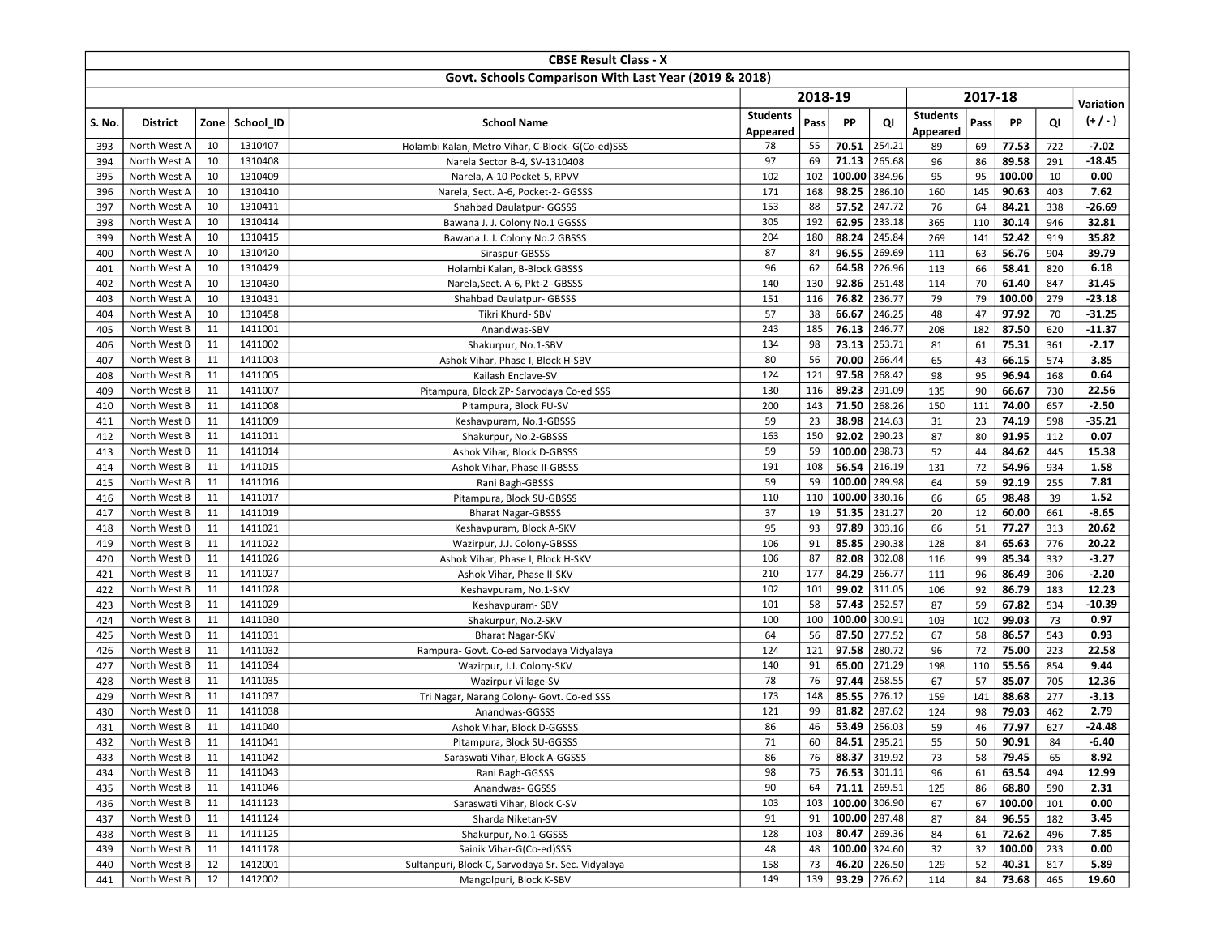| CBSE Result Class - X | | | | | | | | | | | | | | |
|---|---|---|---|---|---|---|---|---|---|---|---|---|---|---|
| Govt. Schools Comparison With Last Year (2019 & 2018) | | | | | | | | | | | | | | |
| | | | | | 2018-19 | | | | 2017-18 | | | | Variation |
| S. No. | District | Zone | School_ID | School Name | Students Appeared | Pass | PP | QI | Students Appeared | Pass | PP | QI | (+ / - ) |
| 393 | North West A | 10 | 1310407 | Holambi Kalan, Metro Vihar, C-Block- G(Co-ed)SSS | 78 | 55 | **70.51** | 254.21 | 89 | 69 | **77.53** | 722 | **-7.02** |
| 394 | North West A | 10 | 1310408 | Narela Sector B-4, SV-1310408 | 97 | 69 | **71.13** | 265.68 | 96 | 86 | **89.58** | 291 | **-18.45** |
| 395 | North West A | 10 | 1310409 | Narela, A-10 Pocket-5, RPVV | 102 | 102 | **100.00** | 384.96 | 95 | 95 | **100.00** | 10 | **0.00** |
| 396 | North West A | 10 | 1310410 | Narela, Sect. A-6, Pocket-2- GGSSS | 171 | 168 | **98.25** | 286.10 | 160 | 145 | **90.63** | 403 | **7.62** |
| 397 | North West A | 10 | 1310411 | Shahbad Daulatpur- GGSSS | 153 | 88 | **57.52** | 247.72 | 76 | 64 | **84.21** | 338 | **-26.69** |
| 398 | North West A | 10 | 1310414 | Bawana J. J. Colony No.1 GGSSS | 305 | 192 | **62.95** | 233.18 | 365 | 110 | **30.14** | 946 | **32.81** |
| 399 | North West A | 10 | 1310415 | Bawana J. J. Colony No.2 GBSSS | 204 | 180 | **88.24** | 245.84 | 269 | 141 | **52.42** | 919 | **35.82** |
| 400 | North West A | 10 | 1310420 | Siraspur-GBSSS | 87 | 84 | **96.55** | 269.69 | 111 | 63 | **56.76** | 904 | **39.79** |
| 401 | North West A | 10 | 1310429 | Holambi Kalan, B-Block GBSSS | 96 | 62 | **64.58** | 226.96 | 113 | 66 | **58.41** | 820 | **6.18** |
| 402 | North West A | 10 | 1310430 | Narela,Sect. A-6, Pkt-2 -GBSSS | 140 | 130 | **92.86** | 251.48 | 114 | 70 | **61.40** | 847 | **31.45** |
| 403 | North West A | 10 | 1310431 | Shahbad Daulatpur- GBSSS | 151 | 116 | **76.82** | 236.77 | 79 | 79 | **100.00** | 279 | **-23.18** |
| 404 | North West A | 10 | 1310458 | Tikri Khurd- SBV | 57 | 38 | **66.67** | 246.25 | 48 | 47 | **97.92** | 70 | **-31.25** |
| 405 | North West B | 11 | 1411001 | Anandwas-SBV | 243 | 185 | **76.13** | 246.77 | 208 | 182 | **87.50** | 620 | **-11.37** |
| 406 | North West B | 11 | 1411002 | Shakurpur, No.1-SBV | 134 | 98 | **73.13** | 253.71 | 81 | 61 | **75.31** | 361 | **-2.17** |
| 407 | North West B | 11 | 1411003 | Ashok Vihar, Phase I, Block H-SBV | 80 | 56 | **70.00** | 266.44 | 65 | 43 | **66.15** | 574 | **3.85** |
| 408 | North West B | 11 | 1411005 | Kailash Enclave-SV | 124 | 121 | **97.58** | 268.42 | 98 | 95 | **96.94** | 168 | **0.64** |
| 409 | North West B | 11 | 1411007 | Pitampura, Block ZP- Sarvodaya Co-ed SSS | 130 | 116 | **89.23** | 291.09 | 135 | 90 | **66.67** | 730 | **22.56** |
| 410 | North West B | 11 | 1411008 | Pitampura, Block FU-SV | 200 | 143 | **71.50** | 268.26 | 150 | 111 | **74.00** | 657 | **-2.50** |
| 411 | North West B | 11 | 1411009 | Keshavpuram, No.1-GBSSS | 59 | 23 | **38.98** | 214.63 | 31 | 23 | **74.19** | 598 | **-35.21** |
| 412 | North West B | 11 | 1411011 | Shakurpur, No.2-GBSSS | 163 | 150 | **92.02** | 290.23 | 87 | 80 | **91.95** | 112 | **0.07** |
| 413 | North West B | 11 | 1411014 | Ashok Vihar, Block D-GBSSS | 59 | 59 | **100.00** | 298.73 | 52 | 44 | **84.62** | 445 | **15.38** |
| 414 | North West B | 11 | 1411015 | Ashok Vihar, Phase II-GBSSS | 191 | 108 | **56.54** | 216.19 | 131 | 72 | **54.96** | 934 | **1.58** |
| 415 | North West B | 11 | 1411016 | Rani Bagh-GBSSS | 59 | 59 | **100.00** | 289.98 | 64 | 59 | **92.19** | 255 | **7.81** |
| 416 | North West B | 11 | 1411017 | Pitampura, Block SU-GBSSS | 110 | 110 | **100.00** | 330.16 | 66 | 65 | **98.48** | 39 | **1.52** |
| 417 | North West B | 11 | 1411019 | Bharat Nagar-GBSSS | 37 | 19 | **51.35** | 231.27 | 20 | 12 | **60.00** | 661 | **-8.65** |
| 418 | North West B | 11 | 1411021 | Keshavpuram, Block A-SKV | 95 | 93 | **97.89** | 303.16 | 66 | 51 | **77.27** | 313 | **20.62** |
| 419 | North West B | 11 | 1411022 | Wazirpur, J.J. Colony-GBSSS | 106 | 91 | **85.85** | 290.38 | 128 | 84 | **65.63** | 776 | **20.22** |
| 420 | North West B | 11 | 1411026 | Ashok Vihar, Phase I, Block H-SKV | 106 | 87 | **82.08** | 302.08 | 116 | 99 | **85.34** | 332 | **-3.27** |
| 421 | North West B | 11 | 1411027 | Ashok Vihar, Phase II-SKV | 210 | 177 | **84.29** | 266.77 | 111 | 96 | **86.49** | 306 | **-2.20** |
| 422 | North West B | 11 | 1411028 | Keshavpuram, No.1-SKV | 102 | 101 | **99.02** | 311.05 | 106 | 92 | **86.79** | 183 | **12.23** |
| 423 | North West B | 11 | 1411029 | Keshavpuram- SBV | 101 | 58 | **57.43** | 252.57 | 87 | 59 | **67.82** | 534 | **-10.39** |
| 424 | North West B | 11 | 1411030 | Shakurpur, No.2-SKV | 100 | 100 | **100.00** | 300.91 | 103 | 102 | **99.03** | 73 | **0.97** |
| 425 | North West B | 11 | 1411031 | Bharat Nagar-SKV | 64 | 56 | **87.50** | 277.52 | 67 | 58 | **86.57** | 543 | **0.93** |
| 426 | North West B | 11 | 1411032 | Rampura- Govt. Co-ed Sarvodaya Vidyalaya | 124 | 121 | **97.58** | 280.72 | 96 | 72 | **75.00** | 223 | **22.58** |
| 427 | North West B | 11 | 1411034 | Wazirpur, J.J. Colony-SKV | 140 | 91 | **65.00** | 271.29 | 198 | 110 | **55.56** | 854 | **9.44** |
| 428 | North West B | 11 | 1411035 | Wazirpur Village-SV | 78 | 76 | **97.44** | 258.55 | 67 | 57 | **85.07** | 705 | **12.36** |
| 429 | North West B | 11 | 1411037 | Tri Nagar, Narang Colony- Govt. Co-ed SSS | 173 | 148 | **85.55** | 276.12 | 159 | 141 | **88.68** | 277 | **-3.13** |
| 430 | North West B | 11 | 1411038 | Anandwas-GGSSS | 121 | 99 | **81.82** | 287.62 | 124 | 98 | **79.03** | 462 | **2.79** |
| 431 | North West B | 11 | 1411040 | Ashok Vihar, Block D-GGSSS | 86 | 46 | **53.49** | 256.03 | 59 | 46 | **77.97** | 627 | **-24.48** |
| 432 | North West B | 11 | 1411041 | Pitampura, Block SU-GGSSS | 71 | 60 | **84.51** | 295.21 | 55 | 50 | **90.91** | 84 | **-6.40** |
| 433 | North West B | 11 | 1411042 | Saraswati Vihar, Block A-GGSSS | 86 | 76 | **88.37** | 319.92 | 73 | 58 | **79.45** | 65 | **8.92** |
| 434 | North West B | 11 | 1411043 | Rani Bagh-GGSSS | 98 | 75 | **76.53** | 301.11 | 96 | 61 | **63.54** | 494 | **12.99** |
| 435 | North West B | 11 | 1411046 | Anandwas- GGSSS | 90 | 64 | **71.11** | 269.51 | 125 | 86 | **68.80** | 590 | **2.31** |
| 436 | North West B | 11 | 1411123 | Saraswati Vihar, Block C-SV | 103 | 103 | **100.00** | 306.90 | 67 | 67 | **100.00** | 101 | **0.00** |
| 437 | North West B | 11 | 1411124 | Sharda Niketan-SV | 91 | 91 | **100.00** | 287.48 | 87 | 84 | **96.55** | 182 | **3.45** |
| 438 | North West B | 11 | 1411125 | Shakurpur, No.1-GGSSS | 128 | 103 | **80.47** | 269.36 | 84 | 61 | **72.62** | 496 | **7.85** |
| 439 | North West B | 11 | 1411178 | Sainik Vihar-G(Co-ed)SSS | 48 | 48 | **100.00** | 324.60 | 32 | 32 | **100.00** | 233 | **0.00** |
| 440 | North West B | 12 | 1412001 | Sultanpuri, Block-C, Sarvodaya Sr. Sec. Vidyalaya | 158 | 73 | **46.20** | 226.50 | 129 | 52 | **40.31** | 817 | **5.89** |
| 441 | North West B | 12 | 1412002 | Mangolpuri, Block K-SBV | 149 | 139 | **93.29** | 276.62 | 114 | 84 | **73.68** | 465 | **19.60** |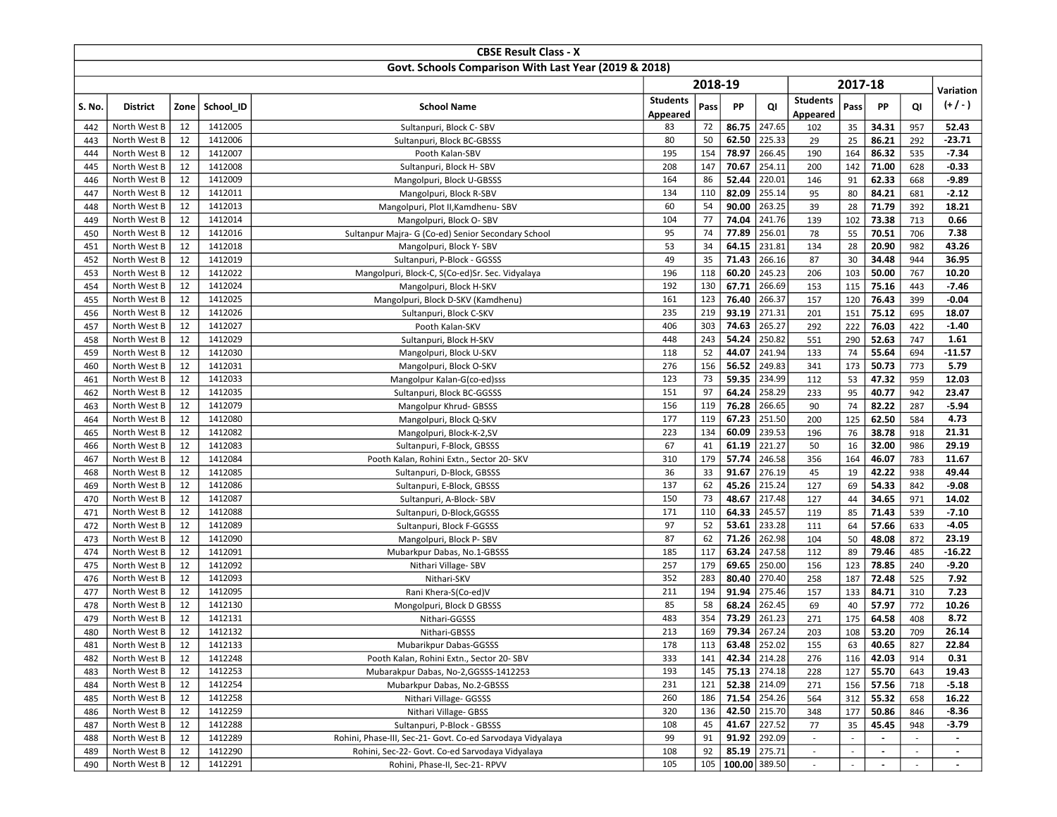## CBSE Result Class - X

### Govt. Schools Comparison With Last Year (2019 & 2018)

| S. No. | District | Zone | School_ID | School Name | 2018-19 | | | | 2017-18 | | | | Variation |
|---|---|---|---|---|---|---|---|---|---|---|---|---|---|
| | | | | | Students Appeared | Pass | PP | QI | Students Appeared | Pass | PP | QI | (+ / - ) |
| 442 | North West B | 12 | 1412005 | Sultanpuri, Block C- SBV | 83 | 72 | **86.75** | 247.65 | 102 | 35 | **34.31** | 957 | **52.43** |
| 443 | North West B | 12 | 1412006 | Sultanpuri, Block BC-GBSSS | 80 | 50 | **62.50** | 225.33 | 29 | 25 | **86.21** | 292 | **-23.71** |
| 444 | North West B | 12 | 1412007 | Pooth Kalan-SBV | 195 | 154 | **78.97** | 266.45 | 190 | 164 | **86.32** | 535 | **-7.34** |
| 445 | North West B | 12 | 1412008 | Sultanpuri, Block H- SBV | 208 | 147 | **70.67** | 254.11 | 200 | 142 | **71.00** | 628 | **-0.33** |
| 446 | North West B | 12 | 1412009 | Mangolpuri, Block U-GBSSS | 164 | 86 | **52.44** | 220.01 | 146 | 91 | **62.33** | 668 | **-9.89** |
| 447 | North West B | 12 | 1412011 | Mangolpuri, Block R-SBV | 134 | 110 | **82.09** | 255.14 | 95 | 80 | **84.21** | 681 | **-2.12** |
| 448 | North West B | 12 | 1412013 | Mangolpuri, Plot II,Kamdhenu- SBV | 60 | 54 | **90.00** | 263.25 | 39 | 28 | **71.79** | 392 | **18.21** |
| 449 | North West B | 12 | 1412014 | Mangolpuri, Block O- SBV | 104 | 77 | **74.04** | 241.76 | 139 | 102 | **73.38** | 713 | **0.66** |
| 450 | North West B | 12 | 1412016 | Sultanpur Majra- G (Co-ed) Senior Secondary School | 95 | 74 | **77.89** | 256.01 | 78 | 55 | **70.51** | 706 | **7.38** |
| 451 | North West B | 12 | 1412018 | Mangolpuri, Block Y- SBV | 53 | 34 | **64.15** | 231.81 | 134 | 28 | **20.90** | 982 | **43.26** |
| 452 | North West B | 12 | 1412019 | Sultanpuri, P-Block - GGSSS | 49 | 35 | **71.43** | 266.16 | 87 | 30 | **34.48** | 944 | **36.95** |
| 453 | North West B | 12 | 1412022 | Mangolpuri, Block-C, S(Co-ed)Sr. Sec. Vidyalaya | 196 | 118 | **60.20** | 245.23 | 206 | 103 | **50.00** | 767 | **10.20** |
| 454 | North West B | 12 | 1412024 | Mangolpuri, Block H-SKV | 192 | 130 | **67.71** | 266.69 | 153 | 115 | **75.16** | 443 | **-7.46** |
| 455 | North West B | 12 | 1412025 | Mangolpuri, Block D-SKV (Kamdhenu) | 161 | 123 | **76.40** | 266.37 | 157 | 120 | **76.43** | 399 | **-0.04** |
| 456 | North West B | 12 | 1412026 | Sultanpuri, Block C-SKV | 235 | 219 | **93.19** | 271.31 | 201 | 151 | **75.12** | 695 | **18.07** |
| 457 | North West B | 12 | 1412027 | Pooth Kalan-SKV | 406 | 303 | **74.63** | 265.27 | 292 | 222 | **76.03** | 422 | **-1.40** |
| 458 | North West B | 12 | 1412029 | Sultanpuri, Block H-SKV | 448 | 243 | **54.24** | 250.82 | 551 | 290 | **52.63** | 747 | **1.61** |
| 459 | North West B | 12 | 1412030 | Mangolpuri, Block U-SKV | 118 | 52 | **44.07** | 241.94 | 133 | 74 | **55.64** | 694 | **-11.57** |
| 460 | North West B | 12 | 1412031 | Mangolpuri, Block O-SKV | 276 | 156 | **56.52** | 249.83 | 341 | 173 | **50.73** | 773 | **5.79** |
| 461 | North West B | 12 | 1412033 | Mangolpur Kalan-G(co-ed)sss | 123 | 73 | **59.35** | 234.99 | 112 | 53 | **47.32** | 959 | **12.03** |
| 462 | North West B | 12 | 1412035 | Sultanpuri, Block BC-GGSSS | 151 | 97 | **64.24** | 258.29 | 233 | 95 | **40.77** | 942 | **23.47** |
| 463 | North West B | 12 | 1412079 | Mangolpur Khrud- GBSSS | 156 | 119 | **76.28** | 266.65 | 90 | 74 | **82.22** | 287 | **-5.94** |
| 464 | North West B | 12 | 1412080 | Mangolpuri, Block Q-SKV | 177 | 119 | **67.23** | 251.50 | 200 | 125 | **62.50** | 584 | **4.73** |
| 465 | North West B | 12 | 1412082 | Mangolpuri, Block-K-2,SV | 223 | 134 | **60.09** | 239.53 | 196 | 76 | **38.78** | 918 | **21.31** |
| 466 | North West B | 12 | 1412083 | Sultanpuri, F-Block, GBSSS | 67 | 41 | **61.19** | 221.27 | 50 | 16 | **32.00** | 986 | **29.19** |
| 467 | North West B | 12 | 1412084 | Pooth Kalan, Rohini Extn., Sector 20- SKV | 310 | 179 | **57.74** | 246.58 | 356 | 164 | **46.07** | 783 | **11.67** |
| 468 | North West B | 12 | 1412085 | Sultanpuri, D-Block, GBSSS | 36 | 33 | **91.67** | 276.19 | 45 | 19 | **42.22** | 938 | **49.44** |
| 469 | North West B | 12 | 1412086 | Sultanpuri, E-Block, GBSSS | 137 | 62 | **45.26** | 215.24 | 127 | 69 | **54.33** | 842 | **-9.08** |
| 470 | North West B | 12 | 1412087 | Sultanpuri, A-Block- SBV | 150 | 73 | **48.67** | 217.48 | 127 | 44 | **34.65** | 971 | **14.02** |
| 471 | North West B | 12 | 1412088 | Sultanpuri, D-Block,GGSSS | 171 | 110 | **64.33** | 245.57 | 119 | 85 | **71.43** | 539 | **-7.10** |
| 472 | North West B | 12 | 1412089 | Sultanpuri, Block F-GGSSS | 97 | 52 | **53.61** | 233.28 | 111 | 64 | **57.66** | 633 | **-4.05** |
| 473 | North West B | 12 | 1412090 | Mangolpuri, Block P- SBV | 87 | 62 | **71.26** | 262.98 | 104 | 50 | **48.08** | 872 | **23.19** |
| 474 | North West B | 12 | 1412091 | Mubarkpur Dabas, No.1-GBSSS | 185 | 117 | **63.24** | 247.58 | 112 | 89 | **79.46** | 485 | **-16.22** |
| 475 | North West B | 12 | 1412092 | Nithari Village- SBV | 257 | 179 | **69.65** | 250.00 | 156 | 123 | **78.85** | 240 | **-9.20** |
| 476 | North West B | 12 | 1412093 | Nithari-SKV | 352 | 283 | **80.40** | 270.40 | 258 | 187 | **72.48** | 525 | **7.92** |
| 477 | North West B | 12 | 1412095 | Rani Khera-S(Co-ed)V | 211 | 194 | **91.94** | 275.46 | 157 | 133 | **84.71** | 310 | **7.23** |
| 478 | North West B | 12 | 1412130 | Mongolpuri, Block D GBSSS | 85 | 58 | **68.24** | 262.45 | 69 | 40 | **57.97** | 772 | **10.26** |
| 479 | North West B | 12 | 1412131 | Nithari-GGSSS | 483 | 354 | **73.29** | 261.23 | 271 | 175 | **64.58** | 408 | **8.72** |
| 480 | North West B | 12 | 1412132 | Nithari-GBSSS | 213 | 169 | **79.34** | 267.24 | 203 | 108 | **53.20** | 709 | **26.14** |
| 481 | North West B | 12 | 1412133 | Mubarikpur Dabas-GGSSS | 178 | 113 | **63.48** | 252.02 | 155 | 63 | **40.65** | 827 | **22.84** |
| 482 | North West B | 12 | 1412248 | Pooth Kalan, Rohini Extn., Sector 20- SBV | 333 | 141 | **42.34** | 214.28 | 276 | 116 | **42.03** | 914 | **0.31** |
| 483 | North West B | 12 | 1412253 | Mubarakpur Dabas, No-2,GGSSS-1412253 | 193 | 145 | **75.13** | 274.18 | 228 | 127 | **55.70** | 643 | **19.43** |
| 484 | North West B | 12 | 1412254 | Mubarkpur Dabas, No.2-GBSSS | 231 | 121 | **52.38** | 214.09 | 271 | 156 | **57.56** | 718 | **-5.18** |
| 485 | North West B | 12 | 1412258 | Nithari Village- GGSSS | 260 | 186 | **71.54** | 254.26 | 564 | 312 | **55.32** | 658 | **16.22** |
| 486 | North West B | 12 | 1412259 | Nithari Village- GBSS | 320 | 136 | **42.50** | 215.70 | 348 | 177 | **50.86** | 846 | **-8.36** |
| 487 | North West B | 12 | 1412288 | Sultanpuri, P-Block - GBSSS | 108 | 45 | **41.67** | 227.52 | 77 | 35 | **45.45** | 948 | **-3.79** |
| 488 | North West B | 12 | 1412289 | Rohini, Phase-III, Sec-21- Govt. Co-ed Sarvodaya Vidyalaya | 99 | 91 | **91.92** | 292.09 | - | - | **-** | - | **-** |
| 489 | North West B | 12 | 1412290 | Rohini, Sec-22- Govt. Co-ed Sarvodaya Vidyalaya | 108 | 92 | **85.19** | 275.71 | - | - | **-** | - | **-** |
| 490 | North West B | 12 | 1412291 | Rohini, Phase-II, Sec-21- RPVV | 105 | 105 | **100.00** | 389.50 | - | - | **-** | - | **-** |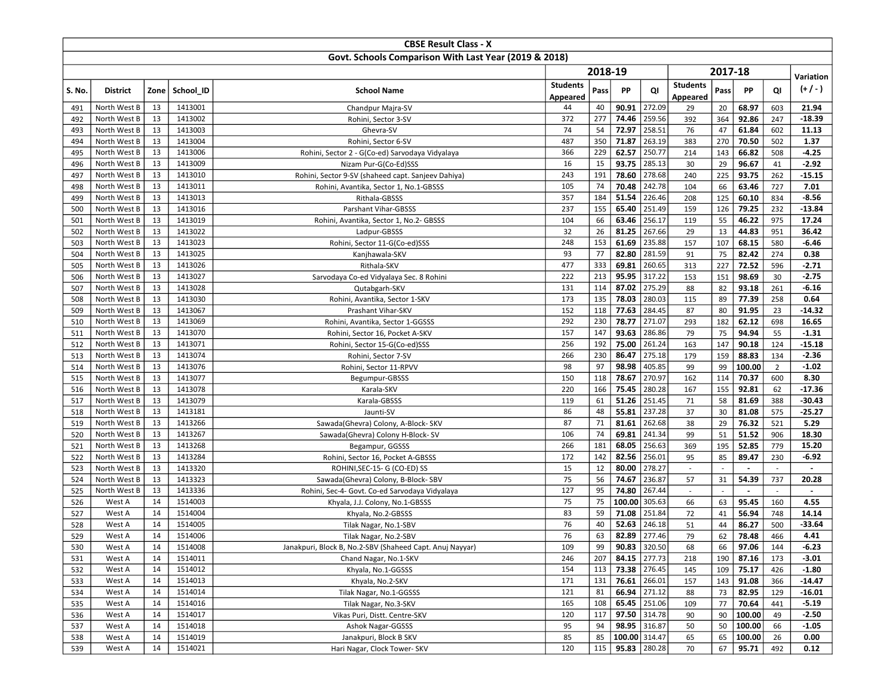| CBSE Result Class - X | | | | | | | | | | | | | | |
|---|---|---|---|---|---|---|---|---|---|---|---|---|---|---|
| Govt. Schools Comparison With Last Year (2019 & 2018) | | | | | | | | | | | | | | |
| | | | | | 2018-19 | | | | 2017-18 | | | | Variation |
| S. No. | District | Zone | School_ID | School Name | Students Appeared | Pass | PP | QI | Students Appeared | Pass | PP | QI | (+ / - ) |
| 491 | North West B | 13 | 1413001 | Chandpur Majra-SV | 44 | 40 | **90.91** | 272.09 | 29 | 20 | **68.97** | 603 | **21.94** |
| 492 | North West B | 13 | 1413002 | Rohini, Sector 3-SV | 372 | 277 | **74.46** | 259.56 | 392 | 364 | **92.86** | 247 | **-18.39** |
| 493 | North West B | 13 | 1413003 | Ghevra-SV | 74 | 54 | **72.97** | 258.51 | 76 | 47 | **61.84** | 602 | **11.13** |
| 494 | North West B | 13 | 1413004 | Rohini, Sector 6-SV | 487 | 350 | **71.87** | 263.19 | 383 | 270 | **70.50** | 502 | **1.37** |
| 495 | North West B | 13 | 1413006 | Rohini, Sector 2 - G(Co-ed) Sarvodaya Vidyalaya | 366 | 229 | **62.57** | 250.77 | 214 | 143 | **66.82** | 508 | **-4.25** |
| 496 | North West B | 13 | 1413009 | Nizam Pur-G(Co-Ed)SSS | 16 | 15 | **93.75** | 285.13 | 30 | 29 | **96.67** | 41 | **-2.92** |
| 497 | North West B | 13 | 1413010 | Rohini, Sector 9-SV (shaheed capt. Sanjeev Dahiya) | 243 | 191 | **78.60** | 278.68 | 240 | 225 | **93.75** | 262 | **-15.15** |
| 498 | North West B | 13 | 1413011 | Rohini, Avantika, Sector 1, No.1-GBSSS | 105 | 74 | **70.48** | 242.78 | 104 | 66 | **63.46** | 727 | **7.01** |
| 499 | North West B | 13 | 1413013 | Rithala-GBSSS | 357 | 184 | **51.54** | 226.46 | 208 | 125 | **60.10** | 834 | **-8.56** |
| 500 | North West B | 13 | 1413016 | Parshant Vihar-GBSSS | 237 | 155 | **65.40** | 251.49 | 159 | 126 | **79.25** | 232 | **-13.84** |
| 501 | North West B | 13 | 1413019 | Rohini, Avantika, Sector 1, No.2- GBSSS | 104 | 66 | **63.46** | 256.17 | 119 | 55 | **46.22** | 975 | **17.24** |
| 502 | North West B | 13 | 1413022 | Ladpur-GBSSS | 32 | 26 | **81.25** | 267.66 | 29 | 13 | **44.83** | 951 | **36.42** |
| 503 | North West B | 13 | 1413023 | Rohini, Sector 11-G(Co-ed)SSS | 248 | 153 | **61.69** | 235.88 | 157 | 107 | **68.15** | 580 | **-6.46** |
| 504 | North West B | 13 | 1413025 | Kanjhawala-SKV | 93 | 77 | **82.80** | 281.59 | 91 | 75 | **82.42** | 274 | **0.38** |
| 505 | North West B | 13 | 1413026 | Rithala-SKV | 477 | 333 | **69.81** | 260.65 | 313 | 227 | **72.52** | 596 | **-2.71** |
| 506 | North West B | 13 | 1413027 | Sarvodaya Co-ed Vidyalaya Sec. 8 Rohini | 222 | 213 | **95.95** | 317.22 | 153 | 151 | **98.69** | 30 | **-2.75** |
| 507 | North West B | 13 | 1413028 | Qutabgarh-SKV | 131 | 114 | **87.02** | 275.29 | 88 | 82 | **93.18** | 261 | **-6.16** |
| 508 | North West B | 13 | 1413030 | Rohini, Avantika, Sector 1-SKV | 173 | 135 | **78.03** | 280.03 | 115 | 89 | **77.39** | 258 | **0.64** |
| 509 | North West B | 13 | 1413067 | Prashant Vihar-SKV | 152 | 118 | **77.63** | 284.45 | 87 | 80 | **91.95** | 23 | **-14.32** |
| 510 | North West B | 13 | 1413069 | Rohini, Avantika, Sector 1-GGSSS | 292 | 230 | **78.77** | 271.07 | 293 | 182 | **62.12** | 698 | **16.65** |
| 511 | North West B | 13 | 1413070 | Rohini, Sector 16, Pocket A-SKV | 157 | 147 | **93.63** | 286.86 | 79 | 75 | **94.94** | 55 | **-1.31** |
| 512 | North West B | 13 | 1413071 | Rohini, Sector 15-G(Co-ed)SSS | 256 | 192 | **75.00** | 261.24 | 163 | 147 | **90.18** | 124 | **-15.18** |
| 513 | North West B | 13 | 1413074 | Rohini, Sector 7-SV | 266 | 230 | **86.47** | 275.18 | 179 | 159 | **88.83** | 134 | **-2.36** |
| 514 | North West B | 13 | 1413076 | Rohini, Sector 11-RPVV | 98 | 97 | **98.98** | 405.85 | 99 | 99 | **100.00** | 2 | **-1.02** |
| 515 | North West B | 13 | 1413077 | Begumpur-GBSSS | 150 | 118 | **78.67** | 270.97 | 162 | 114 | **70.37** | 600 | **8.30** |
| 516 | North West B | 13 | 1413078 | Karala-SKV | 220 | 166 | **75.45** | 280.28 | 167 | 155 | **92.81** | 62 | **-17.36** |
| 517 | North West B | 13 | 1413079 | Karala-GBSSS | 119 | 61 | **51.26** | 251.45 | 71 | 58 | **81.69** | 388 | **-30.43** |
| 518 | North West B | 13 | 1413181 | Jaunti-SV | 86 | 48 | **55.81** | 237.28 | 37 | 30 | **81.08** | 575 | **-25.27** |
| 519 | North West B | 13 | 1413266 | Sawada(Ghevra) Colony, A-Block- SKV | 87 | 71 | **81.61** | 262.68 | 38 | 29 | **76.32** | 521 | **5.29** |
| 520 | North West B | 13 | 1413267 | Sawada(Ghevra) Colony H-Block- SV | 106 | 74 | **69.81** | 241.34 | 99 | 51 | **51.52** | 906 | **18.30** |
| 521 | North West B | 13 | 1413268 | Begampur, GGSSS | 266 | 181 | **68.05** | 256.63 | 369 | 195 | **52.85** | 779 | **15.20** |
| 522 | North West B | 13 | 1413284 | Rohini, Sector 16, Pocket A-GBSSS | 172 | 142 | **82.56** | 256.01 | 95 | 85 | **89.47** | 230 | **-6.92** |
| 523 | North West B | 13 | 1413320 | ROHINI,SEC-15- G (CO-ED) SS | 15 | 12 | **80.00** | 278.27 | - | - | **-** | - | **-** |
| 524 | North West B | 13 | 1413323 | Sawada(Ghevra) Colony, B-Block- SBV | 75 | 56 | **74.67** | 236.87 | 57 | 31 | **54.39** | 737 | **20.28** |
| 525 | North West B | 13 | 1413336 | Rohini, Sec-4- Govt. Co-ed Sarvodaya Vidyalaya | 127 | 95 | **74.80** | 267.44 | - | - | **-** | - | **-** |
| 526 | West A | 14 | 1514003 | Khyala, J.J. Colony, No.1-GBSSS | 75 | 75 | **100.00** | 305.63 | 66 | 63 | **95.45** | 160 | **4.55** |
| 527 | West A | 14 | 1514004 | Khyala, No.2-GBSSS | 83 | 59 | **71.08** | 251.84 | 72 | 41 | **56.94** | 748 | **14.14** |
| 528 | West A | 14 | 1514005 | Tilak Nagar, No.1-SBV | 76 | 40 | **52.63** | 246.18 | 51 | 44 | **86.27** | 500 | **-33.64** |
| 529 | West A | 14 | 1514006 | Tilak Nagar, No.2-SBV | 76 | 63 | **82.89** | 277.46 | 79 | 62 | **78.48** | 466 | **4.41** |
| 530 | West A | 14 | 1514008 | Janakpuri, Block B, No.2-SBV (Shaheed Capt. Anuj Nayyar) | 109 | 99 | **90.83** | 320.50 | 68 | 66 | **97.06** | 144 | **-6.23** |
| 531 | West A | 14 | 1514011 | Chand Nagar, No.1-SKV | 246 | 207 | **84.15** | 277.73 | 218 | 190 | **87.16** | 173 | **-3.01** |
| 532 | West A | 14 | 1514012 | Khyala, No.1-GGSSS | 154 | 113 | **73.38** | 276.45 | 145 | 109 | **75.17** | 426 | **-1.80** |
| 533 | West A | 14 | 1514013 | Khyala, No.2-SKV | 171 | 131 | **76.61** | 266.01 | 157 | 143 | **91.08** | 366 | **-14.47** |
| 534 | West A | 14 | 1514014 | Tilak Nagar, No.1-GGSSS | 121 | 81 | **66.94** | 271.12 | 88 | 73 | **82.95** | 129 | **-16.01** |
| 535 | West A | 14 | 1514016 | Tilak Nagar, No.3-SKV | 165 | 108 | **65.45** | 251.06 | 109 | 77 | **70.64** | 441 | **-5.19** |
| 536 | West A | 14 | 1514017 | Vikas Puri, Distt. Centre-SKV | 120 | 117 | **97.50** | 314.78 | 90 | 90 | **100.00** | 49 | **-2.50** |
| 537 | West A | 14 | 1514018 | Ashok Nagar-GGSSS | 95 | 94 | **98.95** | 316.87 | 50 | 50 | **100.00** | 66 | **-1.05** |
| 538 | West A | 14 | 1514019 | Janakpuri, Block B SKV | 85 | 85 | **100.00** | 314.47 | 65 | 65 | **100.00** | 26 | **0.00** |
| 539 | West A | 14 | 1514021 | Hari Nagar, Clock Tower- SKV | 120 | 115 | **95.83** | 280.28 | 70 | 67 | **95.71** | 492 | **0.12** |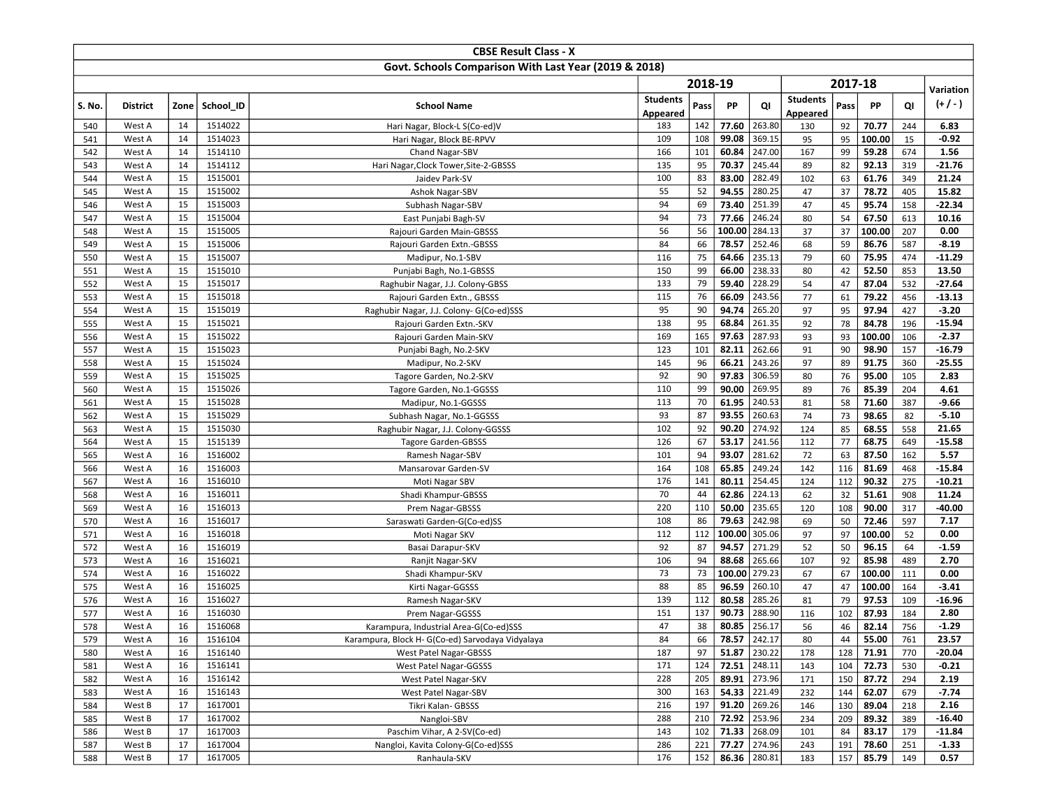| CBSE Result Class - X | | | | | | | | | | | | | |
|---|---|---|---|---|---|---|---|---|---|---|---|---|---|
| Govt. Schools Comparison With Last Year (2019 & 2018) | | | | | | | | | | | | | |
| | | | | | 2018-19 | | | | 2017-18 | | | | Variation |
| S. No. | District | Zone | School_ID | School Name | Students Appeared | Pass | PP | QI | Students Appeared | Pass | PP | QI | (+ / - ) |
| 540 | West A | 14 | 1514022 | Hari Nagar, Block-L S(Co-ed)V | 183 | 142 | **77.60** | 263.80 | 130 | 92 | **70.77** | 244 | **6.83** |
| 541 | West A | 14 | 1514023 | Hari Nagar, Block BE-RPVV | 109 | 108 | **99.08** | 369.15 | 95 | 95 | **100.00** | 15 | **-0.92** |
| 542 | West A | 14 | 1514110 | Chand Nagar-SBV | 166 | 101 | **60.84** | 247.00 | 167 | 99 | **59.28** | 674 | **1.56** |
| 543 | West A | 14 | 1514112 | Hari Nagar,Clock Tower,Site-2-GBSSS | 135 | 95 | **70.37** | 245.44 | 89 | 82 | **92.13** | 319 | **-21.76** |
| 544 | West A | 15 | 1515001 | Jaidev Park-SV | 100 | 83 | **83.00** | 282.49 | 102 | 63 | **61.76** | 349 | **21.24** |
| 545 | West A | 15 | 1515002 | Ashok Nagar-SBV | 55 | 52 | **94.55** | 280.25 | 47 | 37 | **78.72** | 405 | **15.82** |
| 546 | West A | 15 | 1515003 | Subhash Nagar-SBV | 94 | 69 | **73.40** | 251.39 | 47 | 45 | **95.74** | 158 | **-22.34** |
| 547 | West A | 15 | 1515004 | East Punjabi Bagh-SV | 94 | 73 | **77.66** | 246.24 | 80 | 54 | **67.50** | 613 | **10.16** |
| 548 | West A | 15 | 1515005 | Rajouri Garden Main-GBSSS | 56 | 56 | **100.00** | 284.13 | 37 | 37 | **100.00** | 207 | **0.00** |
| 549 | West A | 15 | 1515006 | Rajouri Garden Extn.-GBSSS | 84 | 66 | **78.57** | 252.46 | 68 | 59 | **86.76** | 587 | **-8.19** |
| 550 | West A | 15 | 1515007 | Madipur, No.1-SBV | 116 | 75 | **64.66** | 235.13 | 79 | 60 | **75.95** | 474 | **-11.29** |
| 551 | West A | 15 | 1515010 | Punjabi Bagh, No.1-GBSSS | 150 | 99 | **66.00** | 238.33 | 80 | 42 | **52.50** | 853 | **13.50** |
| 552 | West A | 15 | 1515017 | Raghubir Nagar, J.J. Colony-GBSS | 133 | 79 | **59.40** | 228.29 | 54 | 47 | **87.04** | 532 | **-27.64** |
| 553 | West A | 15 | 1515018 | Rajouri Garden Extn., GBSSS | 115 | 76 | **66.09** | 243.56 | 77 | 61 | **79.22** | 456 | **-13.13** |
| 554 | West A | 15 | 1515019 | Raghubir Nagar, J.J. Colony- G(Co-ed)SSS | 95 | 90 | **94.74** | 265.20 | 97 | 95 | **97.94** | 427 | **-3.20** |
| 555 | West A | 15 | 1515021 | Rajouri Garden Extn.-SKV | 138 | 95 | **68.84** | 261.35 | 92 | 78 | **84.78** | 196 | **-15.94** |
| 556 | West A | 15 | 1515022 | Rajouri Garden Main-SKV | 169 | 165 | **97.63** | 287.93 | 93 | 93 | **100.00** | 106 | **-2.37** |
| 557 | West A | 15 | 1515023 | Punjabi Bagh, No.2-SKV | 123 | 101 | **82.11** | 262.66 | 91 | 90 | **98.90** | 157 | **-16.79** |
| 558 | West A | 15 | 1515024 | Madipur, No.2-SKV | 145 | 96 | **66.21** | 243.26 | 97 | 89 | **91.75** | 360 | **-25.55** |
| 559 | West A | 15 | 1515025 | Tagore Garden, No.2-SKV | 92 | 90 | **97.83** | 306.59 | 80 | 76 | **95.00** | 105 | **2.83** |
| 560 | West A | 15 | 1515026 | Tagore Garden, No.1-GGSSS | 110 | 99 | **90.00** | 269.95 | 89 | 76 | **85.39** | 204 | **4.61** |
| 561 | West A | 15 | 1515028 | Madipur, No.1-GGSSS | 113 | 70 | **61.95** | 240.53 | 81 | 58 | **71.60** | 387 | **-9.66** |
| 562 | West A | 15 | 1515029 | Subhash Nagar, No.1-GGSSS | 93 | 87 | **93.55** | 260.63 | 74 | 73 | **98.65** | 82 | **-5.10** |
| 563 | West A | 15 | 1515030 | Raghubir Nagar, J.J. Colony-GGSSS | 102 | 92 | **90.20** | 274.92 | 124 | 85 | **68.55** | 558 | **21.65** |
| 564 | West A | 15 | 1515139 | Tagore Garden-GBSSS | 126 | 67 | **53.17** | 241.56 | 112 | 77 | **68.75** | 649 | **-15.58** |
| 565 | West A | 16 | 1516002 | Ramesh Nagar-SBV | 101 | 94 | **93.07** | 281.62 | 72 | 63 | **87.50** | 162 | **5.57** |
| 566 | West A | 16 | 1516003 | Mansarovar Garden-SV | 164 | 108 | **65.85** | 249.24 | 142 | 116 | **81.69** | 468 | **-15.84** |
| 567 | West A | 16 | 1516010 | Moti Nagar SBV | 176 | 141 | **80.11** | 254.45 | 124 | 112 | **90.32** | 275 | **-10.21** |
| 568 | West A | 16 | 1516011 | Shadi Khampur-GBSSS | 70 | 44 | **62.86** | 224.13 | 62 | 32 | **51.61** | 908 | **11.24** |
| 569 | West A | 16 | 1516013 | Prem Nagar-GBSSS | 220 | 110 | **50.00** | 235.65 | 120 | 108 | **90.00** | 317 | **-40.00** |
| 570 | West A | 16 | 1516017 | Saraswati Garden-G(Co-ed)SS | 108 | 86 | **79.63** | 242.98 | 69 | 50 | **72.46** | 597 | **7.17** |
| 571 | West A | 16 | 1516018 | Moti Nagar SKV | 112 | 112 | **100.00** | 305.06 | 97 | 97 | **100.00** | 52 | **0.00** |
| 572 | West A | 16 | 1516019 | Basai Darapur-SKV | 92 | 87 | **94.57** | 271.29 | 52 | 50 | **96.15** | 64 | **-1.59** |
| 573 | West A | 16 | 1516021 | Ranjit Nagar-SKV | 106 | 94 | **88.68** | 265.66 | 107 | 92 | **85.98** | 489 | **2.70** |
| 574 | West A | 16 | 1516022 | Shadi Khampur-SKV | 73 | 73 | **100.00** | 279.23 | 67 | 67 | **100.00** | 111 | **0.00** |
| 575 | West A | 16 | 1516025 | Kirti Nagar-GGSSS | 88 | 85 | **96.59** | 260.10 | 47 | 47 | **100.00** | 164 | **-3.41** |
| 576 | West A | 16 | 1516027 | Ramesh Nagar-SKV | 139 | 112 | **80.58** | 285.26 | 81 | 79 | **97.53** | 109 | **-16.96** |
| 577 | West A | 16 | 1516030 | Prem Nagar-GGSSS | 151 | 137 | **90.73** | 288.90 | 116 | 102 | **87.93** | 184 | **2.80** |
| 578 | West A | 16 | 1516068 | Karampura, Industrial Area-G(Co-ed)SSS | 47 | 38 | **80.85** | 256.17 | 56 | 46 | **82.14** | 756 | **-1.29** |
| 579 | West A | 16 | 1516104 | Karampura, Block H- G(Co-ed) Sarvodaya Vidyalaya | 84 | 66 | **78.57** | 242.17 | 80 | 44 | **55.00** | 761 | **23.57** |
| 580 | West A | 16 | 1516140 | West Patel Nagar-GBSSS | 187 | 97 | **51.87** | 230.22 | 178 | 128 | **71.91** | 770 | **-20.04** |
| 581 | West A | 16 | 1516141 | West Patel Nagar-GGSSS | 171 | 124 | **72.51** | 248.11 | 143 | 104 | **72.73** | 530 | **-0.21** |
| 582 | West A | 16 | 1516142 | West Patel Nagar-SKV | 228 | 205 | **89.91** | 273.96 | 171 | 150 | **87.72** | 294 | **2.19** |
| 583 | West A | 16 | 1516143 | West Patel Nagar-SBV | 300 | 163 | **54.33** | 221.49 | 232 | 144 | **62.07** | 679 | **-7.74** |
| 584 | West B | 17 | 1617001 | Tikri Kalan- GBSSS | 216 | 197 | **91.20** | 269.26 | 146 | 130 | **89.04** | 218 | **2.16** |
| 585 | West B | 17 | 1617002 | Nangloi-SBV | 288 | 210 | **72.92** | 253.96 | 234 | 209 | **89.32** | 389 | **-16.40** |
| 586 | West B | 17 | 1617003 | Paschim Vihar, A 2-SV(Co-ed) | 143 | 102 | **71.33** | 268.09 | 101 | 84 | **83.17** | 179 | **-11.84** |
| 587 | West B | 17 | 1617004 | Nangloi, Kavita Colony-G(Co-ed)SSS | 286 | 221 | **77.27** | 274.96 | 243 | 191 | **78.60** | 251 | **-1.33** |
| 588 | West B | 17 | 1617005 | Ranhaula-SKV | 176 | 152 | **86.36** | 280.81 | 183 | 157 | **85.79** | 149 | **0.57** |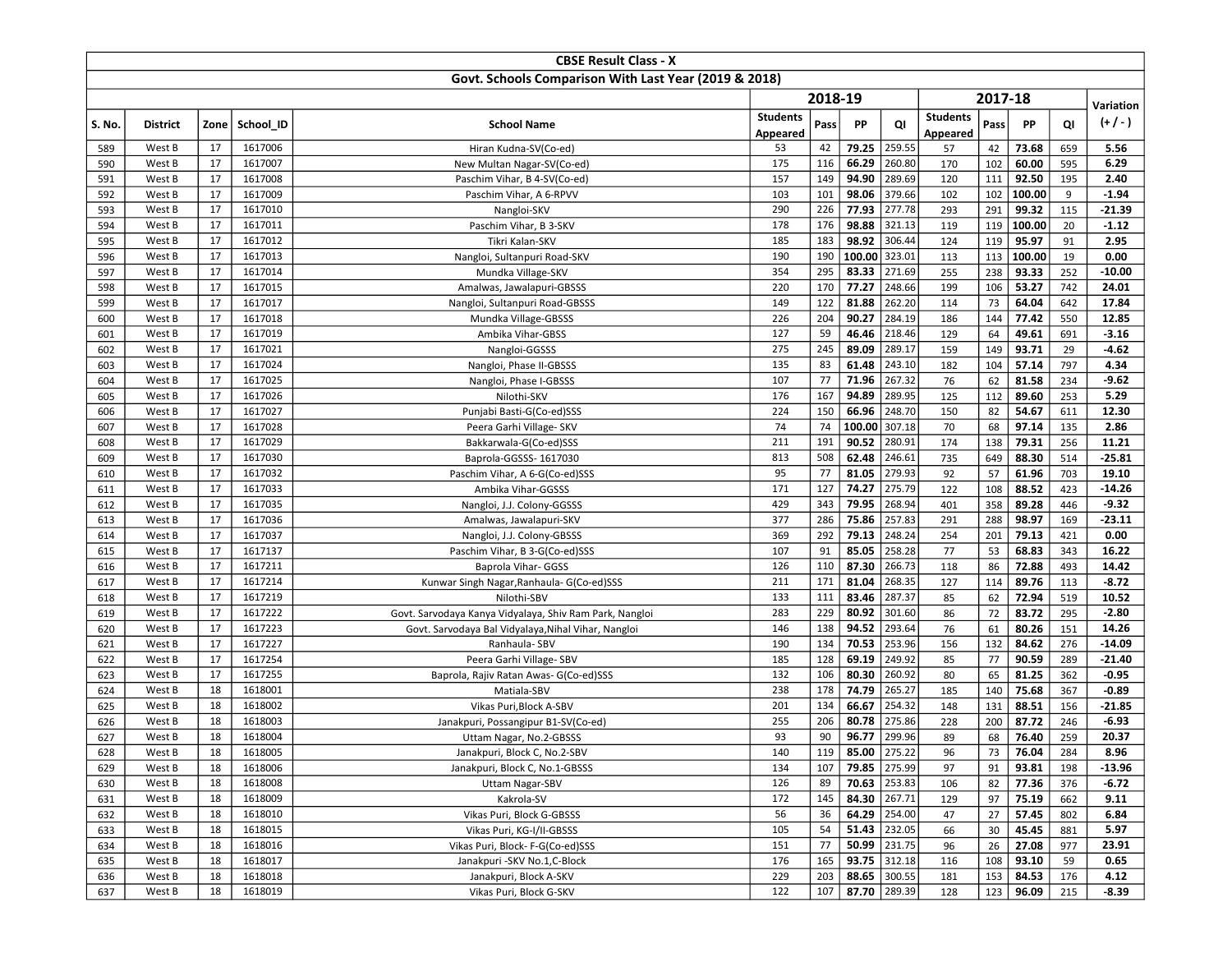| CBSE Result Class - X | | | | | | | | | | | | | |
|---|---|---|---|---|---|---|---|---|---|---|---|---|---|
| Govt. Schools Comparison With Last Year (2019 & 2018) | | | | | | | | | | | | | |
| | | | | | 2018-19 | | | | 2017-18 | | | | Variation |
| S. No. | District | Zone | School_ID | School Name | Students Appeared | Pass | PP | QI | Students Appeared | Pass | PP | QI | (+ / - ) |
| 589 | West B | 17 | 1617006 | Hiran Kudna-SV(Co-ed) | 53 | 42 | **79.25** | 259.55 | 57 | 42 | **73.68** | 659 | **5.56** |
| 590 | West B | 17 | 1617007 | New Multan Nagar-SV(Co-ed) | 175 | 116 | **66.29** | 260.80 | 170 | 102 | **60.00** | 595 | **6.29** |
| 591 | West B | 17 | 1617008 | Paschim Vihar, B 4-SV(Co-ed) | 157 | 149 | **94.90** | 289.69 | 120 | 111 | **92.50** | 195 | **2.40** |
| 592 | West B | 17 | 1617009 | Paschim Vihar, A 6-RPVV | 103 | 101 | **98.06** | 379.66 | 102 | 102 | **100.00** | 9 | **-1.94** |
| 593 | West B | 17 | 1617010 | Nangloi-SKV | 290 | 226 | **77.93** | 277.78 | 293 | 291 | **99.32** | 115 | **-21.39** |
| 594 | West B | 17 | 1617011 | Paschim Vihar, B 3-SKV | 178 | 176 | **98.88** | 321.13 | 119 | 119 | **100.00** | 20 | **-1.12** |
| 595 | West B | 17 | 1617012 | Tikri Kalan-SKV | 185 | 183 | **98.92** | 306.44 | 124 | 119 | **95.97** | 91 | **2.95** |
| 596 | West B | 17 | 1617013 | Nangloi, Sultanpuri Road-SKV | 190 | 190 | **100.00** | 323.01 | 113 | 113 | **100.00** | 19 | **0.00** |
| 597 | West B | 17 | 1617014 | Mundka Village-SKV | 354 | 295 | **83.33** | 271.69 | 255 | 238 | **93.33** | 252 | **-10.00** |
| 598 | West B | 17 | 1617015 | Amalwas, Jawalapuri-GBSSS | 220 | 170 | **77.27** | 248.66 | 199 | 106 | **53.27** | 742 | **24.01** |
| 599 | West B | 17 | 1617017 | Nangloi, Sultanpuri Road-GBSSS | 149 | 122 | **81.88** | 262.20 | 114 | 73 | **64.04** | 642 | **17.84** |
| 600 | West B | 17 | 1617018 | Mundka Village-GBSSS | 226 | 204 | **90.27** | 284.19 | 186 | 144 | **77.42** | 550 | **12.85** |
| 601 | West B | 17 | 1617019 | Ambika Vihar-GBSS | 127 | 59 | **46.46** | 218.46 | 129 | 64 | **49.61** | 691 | **-3.16** |
| 602 | West B | 17 | 1617021 | Nangloi-GGSSS | 275 | 245 | **89.09** | 289.17 | 159 | 149 | **93.71** | 29 | **-4.62** |
| 603 | West B | 17 | 1617024 | Nangloi, Phase II-GBSSS | 135 | 83 | **61.48** | 243.10 | 182 | 104 | **57.14** | 797 | **4.34** |
| 604 | West B | 17 | 1617025 | Nangloi, Phase I-GBSSS | 107 | 77 | **71.96** | 267.32 | 76 | 62 | **81.58** | 234 | **-9.62** |
| 605 | West B | 17 | 1617026 | Nilothi-SKV | 176 | 167 | **94.89** | 289.95 | 125 | 112 | **89.60** | 253 | **5.29** |
| 606 | West B | 17 | 1617027 | Punjabi Basti-G(Co-ed)SSS | 224 | 150 | **66.96** | 248.70 | 150 | 82 | **54.67** | 611 | **12.30** |
| 607 | West B | 17 | 1617028 | Peera Garhi Village- SKV | 74 | 74 | **100.00** | 307.18 | 70 | 68 | **97.14** | 135 | **2.86** |
| 608 | West B | 17 | 1617029 | Bakkarwala-G(Co-ed)SSS | 211 | 191 | **90.52** | 280.91 | 174 | 138 | **79.31** | 256 | **11.21** |
| 609 | West B | 17 | 1617030 | Baprola-GGSSS- 1617030 | 813 | 508 | **62.48** | 246.61 | 735 | 649 | **88.30** | 514 | **-25.81** |
| 610 | West B | 17 | 1617032 | Paschim Vihar, A 6-G(Co-ed)SSS | 95 | 77 | **81.05** | 279.93 | 92 | 57 | **61.96** | 703 | **19.10** |
| 611 | West B | 17 | 1617033 | Ambika Vihar-GGSSS | 171 | 127 | **74.27** | 275.79 | 122 | 108 | **88.52** | 423 | **-14.26** |
| 612 | West B | 17 | 1617035 | Nangloi, J.J. Colony-GGSSS | 429 | 343 | **79.95** | 268.94 | 401 | 358 | **89.28** | 446 | **-9.32** |
| 613 | West B | 17 | 1617036 | Amalwas, Jawalapuri-SKV | 377 | 286 | **75.86** | 257.83 | 291 | 288 | **98.97** | 169 | **-23.11** |
| 614 | West B | 17 | 1617037 | Nangloi, J.J. Colony-GBSSS | 369 | 292 | **79.13** | 248.24 | 254 | 201 | **79.13** | 421 | **0.00** |
| 615 | West B | 17 | 1617137 | Paschim Vihar, B 3-G(Co-ed)SSS | 107 | 91 | **85.05** | 258.28 | 77 | 53 | **68.83** | 343 | **16.22** |
| 616 | West B | 17 | 1617211 | Baprola Vihar- GGSS | 126 | 110 | **87.30** | 266.73 | 118 | 86 | **72.88** | 493 | **14.42** |
| 617 | West B | 17 | 1617214 | Kunwar Singh Nagar,Ranhaula- G(Co-ed)SSS | 211 | 171 | **81.04** | 268.35 | 127 | 114 | **89.76** | 113 | **-8.72** |
| 618 | West B | 17 | 1617219 | Nilothi-SBV | 133 | 111 | **83.46** | 287.37 | 85 | 62 | **72.94** | 519 | **10.52** |
| 619 | West B | 17 | 1617222 | Govt. Sarvodaya Kanya Vidyalaya, Shiv Ram Park, Nangloi | 283 | 229 | **80.92** | 301.60 | 86 | 72 | **83.72** | 295 | **-2.80** |
| 620 | West B | 17 | 1617223 | Govt. Sarvodaya Bal Vidyalaya,Nihal Vihar, Nangloi | 146 | 138 | **94.52** | 293.64 | 76 | 61 | **80.26** | 151 | **14.26** |
| 621 | West B | 17 | 1617227 | Ranhaula- SBV | 190 | 134 | **70.53** | 253.96 | 156 | 132 | **84.62** | 276 | **-14.09** |
| 622 | West B | 17 | 1617254 | Peera Garhi Village- SBV | 185 | 128 | **69.19** | 249.92 | 85 | 77 | **90.59** | 289 | **-21.40** |
| 623 | West B | 17 | 1617255 | Baprola, Rajiv Ratan Awas- G(Co-ed)SSS | 132 | 106 | **80.30** | 260.92 | 80 | 65 | **81.25** | 362 | **-0.95** |
| 624 | West B | 18 | 1618001 | Matiala-SBV | 238 | 178 | **74.79** | 265.27 | 185 | 140 | **75.68** | 367 | **-0.89** |
| 625 | West B | 18 | 1618002 | Vikas Puri,Block A-SBV | 201 | 134 | **66.67** | 254.32 | 148 | 131 | **88.51** | 156 | **-21.85** |
| 626 | West B | 18 | 1618003 | Janakpuri, Possangipur B1-SV(Co-ed) | 255 | 206 | **80.78** | 275.86 | 228 | 200 | **87.72** | 246 | **-6.93** |
| 627 | West B | 18 | 1618004 | Uttam Nagar, No.2-GBSSS | 93 | 90 | **96.77** | 299.96 | 89 | 68 | **76.40** | 259 | **20.37** |
| 628 | West B | 18 | 1618005 | Janakpuri, Block C, No.2-SBV | 140 | 119 | **85.00** | 275.22 | 96 | 73 | **76.04** | 284 | **8.96** |
| 629 | West B | 18 | 1618006 | Janakpuri, Block C, No.1-GBSSS | 134 | 107 | **79.85** | 275.99 | 97 | 91 | **93.81** | 198 | **-13.96** |
| 630 | West B | 18 | 1618008 | Uttam Nagar-SBV | 126 | 89 | **70.63** | 253.83 | 106 | 82 | **77.36** | 376 | **-6.72** |
| 631 | West B | 18 | 1618009 | Kakrola-SV | 172 | 145 | **84.30** | 267.71 | 129 | 97 | **75.19** | 662 | **9.11** |
| 632 | West B | 18 | 1618010 | Vikas Puri, Block G-GBSSS | 56 | 36 | **64.29** | 254.00 | 47 | 27 | **57.45** | 802 | **6.84** |
| 633 | West B | 18 | 1618015 | Vikas Puri, KG-I/II-GBSSS | 105 | 54 | **51.43** | 232.05 | 66 | 30 | **45.45** | 881 | **5.97** |
| 634 | West B | 18 | 1618016 | Vikas Puri, Block- F-G(Co-ed)SSS | 151 | 77 | **50.99** | 231.75 | 96 | 26 | **27.08** | 977 | **23.91** |
| 635 | West B | 18 | 1618017 | Janakpuri -SKV No.1,C-Block | 176 | 165 | **93.75** | 312.18 | 116 | 108 | **93.10** | 59 | **0.65** |
| 636 | West B | 18 | 1618018 | Janakpuri, Block A-SKV | 229 | 203 | **88.65** | 300.55 | 181 | 153 | **84.53** | 176 | **4.12** |
| 637 | West B | 18 | 1618019 | Vikas Puri, Block G-SKV | 122 | 107 | **87.70** | 289.39 | 128 | 123 | **96.09** | 215 | **-8.39** |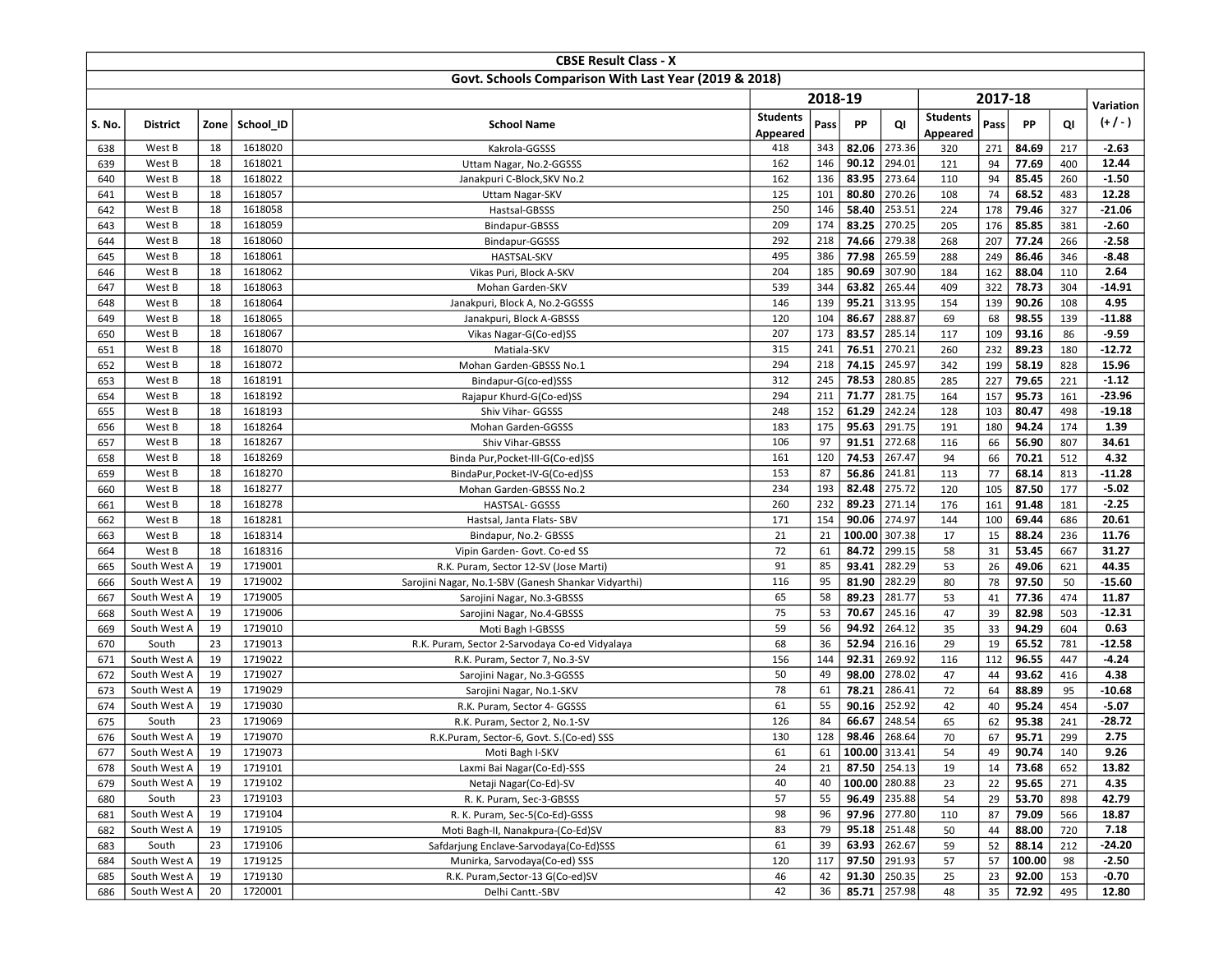| CBSE Result Class - X | | | | | | | | | | | | | | |
|---|---|---|---|---|---|---|---|---|---|---|---|---|---|---|
| Govt. Schools Comparison With Last Year (2019 & 2018) | | | | | | | | | | | | | | |
| | | | | | 2018-19 | | | | 2017-18 | | | | Variation |
| S. No. | District | Zone | School_ID | School Name | Students Appeared | Pass | PP | QI | Students Appeared | Pass | PP | QI | (+ / - ) |
| 638 | West B | 18 | 1618020 | Kakrola-GGSSS | 418 | 343 | **82.06** | 273.36 | 320 | 271 | **84.69** | 217 | **-2.63** |
| 639 | West B | 18 | 1618021 | Uttam Nagar, No.2-GGSSS | 162 | 146 | **90.12** | 294.01 | 121 | 94 | **77.69** | 400 | **12.44** |
| 640 | West B | 18 | 1618022 | Janakpuri C-Block,SKV No.2 | 162 | 136 | **83.95** | 273.64 | 110 | 94 | **85.45** | 260 | **-1.50** |
| 641 | West B | 18 | 1618057 | Uttam Nagar-SKV | 125 | 101 | **80.80** | 270.26 | 108 | 74 | **68.52** | 483 | **12.28** |
| 642 | West B | 18 | 1618058 | Hastsal-GBSSS | 250 | 146 | **58.40** | 253.51 | 224 | 178 | **79.46** | 327 | **-21.06** |
| 643 | West B | 18 | 1618059 | Bindapur-GBSSS | 209 | 174 | **83.25** | 270.25 | 205 | 176 | **85.85** | 381 | **-2.60** |
| 644 | West B | 18 | 1618060 | Bindapur-GGSSS | 292 | 218 | **74.66** | 279.38 | 268 | 207 | **77.24** | 266 | **-2.58** |
| 645 | West B | 18 | 1618061 | HASTSAL-SKV | 495 | 386 | **77.98** | 265.59 | 288 | 249 | **86.46** | 346 | **-8.48** |
| 646 | West B | 18 | 1618062 | Vikas Puri, Block A-SKV | 204 | 185 | **90.69** | 307.90 | 184 | 162 | **88.04** | 110 | **2.64** |
| 647 | West B | 18 | 1618063 | Mohan Garden-SKV | 539 | 344 | **63.82** | 265.44 | 409 | 322 | **78.73** | 304 | **-14.91** |
| 648 | West B | 18 | 1618064 | Janakpuri, Block A, No.2-GGSSS | 146 | 139 | **95.21** | 313.95 | 154 | 139 | **90.26** | 108 | **4.95** |
| 649 | West B | 18 | 1618065 | Janakpuri, Block A-GBSSS | 120 | 104 | **86.67** | 288.87 | 69 | 68 | **98.55** | 139 | **-11.88** |
| 650 | West B | 18 | 1618067 | Vikas Nagar-G(Co-ed)SS | 207 | 173 | **83.57** | 285.14 | 117 | 109 | **93.16** | 86 | **-9.59** |
| 651 | West B | 18 | 1618070 | Matiala-SKV | 315 | 241 | **76.51** | 270.21 | 260 | 232 | **89.23** | 180 | **-12.72** |
| 652 | West B | 18 | 1618072 | Mohan Garden-GBSSS No.1 | 294 | 218 | **74.15** | 245.97 | 342 | 199 | **58.19** | 828 | **15.96** |
| 653 | West B | 18 | 1618191 | Bindapur-G(co-ed)SSS | 312 | 245 | **78.53** | 280.85 | 285 | 227 | **79.65** | 221 | **-1.12** |
| 654 | West B | 18 | 1618192 | Rajapur Khurd-G(Co-ed)SS | 294 | 211 | **71.77** | 281.75 | 164 | 157 | **95.73** | 161 | **-23.96** |
| 655 | West B | 18 | 1618193 | Shiv Vihar- GGSSS | 248 | 152 | **61.29** | 242.24 | 128 | 103 | **80.47** | 498 | **-19.18** |
| 656 | West B | 18 | 1618264 | Mohan Garden-GGSSS | 183 | 175 | **95.63** | 291.75 | 191 | 180 | **94.24** | 174 | **1.39** |
| 657 | West B | 18 | 1618267 | Shiv Vihar-GBSSS | 106 | 97 | **91.51** | 272.68 | 116 | 66 | **56.90** | 807 | **34.61** |
| 658 | West B | 18 | 1618269 | Binda Pur,Pocket-III-G(Co-ed)SS | 161 | 120 | **74.53** | 267.47 | 94 | 66 | **70.21** | 512 | **4.32** |
| 659 | West B | 18 | 1618270 | BindaPur,Pocket-IV-G(Co-ed)SS | 153 | 87 | **56.86** | 241.81 | 113 | 77 | **68.14** | 813 | **-11.28** |
| 660 | West B | 18 | 1618277 | Mohan Garden-GBSSS No.2 | 234 | 193 | **82.48** | 275.72 | 120 | 105 | **87.50** | 177 | **-5.02** |
| 661 | West B | 18 | 1618278 | HASTSAL- GGSSS | 260 | 232 | **89.23** | 271.14 | 176 | 161 | **91.48** | 181 | **-2.25** |
| 662 | West B | 18 | 1618281 | Hastsal, Janta Flats- SBV | 171 | 154 | **90.06** | 274.97 | 144 | 100 | **69.44** | 686 | **20.61** |
| 663 | West B | 18 | 1618314 | Bindapur, No.2- GBSSS | 21 | 21 | **100.00** | 307.38 | 17 | 15 | **88.24** | 236 | **11.76** |
| 664 | West B | 18 | 1618316 | Vipin Garden- Govt. Co-ed SS | 72 | 61 | **84.72** | 299.15 | 58 | 31 | **53.45** | 667 | **31.27** |
| 665 | South West A | 19 | 1719001 | R.K. Puram, Sector 12-SV (Jose Marti) | 91 | 85 | **93.41** | 282.29 | 53 | 26 | **49.06** | 621 | **44.35** |
| 666 | South West A | 19 | 1719002 | Sarojini Nagar, No.1-SBV (Ganesh Shankar Vidyarthi) | 116 | 95 | **81.90** | 282.29 | 80 | 78 | **97.50** | 50 | **-15.60** |
| 667 | South West A | 19 | 1719005 | Sarojini Nagar, No.3-GBSSS | 65 | 58 | **89.23** | 281.77 | 53 | 41 | **77.36** | 474 | **11.87** |
| 668 | South West A | 19 | 1719006 | Sarojini Nagar, No.4-GBSSS | 75 | 53 | **70.67** | 245.16 | 47 | 39 | **82.98** | 503 | **-12.31** |
| 669 | South West A | 19 | 1719010 | Moti Bagh I-GBSSS | 59 | 56 | **94.92** | 264.12 | 35 | 33 | **94.29** | 604 | **0.63** |
| 670 | South | 23 | 1719013 | R.K. Puram, Sector 2-Sarvodaya Co-ed Vidyalaya | 68 | 36 | **52.94** | 216.16 | 29 | 19 | **65.52** | 781 | **-12.58** |
| 671 | South West A | 19 | 1719022 | R.K. Puram, Sector 7, No.3-SV | 156 | 144 | **92.31** | 269.92 | 116 | 112 | **96.55** | 447 | **-4.24** |
| 672 | South West A | 19 | 1719027 | Sarojini Nagar, No.3-GGSSS | 50 | 49 | **98.00** | 278.02 | 47 | 44 | **93.62** | 416 | **4.38** |
| 673 | South West A | 19 | 1719029 | Sarojini Nagar, No.1-SKV | 78 | 61 | **78.21** | 286.41 | 72 | 64 | **88.89** | 95 | **-10.68** |
| 674 | South West A | 19 | 1719030 | R.K. Puram, Sector 4- GGSSS | 61 | 55 | **90.16** | 252.92 | 42 | 40 | **95.24** | 454 | **-5.07** |
| 675 | South | 23 | 1719069 | R.K. Puram, Sector 2, No.1-SV | 126 | 84 | **66.67** | 248.54 | 65 | 62 | **95.38** | 241 | **-28.72** |
| 676 | South West A | 19 | 1719070 | R.K.Puram, Sector-6, Govt. S.(Co-ed) SSS | 130 | 128 | **98.46** | 268.64 | 70 | 67 | **95.71** | 299 | **2.75** |
| 677 | South West A | 19 | 1719073 | Moti Bagh I-SKV | 61 | 61 | **100.00** | 313.41 | 54 | 49 | **90.74** | 140 | **9.26** |
| 678 | South West A | 19 | 1719101 | Laxmi Bai Nagar(Co-Ed)-SSS | 24 | 21 | **87.50** | 254.13 | 19 | 14 | **73.68** | 652 | **13.82** |
| 679 | South West A | 19 | 1719102 | Netaji Nagar(Co-Ed)-SV | 40 | 40 | **100.00** | 280.88 | 23 | 22 | **95.65** | 271 | **4.35** |
| 680 | South | 23 | 1719103 | R. K. Puram, Sec-3-GBSSS | 57 | 55 | **96.49** | 235.88 | 54 | 29 | **53.70** | 898 | **42.79** |
| 681 | South West A | 19 | 1719104 | R. K. Puram, Sec-5(Co-Ed)-GSSS | 98 | 96 | **97.96** | 277.80 | 110 | 87 | **79.09** | 566 | **18.87** |
| 682 | South West A | 19 | 1719105 | Moti Bagh-II, Nanakpura-(Co-Ed)SV | 83 | 79 | **95.18** | 251.48 | 50 | 44 | **88.00** | 720 | **7.18** |
| 683 | South | 23 | 1719106 | Safdarjung Enclave-Sarvodaya(Co-Ed)SSS | 61 | 39 | **63.93** | 262.67 | 59 | 52 | **88.14** | 212 | **-24.20** |
| 684 | South West A | 19 | 1719125 | Munirka, Sarvodaya(Co-ed) SSS | 120 | 117 | **97.50** | 291.93 | 57 | 57 | **100.00** | 98 | **-2.50** |
| 685 | South West A | 19 | 1719130 | R.K. Puram,Sector-13 G(Co-ed)SV | 46 | 42 | **91.30** | 250.35 | 25 | 23 | **92.00** | 153 | **-0.70** |
| 686 | South West A | 20 | 1720001 | Delhi Cantt.-SBV | 42 | 36 | **85.71** | 257.98 | 48 | 35 | **72.92** | 495 | **12.80** |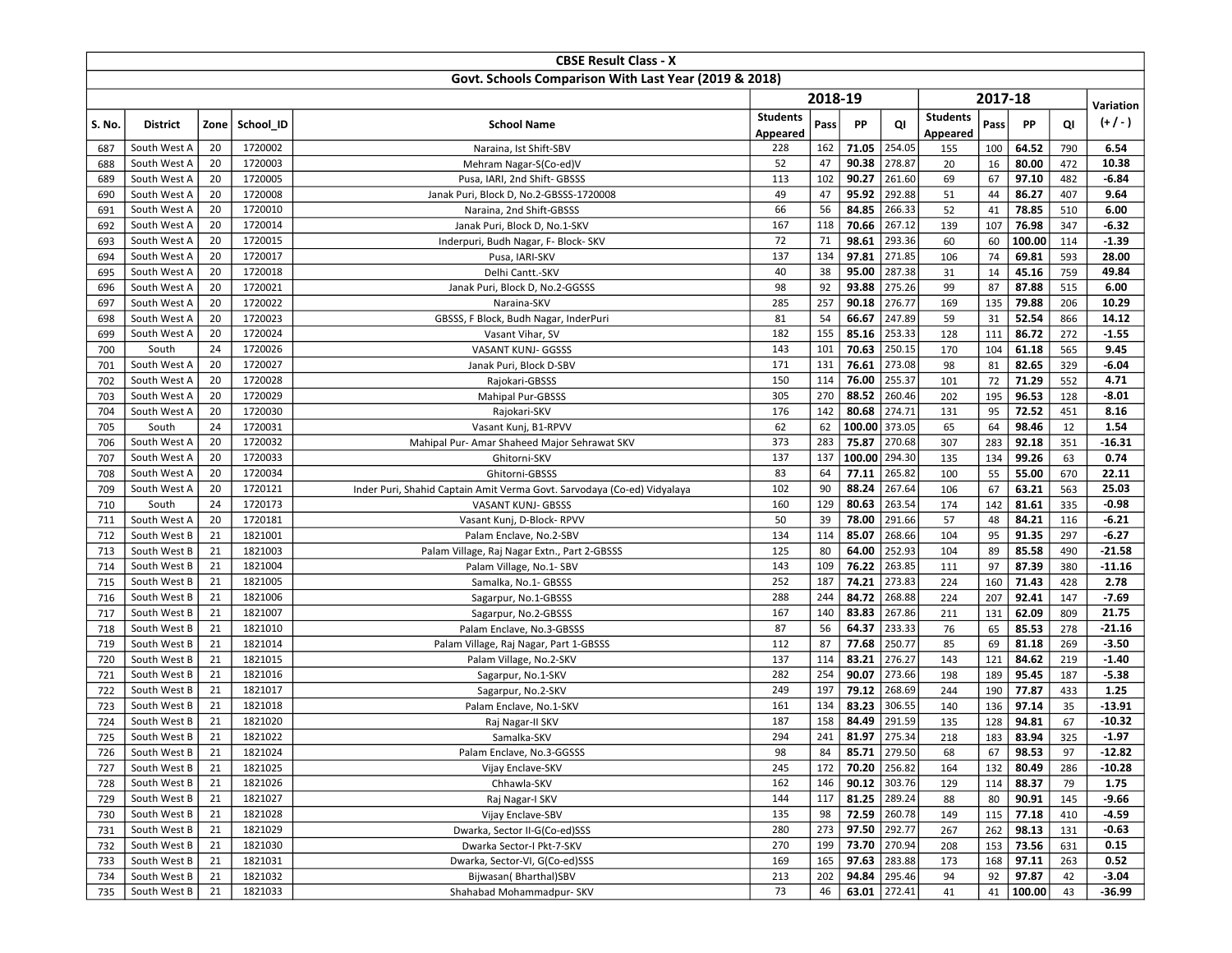| CBSE Result Class - X | | | | | | | | | | | | | |
|---|---|---|---|---|---|---|---|---|---|---|---|---|---|
| Govt. Schools Comparison With Last Year (2019 & 2018) | | | | | | | | | | | | | |
| | | | | | 2018-19 | | | | 2017-18 | | | | Variation |
| S. No. | District | Zone | School_ID | School Name | Students Appeared | Pass | PP | QI | Students Appeared | Pass | PP | QI | (+ / - ) |
| 687 | South West A | 20 | 1720002 | Naraina, Ist Shift-SBV | 228 | 162 | **71.05** | 254.05 | 155 | 100 | **64.52** | 790 | **6.54** |
| 688 | South West A | 20 | 1720003 | Mehram Nagar-S(Co-ed)V | 52 | 47 | **90.38** | 278.87 | 20 | 16 | **80.00** | 472 | **10.38** |
| 689 | South West A | 20 | 1720005 | Pusa, IARI, 2nd Shift- GBSSS | 113 | 102 | **90.27** | 261.60 | 69 | 67 | **97.10** | 482 | **-6.84** |
| 690 | South West A | 20 | 1720008 | Janak Puri, Block D, No.2-GBSSS-1720008 | 49 | 47 | **95.92** | 292.88 | 51 | 44 | **86.27** | 407 | **9.64** |
| 691 | South West A | 20 | 1720010 | Naraina, 2nd Shift-GBSSS | 66 | 56 | **84.85** | 266.33 | 52 | 41 | **78.85** | 510 | **6.00** |
| 692 | South West A | 20 | 1720014 | Janak Puri, Block D, No.1-SKV | 167 | 118 | **70.66** | 267.12 | 139 | 107 | **76.98** | 347 | **-6.32** |
| 693 | South West A | 20 | 1720015 | Inderpuri, Budh Nagar, F- Block- SKV | 72 | 71 | **98.61** | 293.36 | 60 | 60 | **100.00** | 114 | **-1.39** |
| 694 | South West A | 20 | 1720017 | Pusa, IARI-SKV | 137 | 134 | **97.81** | 271.85 | 106 | 74 | **69.81** | 593 | **28.00** |
| 695 | South West A | 20 | 1720018 | Delhi Cantt.-SKV | 40 | 38 | **95.00** | 287.38 | 31 | 14 | **45.16** | 759 | **49.84** |
| 696 | South West A | 20 | 1720021 | Janak Puri, Block D, No.2-GGSSS | 98 | 92 | **93.88** | 275.26 | 99 | 87 | **87.88** | 515 | **6.00** |
| 697 | South West A | 20 | 1720022 | Naraina-SKV | 285 | 257 | **90.18** | 276.77 | 169 | 135 | **79.88** | 206 | **10.29** |
| 698 | South West A | 20 | 1720023 | GBSSS, F Block, Budh Nagar, InderPuri | 81 | 54 | **66.67** | 247.89 | 59 | 31 | **52.54** | 866 | **14.12** |
| 699 | South West A | 20 | 1720024 | Vasant Vihar, SV | 182 | 155 | **85.16** | 253.33 | 128 | 111 | **86.72** | 272 | **-1.55** |
| 700 | South | 24 | 1720026 | VASANT KUNJ- GGSSS | 143 | 101 | **70.63** | 250.15 | 170 | 104 | **61.18** | 565 | **9.45** |
| 701 | South West A | 20 | 1720027 | Janak Puri, Block D-SBV | 171 | 131 | **76.61** | 273.08 | 98 | 81 | **82.65** | 329 | **-6.04** |
| 702 | South West A | 20 | 1720028 | Rajokari-GBSSS | 150 | 114 | **76.00** | 255.37 | 101 | 72 | **71.29** | 552 | **4.71** |
| 703 | South West A | 20 | 1720029 | Mahipal Pur-GBSSS | 305 | 270 | **88.52** | 260.46 | 202 | 195 | **96.53** | 128 | **-8.01** |
| 704 | South West A | 20 | 1720030 | Rajokari-SKV | 176 | 142 | **80.68** | 274.71 | 131 | 95 | **72.52** | 451 | **8.16** |
| 705 | South | 24 | 1720031 | Vasant Kunj, B1-RPVV | 62 | 62 | **100.00** | 373.05 | 65 | 64 | **98.46** | 12 | **1.54** |
| 706 | South West A | 20 | 1720032 | Mahipal Pur- Amar Shaheed Major Sehrawat SKV | 373 | 283 | **75.87** | 270.68 | 307 | 283 | **92.18** | 351 | **-16.31** |
| 707 | South West A | 20 | 1720033 | Ghitorni-SKV | 137 | 137 | **100.00** | 294.30 | 135 | 134 | **99.26** | 63 | **0.74** |
| 708 | South West A | 20 | 1720034 | Ghitorni-GBSSS | 83 | 64 | **77.11** | 265.82 | 100 | 55 | **55.00** | 670 | **22.11** |
| 709 | South West A | 20 | 1720121 | Inder Puri, Shahid Captain Amit Verma Govt. Sarvodaya (Co-ed) Vidyalaya | 102 | 90 | **88.24** | 267.64 | 106 | 67 | **63.21** | 563 | **25.03** |
| 710 | South | 24 | 1720173 | VASANT KUNJ- GBSSS | 160 | 129 | **80.63** | 263.54 | 174 | 142 | **81.61** | 335 | **-0.98** |
| 711 | South West A | 20 | 1720181 | Vasant Kunj, D-Block- RPVV | 50 | 39 | **78.00** | 291.66 | 57 | 48 | **84.21** | 116 | **-6.21** |
| 712 | South West B | 21 | 1821001 | Palam Enclave, No.2-SBV | 134 | 114 | **85.07** | 268.66 | 104 | 95 | **91.35** | 297 | **-6.27** |
| 713 | South West B | 21 | 1821003 | Palam Village, Raj Nagar Extn., Part 2-GBSSS | 125 | 80 | **64.00** | 252.93 | 104 | 89 | **85.58** | 490 | **-21.58** |
| 714 | South West B | 21 | 1821004 | Palam Village, No.1- SBV | 143 | 109 | **76.22** | 263.85 | 111 | 97 | **87.39** | 380 | **-11.16** |
| 715 | South West B | 21 | 1821005 | Samalka, No.1- GBSSS | 252 | 187 | **74.21** | 273.83 | 224 | 160 | **71.43** | 428 | **2.78** |
| 716 | South West B | 21 | 1821006 | Sagarpur, No.1-GBSSS | 288 | 244 | **84.72** | 268.88 | 224 | 207 | **92.41** | 147 | **-7.69** |
| 717 | South West B | 21 | 1821007 | Sagarpur, No.2-GBSSS | 167 | 140 | **83.83** | 267.86 | 211 | 131 | **62.09** | 809 | **21.75** |
| 718 | South West B | 21 | 1821010 | Palam Enclave, No.3-GBSSS | 87 | 56 | **64.37** | 233.33 | 76 | 65 | **85.53** | 278 | **-21.16** |
| 719 | South West B | 21 | 1821014 | Palam Village, Raj Nagar, Part 1-GBSSS | 112 | 87 | **77.68** | 250.77 | 85 | 69 | **81.18** | 269 | **-3.50** |
| 720 | South West B | 21 | 1821015 | Palam Village, No.2-SKV | 137 | 114 | **83.21** | 276.27 | 143 | 121 | **84.62** | 219 | **-1.40** |
| 721 | South West B | 21 | 1821016 | Sagarpur, No.1-SKV | 282 | 254 | **90.07** | 273.66 | 198 | 189 | **95.45** | 187 | **-5.38** |
| 722 | South West B | 21 | 1821017 | Sagarpur, No.2-SKV | 249 | 197 | **79.12** | 268.69 | 244 | 190 | **77.87** | 433 | **1.25** |
| 723 | South West B | 21 | 1821018 | Palam Enclave, No.1-SKV | 161 | 134 | **83.23** | 306.55 | 140 | 136 | **97.14** | 35 | **-13.91** |
| 724 | South West B | 21 | 1821020 | Raj Nagar-II SKV | 187 | 158 | **84.49** | 291.59 | 135 | 128 | **94.81** | 67 | **-10.32** |
| 725 | South West B | 21 | 1821022 | Samalka-SKV | 294 | 241 | **81.97** | 275.34 | 218 | 183 | **83.94** | 325 | **-1.97** |
| 726 | South West B | 21 | 1821024 | Palam Enclave, No.3-GGSSS | 98 | 84 | **85.71** | 279.50 | 68 | 67 | **98.53** | 97 | **-12.82** |
| 727 | South West B | 21 | 1821025 | Vijay Enclave-SKV | 245 | 172 | **70.20** | 256.82 | 164 | 132 | **80.49** | 286 | **-10.28** |
| 728 | South West B | 21 | 1821026 | Chhawla-SKV | 162 | 146 | **90.12** | 303.76 | 129 | 114 | **88.37** | 79 | **1.75** |
| 729 | South West B | 21 | 1821027 | Raj Nagar-I SKV | 144 | 117 | **81.25** | 289.24 | 88 | 80 | **90.91** | 145 | **-9.66** |
| 730 | South West B | 21 | 1821028 | Vijay Enclave-SBV | 135 | 98 | **72.59** | 260.78 | 149 | 115 | **77.18** | 410 | **-4.59** |
| 731 | South West B | 21 | 1821029 | Dwarka, Sector II-G(Co-ed)SSS | 280 | 273 | **97.50** | 292.77 | 267 | 262 | **98.13** | 131 | **-0.63** |
| 732 | South West B | 21 | 1821030 | Dwarka Sector-I Pkt-7-SKV | 270 | 199 | **73.70** | 270.94 | 208 | 153 | **73.56** | 631 | **0.15** |
| 733 | South West B | 21 | 1821031 | Dwarka, Sector-VI, G(Co-ed)SSS | 169 | 165 | **97.63** | 283.88 | 173 | 168 | **97.11** | 263 | **0.52** |
| 734 | South West B | 21 | 1821032 | Bijwasan( Bharthal)SBV | 213 | 202 | **94.84** | 295.46 | 94 | 92 | **97.87** | 42 | **-3.04** |
| 735 | South West B | 21 | 1821033 | Shahabad Mohammadpur- SKV | 73 | 46 | **63.01** | 272.41 | 41 | 41 | **100.00** | 43 | **-36.99** |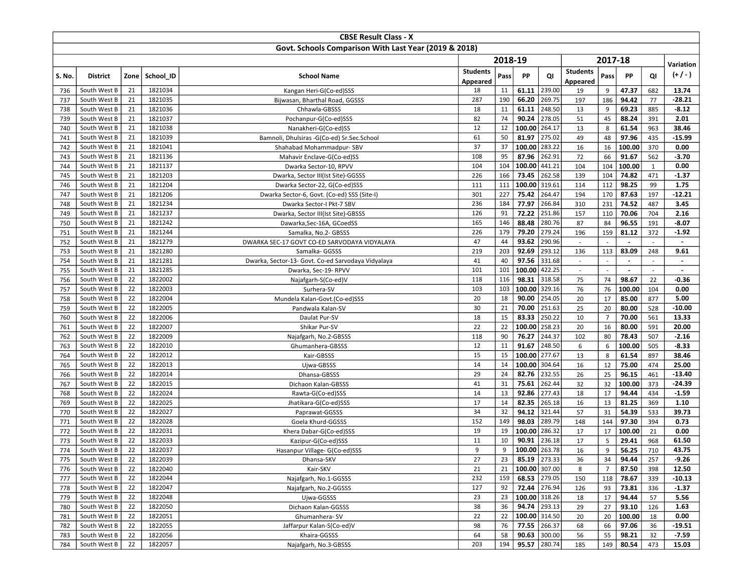| CBSE Result Class - X | | | | | | | | | | | | | | |
|---|---|---|---|---|---|---|---|---|---|---|---|---|---|---|
| Govt. Schools Comparison With Last Year (2019 & 2018) | | | | | | | | | | | | | | |
| | | | | | 2018-19 | | | | 2017-18 | | | | Variation |
| S. No. | District | Zone | School_ID | School Name | Students Appeared | Pass | PP | QI | Students Appeared | Pass | PP | QI | (+ / - ) |
| 736 | South West B | 21 | 1821034 | Kangan Heri-G(Co-ed)SSS | 18 | 11 | **61.11** | 239.00 | 19 | 9 | **47.37** | 682 | **13.74** |
| 737 | South West B | 21 | 1821035 | Bijwasan, Bharthal Road, GGSSS | 287 | 190 | **66.20** | 269.75 | 197 | 186 | **94.42** | 77 | **-28.21** |
| 738 | South West B | 21 | 1821036 | Chhawla-GBSSS | 18 | 11 | **61.11** | 248.50 | 13 | 9 | **69.23** | 885 | **-8.12** |
| 739 | South West B | 21 | 1821037 | Pochanpur-G(Co-ed)SSS | 82 | 74 | **90.24** | 278.05 | 51 | 45 | **88.24** | 391 | **2.01** |
| 740 | South West B | 21 | 1821038 | Nanakheri-G(Co-ed)SS | 12 | 12 | **100.00** | 264.17 | 13 | 8 | **61.54** | 963 | **38.46** |
| 741 | South West B | 21 | 1821039 | Bamnoli, Dhulsiras -G(Co-ed) Sr.Sec.School | 61 | 50 | **81.97** | 275.02 | 49 | 48 | **97.96** | 435 | **-15.99** |
| 742 | South West B | 21 | 1821041 | Shahabad Mohammadpur- SBV | 37 | 37 | **100.00** | 283.22 | 16 | 16 | **100.00** | 370 | **0.00** |
| 743 | South West B | 21 | 1821136 | Mahavir Enclave-G(Co-ed)SS | 108 | 95 | **87.96** | 262.91 | 72 | 66 | **91.67** | 562 | **-3.70** |
| 744 | South West B | 21 | 1821137 | Dwarka Sector-10, RPVV | 104 | 104 | **100.00** | 441.21 | 104 | 104 | **100.00** | 1 | **0.00** |
| 745 | South West B | 21 | 1821203 | Dwarka, Sector III(Ist Site)-GGSSS | 226 | 166 | **73.45** | 262.58 | 139 | 104 | **74.82** | 471 | **-1.37** |
| 746 | South West B | 21 | 1821204 | Dwarka Sector-22, G(Co-ed)SSS | 111 | 111 | **100.00** | 319.61 | 114 | 112 | **98.25** | 99 | **1.75** |
| 747 | South West B | 21 | 1821206 | Dwarka Sector-6, Govt. (Co-ed) SSS (Site-I) | 301 | 227 | **75.42** | 264.47 | 194 | 170 | **87.63** | 197 | **-12.21** |
| 748 | South West B | 21 | 1821234 | Dwarka Sector-I Pkt-7 SBV | 236 | 184 | **77.97** | 266.84 | 310 | 231 | **74.52** | 487 | **3.45** |
| 749 | South West B | 21 | 1821237 | Dwarka, Sector III(Ist Site)-GBSSS | 126 | 91 | **72.22** | 251.86 | 157 | 110 | **70.06** | 704 | **2.16** |
| 750 | South West B | 21 | 1821242 | Dawarka,Sec-16A, GCoedSS | 165 | 146 | **88.48** | 280.76 | 87 | 84 | **96.55** | 191 | **-8.07** |
| 751 | South West B | 21 | 1821244 | Samalka, No.2- GBSSS | 226 | 179 | **79.20** | 279.24 | 196 | 159 | **81.12** | 372 | **-1.92** |
| 752 | South West B | 21 | 1821279 | DWARKA SEC-17 GOVT CO-ED SARVODAYA VIDYALAYA | 47 | 44 | **93.62** | 290.96 | - | - | **-** | - | **-** |
| 753 | South West B | 21 | 1821280 | Samalka- GGSSS | 219 | 203 | **92.69** | 293.12 | 136 | 113 | **83.09** | 248 | **9.61** |
| 754 | South West B | 21 | 1821281 | Dwarka, Sector-13- Govt. Co-ed Sarvodaya Vidyalaya | 41 | 40 | **97.56** | 331.68 | - | - | **-** | - | **-** |
| 755 | South West B | 21 | 1821285 | Dwarka, Sec-19- RPVV | 101 | 101 | **100.00** | 422.25 | - | - | **-** | - | **-** |
| 756 | South West B | 22 | 1822002 | Najafgarh-S(Co-ed)V | 118 | 116 | **98.31** | 318.58 | 75 | 74 | **98.67** | 22 | **-0.36** |
| 757 | South West B | 22 | 1822003 | Surhera-SV | 103 | 103 | **100.00** | 329.16 | 76 | 76 | **100.00** | 104 | **0.00** |
| 758 | South West B | 22 | 1822004 | Mundela Kalan-Govt.(Co-ed)SSS | 20 | 18 | **90.00** | 254.05 | 20 | 17 | **85.00** | 877 | **5.00** |
| 759 | South West B | 22 | 1822005 | Pandwala Kalan-SV | 30 | 21 | **70.00** | 251.63 | 25 | 20 | **80.00** | 528 | **-10.00** |
| 760 | South West B | 22 | 1822006 | Daulat Pur-SV | 18 | 15 | **83.33** | 250.22 | 10 | 7 | **70.00** | 561 | **13.33** |
| 761 | South West B | 22 | 1822007 | Shikar Pur-SV | 22 | 22 | **100.00** | 258.23 | 20 | 16 | **80.00** | 591 | **20.00** |
| 762 | South West B | 22 | 1822009 | Najafgarh, No.2-GBSSS | 118 | 90 | **76.27** | 244.37 | 102 | 80 | **78.43** | 507 | **-2.16** |
| 763 | South West B | 22 | 1822010 | Ghumanhera-GBSSS | 12 | 11 | **91.67** | 248.50 | 6 | 6 | **100.00** | 505 | **-8.33** |
| 764 | South West B | 22 | 1822012 | Kair-GBSSS | 15 | 15 | **100.00** | 277.67 | 13 | 8 | **61.54** | 897 | **38.46** |
| 765 | South West B | 22 | 1822013 | Ujwa-GBSSS | 14 | 14 | **100.00** | 304.64 | 16 | 12 | **75.00** | 474 | **25.00** |
| 766 | South West B | 22 | 1822014 | Dhansa-GBSSS | 29 | 24 | **82.76** | 232.55 | 26 | 25 | **96.15** | 461 | **-13.40** |
| 767 | South West B | 22 | 1822015 | Dichaon Kalan-GBSSS | 41 | 31 | **75.61** | 262.44 | 32 | 32 | **100.00** | 373 | **-24.39** |
| 768 | South West B | 22 | 1822024 | Rawta-G(Co-ed)SSS | 14 | 13 | **92.86** | 277.43 | 18 | 17 | **94.44** | 434 | **-1.59** |
| 769 | South West B | 22 | 1822025 | Jhatikara-G(Co-ed)SSS | 17 | 14 | **82.35** | 265.18 | 16 | 13 | **81.25** | 369 | **1.10** |
| 770 | South West B | 22 | 1822027 | Paprawat-GGSSS | 34 | 32 | **94.12** | 321.44 | 57 | 31 | **54.39** | 533 | **39.73** |
| 771 | South West B | 22 | 1822028 | Goela Khurd-GGSSS | 152 | 149 | **98.03** | 289.79 | 148 | 144 | **97.30** | 394 | **0.73** |
| 772 | South West B | 22 | 1822031 | Khera Dabar-G(Co-ed)SSS | 19 | 19 | **100.00** | 286.32 | 17 | 17 | **100.00** | 21 | **0.00** |
| 773 | South West B | 22 | 1822033 | Kazipur-G(Co-ed)SSS | 11 | 10 | **90.91** | 236.18 | 17 | 5 | **29.41** | 968 | **61.50** |
| 774 | South West B | 22 | 1822037 | Hasanpur Village- G(Co-ed)SSS | 9 | 9 | **100.00** | 263.78 | 16 | 9 | **56.25** | 710 | **43.75** |
| 775 | South West B | 22 | 1822039 | Dhansa-SKV | 27 | 23 | **85.19** | 273.33 | 36 | 34 | **94.44** | 257 | **-9.26** |
| 776 | South West B | 22 | 1822040 | Kair-SKV | 21 | 21 | **100.00** | 307.00 | 8 | 7 | **87.50** | 398 | **12.50** |
| 777 | South West B | 22 | 1822044 | Najafgarh, No.1-GGSSS | 232 | 159 | **68.53** | 279.05 | 150 | 118 | **78.67** | 339 | **-10.13** |
| 778 | South West B | 22 | 1822047 | Najafgarh, No.2-GGSSS | 127 | 92 | **72.44** | 276.94 | 126 | 93 | **73.81** | 336 | **-1.37** |
| 779 | South West B | 22 | 1822048 | Ujwa-GGSSS | 23 | 23 | **100.00** | 318.26 | 18 | 17 | **94.44** | 57 | **5.56** |
| 780 | South West B | 22 | 1822050 | Dichaon Kalan-GGSSS | 38 | 36 | **94.74** | 293.13 | 29 | 27 | **93.10** | 126 | **1.63** |
| 781 | South West B | 22 | 1822051 | Ghumanhera- SV | 22 | 22 | **100.00** | 314.50 | 20 | 20 | **100.00** | 18 | **0.00** |
| 782 | South West B | 22 | 1822055 | Jaffarpur Kalan-S(Co-ed)V | 98 | 76 | **77.55** | 266.37 | 68 | 66 | **97.06** | 36 | **-19.51** |
| 783 | South West B | 22 | 1822056 | Khaira-GGSSS | 64 | 58 | **90.63** | 300.00 | 56 | 55 | **98.21** | 32 | **-7.59** |
| 784 | South West B | 22 | 1822057 | Najafgarh, No.3-GBSSS | 203 | 194 | **95.57** | 280.74 | 185 | 149 | **80.54** | 473 | **15.03** |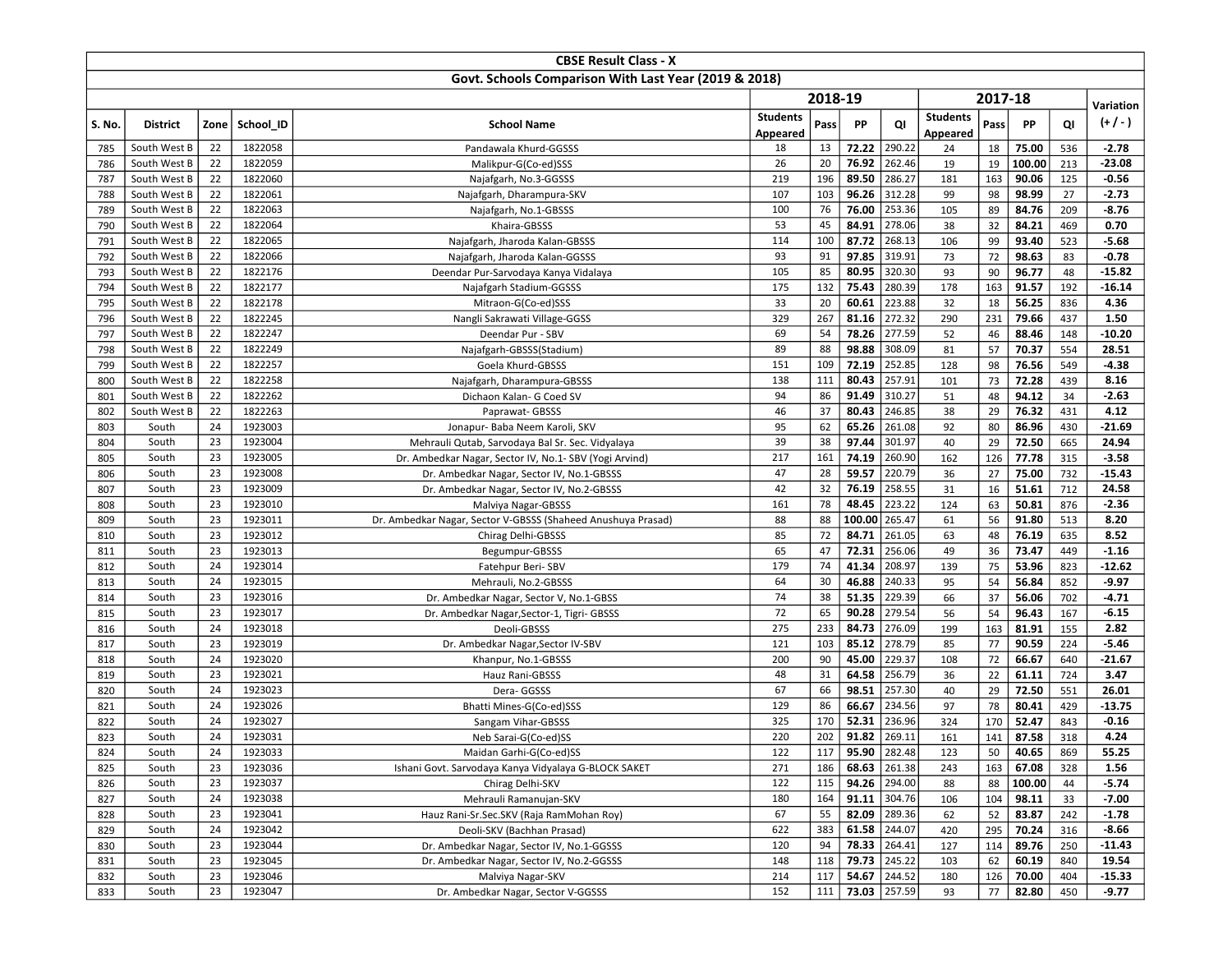| CBSE Result Class - X | | | | | | | | | | | | | | |
|---|---|---|---|---|---|---|---|---|---|---|---|---|---|---|
| Govt. Schools Comparison With Last Year (2019 & 2018) | | | | | | | | | | | | | | |
| | | | | | 2018-19 | | | | 2017-18 | | | | Variation |
| S. No. | District | Zone | School_ID | School Name | Students Appeared | Pass | PP | QI | Students Appeared | Pass | PP | QI | (+ / - ) |
| 785 | South West B | 22 | 1822058 | Pandawala Khurd-GGSSS | 18 | 13 | **72.22** | 290.22 | 24 | 18 | **75.00** | 536 | **-2.78** |
| 786 | South West B | 22 | 1822059 | Malikpur-G(Co-ed)SSS | 26 | 20 | **76.92** | 262.46 | 19 | 19 | **100.00** | 213 | **-23.08** |
| 787 | South West B | 22 | 1822060 | Najafgarh, No.3-GGSSS | 219 | 196 | **89.50** | 286.27 | 181 | 163 | **90.06** | 125 | **-0.56** |
| 788 | South West B | 22 | 1822061 | Najafgarh, Dharampura-SKV | 107 | 103 | **96.26** | 312.28 | 99 | 98 | **98.99** | 27 | **-2.73** |
| 789 | South West B | 22 | 1822063 | Najafgarh, No.1-GBSSS | 100 | 76 | **76.00** | 253.36 | 105 | 89 | **84.76** | 209 | **-8.76** |
| 790 | South West B | 22 | 1822064 | Khaira-GBSSS | 53 | 45 | **84.91** | 278.06 | 38 | 32 | **84.21** | 469 | **0.70** |
| 791 | South West B | 22 | 1822065 | Najafgarh, Jharoda Kalan-GBSSS | 114 | 100 | **87.72** | 268.13 | 106 | 99 | **93.40** | 523 | **-5.68** |
| 792 | South West B | 22 | 1822066 | Najafgarh, Jharoda Kalan-GGSSS | 93 | 91 | **97.85** | 319.91 | 73 | 72 | **98.63** | 83 | **-0.78** |
| 793 | South West B | 22 | 1822176 | Deendar Pur-Sarvodaya Kanya Vidalaya | 105 | 85 | **80.95** | 320.30 | 93 | 90 | **96.77** | 48 | **-15.82** |
| 794 | South West B | 22 | 1822177 | Najafgarh Stadium-GGSSS | 175 | 132 | **75.43** | 280.39 | 178 | 163 | **91.57** | 192 | **-16.14** |
| 795 | South West B | 22 | 1822178 | Mitraon-G(Co-ed)SSS | 33 | 20 | **60.61** | 223.88 | 32 | 18 | **56.25** | 836 | **4.36** |
| 796 | South West B | 22 | 1822245 | Nangli Sakrawati Village-GGSS | 329 | 267 | **81.16** | 272.32 | 290 | 231 | **79.66** | 437 | **1.50** |
| 797 | South West B | 22 | 1822247 | Deendar Pur - SBV | 69 | 54 | **78.26** | 277.59 | 52 | 46 | **88.46** | 148 | **-10.20** |
| 798 | South West B | 22 | 1822249 | Najafgarh-GBSSS(Stadium) | 89 | 88 | **98.88** | 308.09 | 81 | 57 | **70.37** | 554 | **28.51** |
| 799 | South West B | 22 | 1822257 | Goela Khurd-GBSSS | 151 | 109 | **72.19** | 252.85 | 128 | 98 | **76.56** | 549 | **-4.38** |
| 800 | South West B | 22 | 1822258 | Najafgarh, Dharampura-GBSSS | 138 | 111 | **80.43** | 257.91 | 101 | 73 | **72.28** | 439 | **8.16** |
| 801 | South West B | 22 | 1822262 | Dichaon Kalan- G Coed SV | 94 | 86 | **91.49** | 310.27 | 51 | 48 | **94.12** | 34 | **-2.63** |
| 802 | South West B | 22 | 1822263 | Paprawat- GBSSS | 46 | 37 | **80.43** | 246.85 | 38 | 29 | **76.32** | 431 | **4.12** |
| 803 | South | 24 | 1923003 | Jonapur- Baba Neem Karoli, SKV | 95 | 62 | **65.26** | 261.08 | 92 | 80 | **86.96** | 430 | **-21.69** |
| 804 | South | 23 | 1923004 | Mehrauli Qutab, Sarvodaya Bal Sr. Sec. Vidyalaya | 39 | 38 | **97.44** | 301.97 | 40 | 29 | **72.50** | 665 | **24.94** |
| 805 | South | 23 | 1923005 | Dr. Ambedkar Nagar, Sector IV, No.1- SBV (Yogi Arvind) | 217 | 161 | **74.19** | 260.90 | 162 | 126 | **77.78** | 315 | **-3.58** |
| 806 | South | 23 | 1923008 | Dr. Ambedkar Nagar, Sector IV, No.1-GBSSS | 47 | 28 | **59.57** | 220.79 | 36 | 27 | **75.00** | 732 | **-15.43** |
| 807 | South | 23 | 1923009 | Dr. Ambedkar Nagar, Sector IV, No.2-GBSSS | 42 | 32 | **76.19** | 258.55 | 31 | 16 | **51.61** | 712 | **24.58** |
| 808 | South | 23 | 1923010 | Malviya Nagar-GBSSS | 161 | 78 | **48.45** | 223.22 | 124 | 63 | **50.81** | 876 | **-2.36** |
| 809 | South | 23 | 1923011 | Dr. Ambedkar Nagar, Sector V-GBSSS (Shaheed Anushuya Prasad) | 88 | 88 | **100.00** | 265.47 | 61 | 56 | **91.80** | 513 | **8.20** |
| 810 | South | 23 | 1923012 | Chirag Delhi-GBSSS | 85 | 72 | **84.71** | 261.05 | 63 | 48 | **76.19** | 635 | **8.52** |
| 811 | South | 23 | 1923013 | Begumpur-GBSSS | 65 | 47 | **72.31** | 256.06 | 49 | 36 | **73.47** | 449 | **-1.16** |
| 812 | South | 24 | 1923014 | Fatehpur Beri- SBV | 179 | 74 | **41.34** | 208.97 | 139 | 75 | **53.96** | 823 | **-12.62** |
| 813 | South | 24 | 1923015 | Mehrauli, No.2-GBSSS | 64 | 30 | **46.88** | 240.33 | 95 | 54 | **56.84** | 852 | **-9.97** |
| 814 | South | 23 | 1923016 | Dr. Ambedkar Nagar, Sector V, No.1-GBSS | 74 | 38 | **51.35** | 229.39 | 66 | 37 | **56.06** | 702 | **-4.71** |
| 815 | South | 23 | 1923017 | Dr. Ambedkar Nagar,Sector-1, Tigri- GBSSS | 72 | 65 | **90.28** | 279.54 | 56 | 54 | **96.43** | 167 | **-6.15** |
| 816 | South | 24 | 1923018 | Deoli-GBSSS | 275 | 233 | **84.73** | 276.09 | 199 | 163 | **81.91** | 155 | **2.82** |
| 817 | South | 23 | 1923019 | Dr. Ambedkar Nagar,Sector IV-SBV | 121 | 103 | **85.12** | 278.79 | 85 | 77 | **90.59** | 224 | **-5.46** |
| 818 | South | 24 | 1923020 | Khanpur, No.1-GBSSS | 200 | 90 | **45.00** | 229.37 | 108 | 72 | **66.67** | 640 | **-21.67** |
| 819 | South | 23 | 1923021 | Hauz Rani-GBSSS | 48 | 31 | **64.58** | 256.79 | 36 | 22 | **61.11** | 724 | **3.47** |
| 820 | South | 24 | 1923023 | Dera- GGSSS | 67 | 66 | **98.51** | 257.30 | 40 | 29 | **72.50** | 551 | **26.01** |
| 821 | South | 24 | 1923026 | Bhatti Mines-G(Co-ed)SSS | 129 | 86 | **66.67** | 234.56 | 97 | 78 | **80.41** | 429 | **-13.75** |
| 822 | South | 24 | 1923027 | Sangam Vihar-GBSSS | 325 | 170 | **52.31** | 236.96 | 324 | 170 | **52.47** | 843 | **-0.16** |
| 823 | South | 24 | 1923031 | Neb Sarai-G(Co-ed)SS | 220 | 202 | **91.82** | 269.11 | 161 | 141 | **87.58** | 318 | **4.24** |
| 824 | South | 24 | 1923033 | Maidan Garhi-G(Co-ed)SS | 122 | 117 | **95.90** | 282.48 | 123 | 50 | **40.65** | 869 | **55.25** |
| 825 | South | 23 | 1923036 | Ishani Govt. Sarvodaya Kanya Vidyalaya G-BLOCK SAKET | 271 | 186 | **68.63** | 261.38 | 243 | 163 | **67.08** | 328 | **1.56** |
| 826 | South | 23 | 1923037 | Chirag Delhi-SKV | 122 | 115 | **94.26** | 294.00 | 88 | 88 | **100.00** | 44 | **-5.74** |
| 827 | South | 24 | 1923038 | Mehrauli Ramanujan-SKV | 180 | 164 | **91.11** | 304.76 | 106 | 104 | **98.11** | 33 | **-7.00** |
| 828 | South | 23 | 1923041 | Hauz Rani-Sr.Sec.SKV (Raja RamMohan Roy) | 67 | 55 | **82.09** | 289.36 | 62 | 52 | **83.87** | 242 | **-1.78** |
| 829 | South | 24 | 1923042 | Deoli-SKV (Bachhan Prasad) | 622 | 383 | **61.58** | 244.07 | 420 | 295 | **70.24** | 316 | **-8.66** |
| 830 | South | 23 | 1923044 | Dr. Ambedkar Nagar, Sector IV, No.1-GGSSS | 120 | 94 | **78.33** | 264.41 | 127 | 114 | **89.76** | 250 | **-11.43** |
| 831 | South | 23 | 1923045 | Dr. Ambedkar Nagar, Sector IV, No.2-GGSSS | 148 | 118 | **79.73** | 245.22 | 103 | 62 | **60.19** | 840 | **19.54** |
| 832 | South | 23 | 1923046 | Malviya Nagar-SKV | 214 | 117 | **54.67** | 244.52 | 180 | 126 | **70.00** | 404 | **-15.33** |
| 833 | South | 23 | 1923047 | Dr. Ambedkar Nagar, Sector V-GGSSS | 152 | 111 | **73.03** | 257.59 | 93 | 77 | **82.80** | 450 | **-9.77** |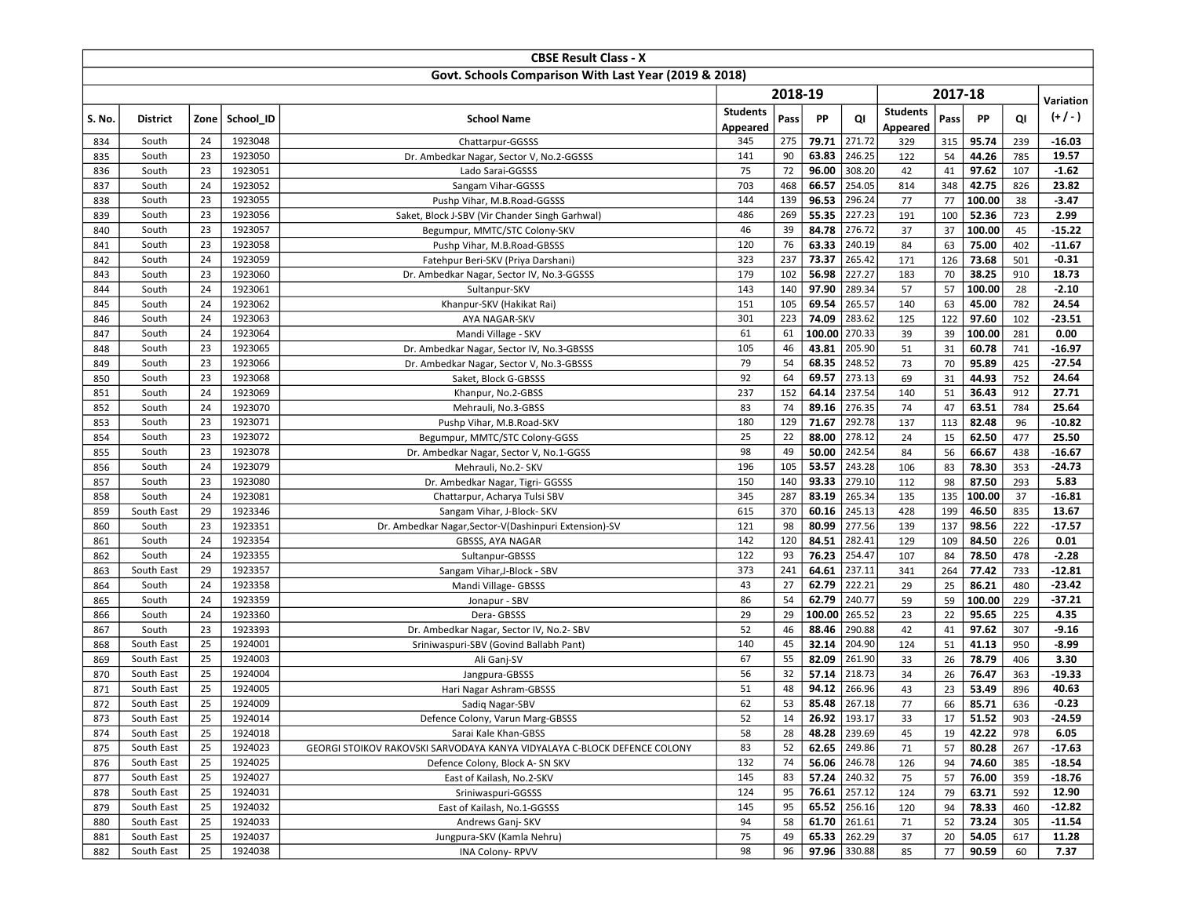| CBSE Result Class - X | | | | | | | | | | | | | |
|---|---|---|---|---|---|---|---|---|---|---|---|---|---|
| Govt. Schools Comparison With Last Year (2019 & 2018) | | | | | | | | | | | | | |
| | | | | | 2018-19 | | | | 2017-18 | | | | Variation |
| S. No. | District | Zone | School_ID | School Name | Students Appeared | Pass | PP | QI | Students Appeared | Pass | PP | QI | (+ / - ) |
| 834 | South | 24 | 1923048 | Chattarpur-GGSSS | 345 | 275 | **79.71** | 271.72 | 329 | 315 | **95.74** | 239 | **-16.03** |
| 835 | South | 23 | 1923050 | Dr. Ambedkar Nagar, Sector V, No.2-GGSSS | 141 | 90 | **63.83** | 246.25 | 122 | 54 | **44.26** | 785 | **19.57** |
| 836 | South | 23 | 1923051 | Lado Sarai-GGSSS | 75 | 72 | **96.00** | 308.20 | 42 | 41 | **97.62** | 107 | **-1.62** |
| 837 | South | 24 | 1923052 | Sangam Vihar-GGSSS | 703 | 468 | **66.57** | 254.05 | 814 | 348 | **42.75** | 826 | **23.82** |
| 838 | South | 23 | 1923055 | Pushp Vihar, M.B.Road-GGSSS | 144 | 139 | **96.53** | 296.24 | 77 | 77 | **100.00** | 38 | **-3.47** |
| 839 | South | 23 | 1923056 | Saket, Block J-SBV (Vir Chander Singh Garhwal) | 486 | 269 | **55.35** | 227.23 | 191 | 100 | **52.36** | 723 | **2.99** |
| 840 | South | 23 | 1923057 | Begumpur, MMTC/STC Colony-SKV | 46 | 39 | **84.78** | 276.72 | 37 | 37 | **100.00** | 45 | **-15.22** |
| 841 | South | 23 | 1923058 | Pushp Vihar, M.B.Road-GBSSS | 120 | 76 | **63.33** | 240.19 | 84 | 63 | **75.00** | 402 | **-11.67** |
| 842 | South | 24 | 1923059 | Fatehpur Beri-SKV (Priya Darshani) | 323 | 237 | **73.37** | 265.42 | 171 | 126 | **73.68** | 501 | **-0.31** |
| 843 | South | 23 | 1923060 | Dr. Ambedkar Nagar, Sector IV, No.3-GGSSS | 179 | 102 | **56.98** | 227.27 | 183 | 70 | **38.25** | 910 | **18.73** |
| 844 | South | 24 | 1923061 | Sultanpur-SKV | 143 | 140 | **97.90** | 289.34 | 57 | 57 | **100.00** | 28 | **-2.10** |
| 845 | South | 24 | 1923062 | Khanpur-SKV (Hakikat Rai) | 151 | 105 | **69.54** | 265.57 | 140 | 63 | **45.00** | 782 | **24.54** |
| 846 | South | 24 | 1923063 | AYA NAGAR-SKV | 301 | 223 | **74.09** | 283.62 | 125 | 122 | **97.60** | 102 | **-23.51** |
| 847 | South | 24 | 1923064 | Mandi Village - SKV | 61 | 61 | **100.00** | 270.33 | 39 | 39 | **100.00** | 281 | **0.00** |
| 848 | South | 23 | 1923065 | Dr. Ambedkar Nagar, Sector IV, No.3-GBSSS | 105 | 46 | **43.81** | 205.90 | 51 | 31 | **60.78** | 741 | **-16.97** |
| 849 | South | 23 | 1923066 | Dr. Ambedkar Nagar, Sector V, No.3-GBSSS | 79 | 54 | **68.35** | 248.52 | 73 | 70 | **95.89** | 425 | **-27.54** |
| 850 | South | 23 | 1923068 | Saket, Block G-GBSSS | 92 | 64 | **69.57** | 273.13 | 69 | 31 | **44.93** | 752 | **24.64** |
| 851 | South | 24 | 1923069 | Khanpur, No.2-GBSS | 237 | 152 | **64.14** | 237.54 | 140 | 51 | **36.43** | 912 | **27.71** |
| 852 | South | 24 | 1923070 | Mehrauli, No.3-GBSS | 83 | 74 | **89.16** | 276.35 | 74 | 47 | **63.51** | 784 | **25.64** |
| 853 | South | 23 | 1923071 | Pushp Vihar, M.B.Road-SKV | 180 | 129 | **71.67** | 292.78 | 137 | 113 | **82.48** | 96 | **-10.82** |
| 854 | South | 23 | 1923072 | Begumpur, MMTC/STC Colony-GGSS | 25 | 22 | **88.00** | 278.12 | 24 | 15 | **62.50** | 477 | **25.50** |
| 855 | South | 23 | 1923078 | Dr. Ambedkar Nagar, Sector V, No.1-GGSS | 98 | 49 | **50.00** | 242.54 | 84 | 56 | **66.67** | 438 | **-16.67** |
| 856 | South | 24 | 1923079 | Mehrauli, No.2- SKV | 196 | 105 | **53.57** | 243.28 | 106 | 83 | **78.30** | 353 | **-24.73** |
| 857 | South | 23 | 1923080 | Dr. Ambedkar Nagar, Tigri- GGSSS | 150 | 140 | **93.33** | 279.10 | 112 | 98 | **87.50** | 293 | **5.83** |
| 858 | South | 24 | 1923081 | Chattarpur, Acharya Tulsi SBV | 345 | 287 | **83.19** | 265.34 | 135 | 135 | **100.00** | 37 | **-16.81** |
| 859 | South East | 29 | 1923346 | Sangam Vihar, J-Block- SKV | 615 | 370 | **60.16** | 245.13 | 428 | 199 | **46.50** | 835 | **13.67** |
| 860 | South | 23 | 1923351 | Dr. Ambedkar Nagar,Sector-V(Dashinpuri Extension)-SV | 121 | 98 | **80.99** | 277.56 | 139 | 137 | **98.56** | 222 | **-17.57** |
| 861 | South | 24 | 1923354 | GBSSS, AYA NAGAR | 142 | 120 | **84.51** | 282.41 | 129 | 109 | **84.50** | 226 | **0.01** |
| 862 | South | 24 | 1923355 | Sultanpur-GBSSS | 122 | 93 | **76.23** | 254.47 | 107 | 84 | **78.50** | 478 | **-2.28** |
| 863 | South East | 29 | 1923357 | Sangam Vihar,J-Block - SBV | 373 | 241 | **64.61** | 237.11 | 341 | 264 | **77.42** | 733 | **-12.81** |
| 864 | South | 24 | 1923358 | Mandi Village- GBSSS | 43 | 27 | **62.79** | 222.21 | 29 | 25 | **86.21** | 480 | **-23.42** |
| 865 | South | 24 | 1923359 | Jonapur - SBV | 86 | 54 | **62.79** | 240.77 | 59 | 59 | **100.00** | 229 | **-37.21** |
| 866 | South | 24 | 1923360 | Dera- GBSSS | 29 | 29 | **100.00** | 265.52 | 23 | 22 | **95.65** | 225 | **4.35** |
| 867 | South | 23 | 1923393 | Dr. Ambedkar Nagar, Sector IV, No.2- SBV | 52 | 46 | **88.46** | 290.88 | 42 | 41 | **97.62** | 307 | **-9.16** |
| 868 | South East | 25 | 1924001 | Sriniwaspuri-SBV (Govind Ballabh Pant) | 140 | 45 | **32.14** | 204.90 | 124 | 51 | **41.13** | 950 | **-8.99** |
| 869 | South East | 25 | 1924003 | Ali Ganj-SV | 67 | 55 | **82.09** | 261.90 | 33 | 26 | **78.79** | 406 | **3.30** |
| 870 | South East | 25 | 1924004 | Jangpura-GBSSS | 56 | 32 | **57.14** | 218.73 | 34 | 26 | **76.47** | 363 | **-19.33** |
| 871 | South East | 25 | 1924005 | Hari Nagar Ashram-GBSSS | 51 | 48 | **94.12** | 266.96 | 43 | 23 | **53.49** | 896 | **40.63** |
| 872 | South East | 25 | 1924009 | Sadiq Nagar-SBV | 62 | 53 | **85.48** | 267.18 | 77 | 66 | **85.71** | 636 | **-0.23** |
| 873 | South East | 25 | 1924014 | Defence Colony, Varun Marg-GBSSS | 52 | 14 | **26.92** | 193.17 | 33 | 17 | **51.52** | 903 | **-24.59** |
| 874 | South East | 25 | 1924018 | Sarai Kale Khan-GBSS | 58 | 28 | **48.28** | 239.69 | 45 | 19 | **42.22** | 978 | **6.05** |
| 875 | South East | 25 | 1924023 | GEORGI STOIKOV RAKOVSKI SARVODAYA KANYA VIDYALAYA C-BLOCK DEFENCE COLONY | 83 | 52 | **62.65** | 249.86 | 71 | 57 | **80.28** | 267 | **-17.63** |
| 876 | South East | 25 | 1924025 | Defence Colony, Block A- SN SKV | 132 | 74 | **56.06** | 246.78 | 126 | 94 | **74.60** | 385 | **-18.54** |
| 877 | South East | 25 | 1924027 | East of Kailash, No.2-SKV | 145 | 83 | **57.24** | 240.32 | 75 | 57 | **76.00** | 359 | **-18.76** |
| 878 | South East | 25 | 1924031 | Sriniwaspuri-GGSSS | 124 | 95 | **76.61** | 257.12 | 124 | 79 | **63.71** | 592 | **12.90** |
| 879 | South East | 25 | 1924032 | East of Kailash, No.1-GGSSS | 145 | 95 | **65.52** | 256.16 | 120 | 94 | **78.33** | 460 | **-12.82** |
| 880 | South East | 25 | 1924033 | Andrews Ganj- SKV | 94 | 58 | **61.70** | 261.61 | 71 | 52 | **73.24** | 305 | **-11.54** |
| 881 | South East | 25 | 1924037 | Jungpura-SKV (Kamla Nehru) | 75 | 49 | **65.33** | 262.29 | 37 | 20 | **54.05** | 617 | **11.28** |
| 882 | South East | 25 | 1924038 | INA Colony- RPVV | 98 | 96 | **97.96** | 330.88 | 85 | 77 | **90.59** | 60 | **7.37** |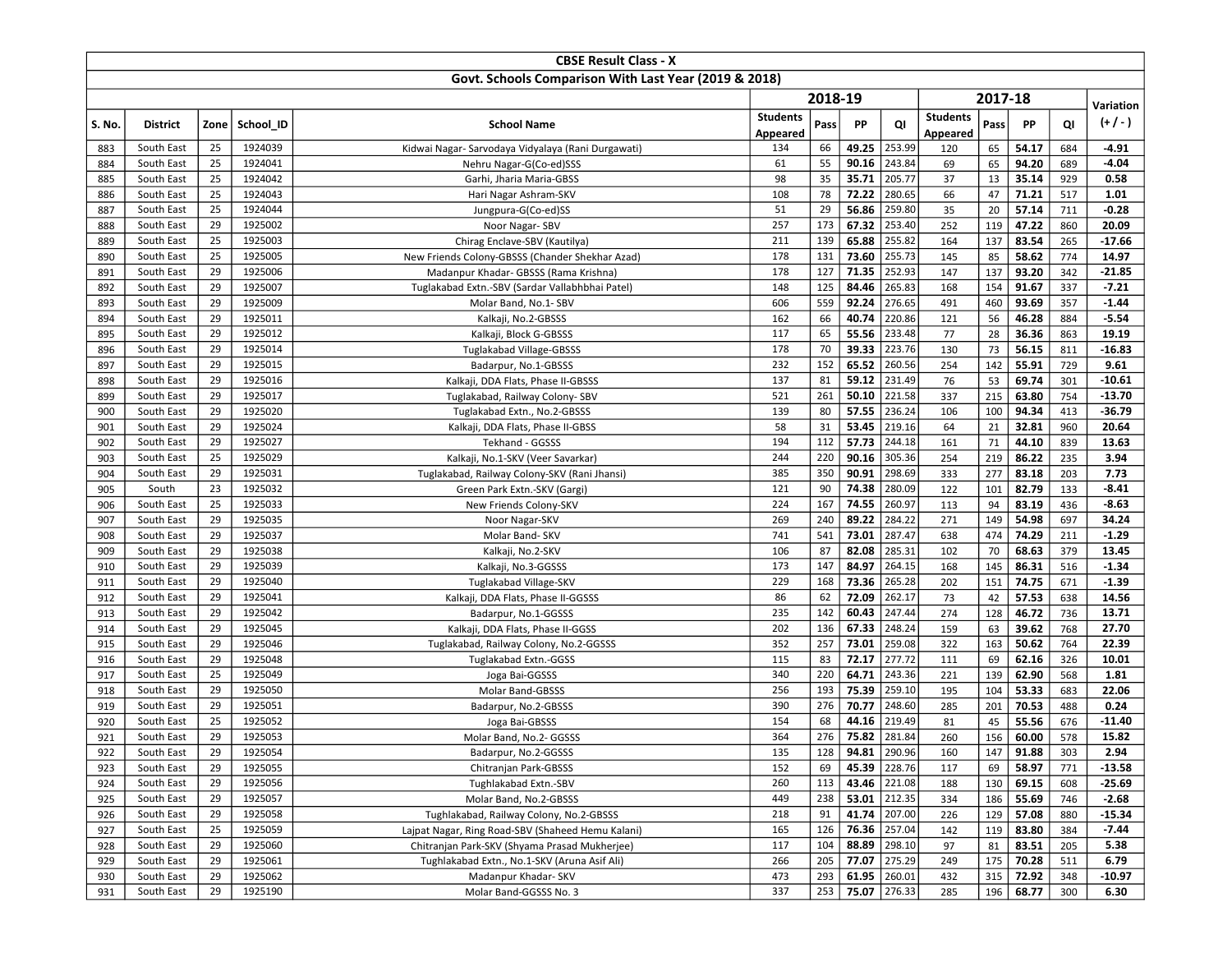| CBSE Result Class - X | | | | | | | | | | | | | | |
|---|---|---|---|---|---|---|---|---|---|---|---|---|---|---|
| Govt. Schools Comparison With Last Year (2019 & 2018) | | | | | | | | | | | | | | |
| | | | | | 2018-19 | | | | 2017-18 | | | | Variation |
| S. No. | District | Zone | School_ID | School Name | Students Appeared | Pass | PP | QI | Students Appeared | Pass | PP | QI | (+ / - ) |
| 883 | South East | 25 | 1924039 | Kidwai Nagar- Sarvodaya Vidyalaya (Rani Durgawati) | 134 | 66 | **49.25** | 253.99 | 120 | 65 | **54.17** | 684 | **-4.91** |
| 884 | South East | 25 | 1924041 | Nehru Nagar-G(Co-ed)SSS | 61 | 55 | **90.16** | 243.84 | 69 | 65 | **94.20** | 689 | **-4.04** |
| 885 | South East | 25 | 1924042 | Garhi, Jharia Maria-GBSS | 98 | 35 | **35.71** | 205.77 | 37 | 13 | **35.14** | 929 | **0.58** |
| 886 | South East | 25 | 1924043 | Hari Nagar Ashram-SKV | 108 | 78 | **72.22** | 280.65 | 66 | 47 | **71.21** | 517 | **1.01** |
| 887 | South East | 25 | 1924044 | Jungpura-G(Co-ed)SS | 51 | 29 | **56.86** | 259.80 | 35 | 20 | **57.14** | 711 | **-0.28** |
| 888 | South East | 29 | 1925002 | Noor Nagar- SBV | 257 | 173 | **67.32** | 253.40 | 252 | 119 | **47.22** | 860 | **20.09** |
| 889 | South East | 25 | 1925003 | Chirag Enclave-SBV (Kautilya) | 211 | 139 | **65.88** | 255.82 | 164 | 137 | **83.54** | 265 | **-17.66** |
| 890 | South East | 25 | 1925005 | New Friends Colony-GBSSS (Chander Shekhar Azad) | 178 | 131 | **73.60** | 255.73 | 145 | 85 | **58.62** | 774 | **14.97** |
| 891 | South East | 29 | 1925006 | Madanpur Khadar- GBSSS (Rama Krishna) | 178 | 127 | **71.35** | 252.93 | 147 | 137 | **93.20** | 342 | **-21.85** |
| 892 | South East | 29 | 1925007 | Tuglakabad Extn.-SBV (Sardar Vallabhbhai Patel) | 148 | 125 | **84.46** | 265.83 | 168 | 154 | **91.67** | 337 | **-7.21** |
| 893 | South East | 29 | 1925009 | Molar Band, No.1- SBV | 606 | 559 | **92.24** | 276.65 | 491 | 460 | **93.69** | 357 | **-1.44** |
| 894 | South East | 29 | 1925011 | Kalkaji, No.2-GBSSS | 162 | 66 | **40.74** | 220.86 | 121 | 56 | **46.28** | 884 | **-5.54** |
| 895 | South East | 29 | 1925012 | Kalkaji, Block G-GBSSS | 117 | 65 | **55.56** | 233.48 | 77 | 28 | **36.36** | 863 | **19.19** |
| 896 | South East | 29 | 1925014 | Tuglakabad Village-GBSSS | 178 | 70 | **39.33** | 223.76 | 130 | 73 | **56.15** | 811 | **-16.83** |
| 897 | South East | 29 | 1925015 | Badarpur, No.1-GBSSS | 232 | 152 | **65.52** | 260.56 | 254 | 142 | **55.91** | 729 | **9.61** |
| 898 | South East | 29 | 1925016 | Kalkaji, DDA Flats, Phase II-GBSSS | 137 | 81 | **59.12** | 231.49 | 76 | 53 | **69.74** | 301 | **-10.61** |
| 899 | South East | 29 | 1925017 | Tuglakabad, Railway Colony- SBV | 521 | 261 | **50.10** | 221.58 | 337 | 215 | **63.80** | 754 | **-13.70** |
| 900 | South East | 29 | 1925020 | Tuglakabad Extn., No.2-GBSSS | 139 | 80 | **57.55** | 236.24 | 106 | 100 | **94.34** | 413 | **-36.79** |
| 901 | South East | 29 | 1925024 | Kalkaji, DDA Flats, Phase II-GBSS | 58 | 31 | **53.45** | 219.16 | 64 | 21 | **32.81** | 960 | **20.64** |
| 902 | South East | 29 | 1925027 | Tekhand - GGSSS | 194 | 112 | **57.73** | 244.18 | 161 | 71 | **44.10** | 839 | **13.63** |
| 903 | South East | 25 | 1925029 | Kalkaji, No.1-SKV (Veer Savarkar) | 244 | 220 | **90.16** | 305.36 | 254 | 219 | **86.22** | 235 | **3.94** |
| 904 | South East | 29 | 1925031 | Tuglakabad, Railway Colony-SKV (Rani Jhansi) | 385 | 350 | **90.91** | 298.69 | 333 | 277 | **83.18** | 203 | **7.73** |
| 905 | South | 23 | 1925032 | Green Park Extn.-SKV (Gargi) | 121 | 90 | **74.38** | 280.09 | 122 | 101 | **82.79** | 133 | **-8.41** |
| 906 | South East | 25 | 1925033 | New Friends Colony-SKV | 224 | 167 | **74.55** | 260.97 | 113 | 94 | **83.19** | 436 | **-8.63** |
| 907 | South East | 29 | 1925035 | Noor Nagar-SKV | 269 | 240 | **89.22** | 284.22 | 271 | 149 | **54.98** | 697 | **34.24** |
| 908 | South East | 29 | 1925037 | Molar Band- SKV | 741 | 541 | **73.01** | 287.47 | 638 | 474 | **74.29** | 211 | **-1.29** |
| 909 | South East | 29 | 1925038 | Kalkaji, No.2-SKV | 106 | 87 | **82.08** | 285.31 | 102 | 70 | **68.63** | 379 | **13.45** |
| 910 | South East | 29 | 1925039 | Kalkaji, No.3-GGSSS | 173 | 147 | **84.97** | 264.15 | 168 | 145 | **86.31** | 516 | **-1.34** |
| 911 | South East | 29 | 1925040 | Tuglakabad Village-SKV | 229 | 168 | **73.36** | 265.28 | 202 | 151 | **74.75** | 671 | **-1.39** |
| 912 | South East | 29 | 1925041 | Kalkaji, DDA Flats, Phase II-GGSSS | 86 | 62 | **72.09** | 262.17 | 73 | 42 | **57.53** | 638 | **14.56** |
| 913 | South East | 29 | 1925042 | Badarpur, No.1-GGSSS | 235 | 142 | **60.43** | 247.44 | 274 | 128 | **46.72** | 736 | **13.71** |
| 914 | South East | 29 | 1925045 | Kalkaji, DDA Flats, Phase II-GGSS | 202 | 136 | **67.33** | 248.24 | 159 | 63 | **39.62** | 768 | **27.70** |
| 915 | South East | 29 | 1925046 | Tuglakabad, Railway Colony, No.2-GGSSS | 352 | 257 | **73.01** | 259.08 | 322 | 163 | **50.62** | 764 | **22.39** |
| 916 | South East | 29 | 1925048 | Tuglakabad Extn.-GGSSS | 115 | 83 | **72.17** | 277.72 | 111 | 69 | **62.16** | 326 | **10.01** |
| 917 | South East | 25 | 1925049 | Joga Bai-GGSSS | 340 | 220 | **64.71** | 243.36 | 221 | 139 | **62.90** | 568 | **1.81** |
| 918 | South East | 29 | 1925050 | Molar Band-GBSSS | 256 | 193 | **75.39** | 259.10 | 195 | 104 | **53.33** | 683 | **22.06** |
| 919 | South East | 29 | 1925051 | Badarpur, No.2-GBSSS | 390 | 276 | **70.77** | 248.60 | 285 | 201 | **70.53** | 488 | **0.24** |
| 920 | South East | 25 | 1925052 | Joga Bai-GBSSS | 154 | 68 | **44.16** | 219.49 | 81 | 45 | **55.56** | 676 | **-11.40** |
| 921 | South East | 29 | 1925053 | Molar Band, No.2- GGSSS | 364 | 276 | **75.82** | 281.84 | 260 | 156 | **60.00** | 578 | **15.82** |
| 922 | South East | 29 | 1925054 | Badarpur, No.2-GGSSS | 135 | 128 | **94.81** | 290.96 | 160 | 147 | **91.88** | 303 | **2.94** |
| 923 | South East | 29 | 1925055 | Chitranjan Park-GBSSS | 152 | 69 | **45.39** | 228.76 | 117 | 69 | **58.97** | 771 | **-13.58** |
| 924 | South East | 29 | 1925056 | Tughlakabad Extn.-SBV | 260 | 113 | **43.46** | 221.08 | 188 | 130 | **69.15** | 608 | **-25.69** |
| 925 | South East | 29 | 1925057 | Molar Band, No.2-GBSSS | 449 | 238 | **53.01** | 212.35 | 334 | 186 | **55.69** | 746 | **-2.68** |
| 926 | South East | 29 | 1925058 | Tughlakabad, Railway Colony, No.2-GBSSS | 218 | 91 | **41.74** | 207.00 | 226 | 129 | **57.08** | 880 | **-15.34** |
| 927 | South East | 25 | 1925059 | Lajpat Nagar, Ring Road-SBV (Shaheed Hemu Kalani) | 165 | 126 | **76.36** | 257.04 | 142 | 119 | **83.80** | 384 | **-7.44** |
| 928 | South East | 29 | 1925060 | Chitranjan Park-SKV (Shyama Prasad Mukherjee) | 117 | 104 | **88.89** | 298.10 | 97 | 81 | **83.51** | 205 | **5.38** |
| 929 | South East | 29 | 1925061 | Tughlakabad Extn., No.1-SKV (Aruna Asif Ali) | 266 | 205 | **77.07** | 275.29 | 249 | 175 | **70.28** | 511 | **6.79** |
| 930 | South East | 29 | 1925062 | Madanpur Khadar- SKV | 473 | 293 | **61.95** | 260.01 | 432 | 315 | **72.92** | 348 | **-10.97** |
| 931 | South East | 29 | 1925190 | Molar Band-GGSSS No. 3 | 337 | 253 | **75.07** | 276.33 | 285 | 196 | **68.77** | 300 | **6.30** |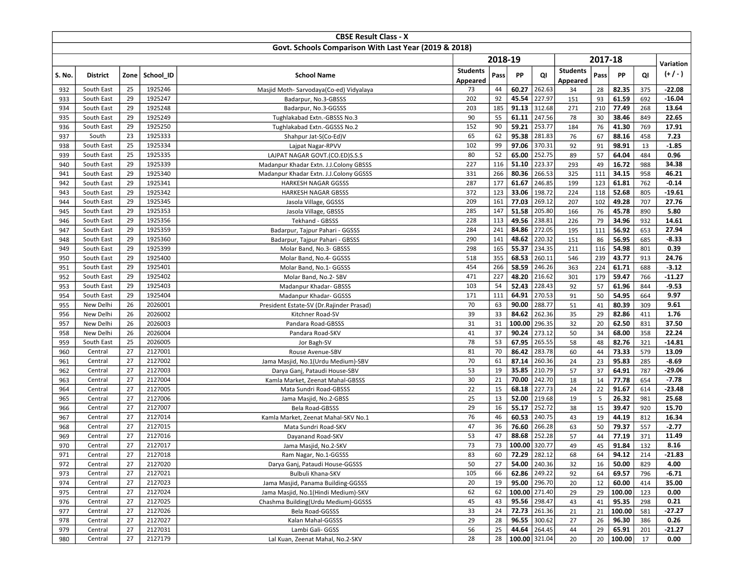| CBSE Result Class - X | | | | | | | | | | | | | |
|---|---|---|---|---|---|---|---|---|---|---|---|---|---|
| Govt. Schools Comparison With Last Year (2019 & 2018) | | | | | | | | | | | | | |
| | | | | | 2018-19 | | | | 2017-18 | | | | Variation |
| S. No. | District | Zone | School_ID | School Name | Students Appeared | Pass | PP | QI | Students Appeared | Pass | PP | QI | (+ / - ) |
| 932 | South East | 25 | 1925246 | Masjid Moth- Sarvodaya(Co-ed) Vidyalaya | 73 | 44 | 60.27 | 262.63 | 34 | 28 | 82.35 | 375 | -22.08 |
| 933 | South East | 29 | 1925247 | Badarpur, No.3-GBSSS | 202 | 92 | 45.54 | 227.97 | 151 | 93 | 61.59 | 692 | -16.04 |
| 934 | South East | 29 | 1925248 | Badarpur, No.3-GGSSS | 203 | 185 | 91.13 | 312.68 | 271 | 210 | 77.49 | 268 | 13.64 |
| 935 | South East | 29 | 1925249 | Tughlakabad Extn.-GBSSS No.3 | 90 | 55 | 61.11 | 247.56 | 78 | 30 | 38.46 | 849 | 22.65 |
| 936 | South East | 29 | 1925250 | Tughlakabad Extn.-GGSSS No.2 | 152 | 90 | 59.21 | 253.77 | 184 | 76 | 41.30 | 769 | 17.91 |
| 937 | South | 23 | 1925333 | Shahpur Jat-S(Co-Ed)V | 65 | 62 | 95.38 | 281.83 | 76 | 67 | 88.16 | 458 | 7.23 |
| 938 | South East | 25 | 1925334 | Lajpat Nagar-RPVV | 102 | 99 | 97.06 | 370.31 | 92 | 91 | 98.91 | 13 | -1.85 |
| 939 | South East | 25 | 1925335 | LAJPAT NAGAR GOVT.(CO.ED)S.S.S | 80 | 52 | 65.00 | 252.75 | 89 | 57 | 64.04 | 484 | 0.96 |
| 940 | South East | 29 | 1925339 | Madanpur Khadar Extn. J.J.Colony GBSSS | 227 | 116 | 51.10 | 223.37 | 293 | 49 | 16.72 | 988 | 34.38 |
| 941 | South East | 29 | 1925340 | Madanpur Khadar Extn. J.J.Colony GGSSS | 331 | 266 | 80.36 | 266.53 | 325 | 111 | 34.15 | 958 | 46.21 |
| 942 | South East | 29 | 1925341 | HARKESH NAGAR GGSSS | 287 | 177 | 61.67 | 246.85 | 199 | 123 | 61.81 | 762 | -0.14 |
| 943 | South East | 29 | 1925342 | HARKESH NAGAR GBSSS | 372 | 123 | 33.06 | 198.72 | 224 | 118 | 52.68 | 805 | -19.61 |
| 944 | South East | 29 | 1925345 | Jasola Village, GGSSS | 209 | 161 | 77.03 | 269.12 | 207 | 102 | 49.28 | 707 | 27.76 |
| 945 | South East | 29 | 1925353 | Jasola Village, GBSSS | 285 | 147 | 51.58 | 205.80 | 166 | 76 | 45.78 | 890 | 5.80 |
| 946 | South East | 29 | 1925356 | Tekhand - GBSSS | 228 | 113 | 49.56 | 238.81 | 226 | 79 | 34.96 | 932 | 14.61 |
| 947 | South East | 29 | 1925359 | Badarpur, Tajpur Pahari - GGSSS | 284 | 241 | 84.86 | 272.05 | 195 | 111 | 56.92 | 653 | 27.94 |
| 948 | South East | 29 | 1925360 | Badarpur, Tajpur Pahari - GBSSS | 290 | 141 | 48.62 | 220.32 | 151 | 86 | 56.95 | 685 | -8.33 |
| 949 | South East | 29 | 1925399 | Molar Band, No.3- GBSSS | 298 | 165 | 55.37 | 234.35 | 211 | 116 | 54.98 | 801 | 0.39 |
| 950 | South East | 29 | 1925400 | Molar Band, No.4- GGSSS | 518 | 355 | 68.53 | 260.11 | 546 | 239 | 43.77 | 913 | 24.76 |
| 951 | South East | 29 | 1925401 | Molar Band, No.1- GGSSS | 454 | 266 | 58.59 | 246.26 | 363 | 224 | 61.71 | 688 | -3.12 |
| 952 | South East | 29 | 1925402 | Molar Band, No.2- SBV | 471 | 227 | 48.20 | 216.62 | 301 | 179 | 59.47 | 766 | -11.27 |
| 953 | South East | 29 | 1925403 | Madanpur Khadar- GBSSS | 103 | 54 | 52.43 | 228.43 | 92 | 57 | 61.96 | 844 | -9.53 |
| 954 | South East | 29 | 1925404 | Madanpur Khadar- GGSSS | 171 | 111 | 64.91 | 270.53 | 91 | 50 | 54.95 | 664 | 9.97 |
| 955 | New Delhi | 26 | 2026001 | President Estate-SV (Dr.Rajinder Prasad) | 70 | 63 | 90.00 | 288.77 | 51 | 41 | 80.39 | 309 | 9.61 |
| 956 | New Delhi | 26 | 2026002 | Kitchner Road-SV | 39 | 33 | 84.62 | 262.36 | 35 | 29 | 82.86 | 411 | 1.76 |
| 957 | New Delhi | 26 | 2026003 | Pandara Road-GBSSS | 31 | 31 | 100.00 | 296.35 | 32 | 20 | 62.50 | 831 | 37.50 |
| 958 | New Delhi | 26 | 2026004 | Pandara Road-SKV | 41 | 37 | 90.24 | 273.12 | 50 | 34 | 68.00 | 358 | 22.24 |
| 959 | South East | 25 | 2026005 | Jor Bagh-SV | 78 | 53 | 67.95 | 265.55 | 58 | 48 | 82.76 | 321 | -14.81 |
| 960 | Central | 27 | 2127001 | Rouse Avenue-SBV | 81 | 70 | 86.42 | 283.78 | 60 | 44 | 73.33 | 579 | 13.09 |
| 961 | Central | 27 | 2127002 | Jama Masjid, No.1(Urdu Medium)-SBV | 70 | 61 | 87.14 | 260.36 | 24 | 23 | 95.83 | 285 | -8.69 |
| 962 | Central | 27 | 2127003 | Darya Ganj, Pataudi House-SBV | 53 | 19 | 35.85 | 210.79 | 57 | 37 | 64.91 | 787 | -29.06 |
| 963 | Central | 27 | 2127004 | Kamla Market, Zeenat Mahal-GBSSS | 30 | 21 | 70.00 | 242.70 | 18 | 14 | 77.78 | 654 | -7.78 |
| 964 | Central | 27 | 2127005 | Mata Sundri Road-GBSSS | 22 | 15 | 68.18 | 227.73 | 24 | 22 | 91.67 | 614 | -23.48 |
| 965 | Central | 27 | 2127006 | Jama Masjid, No.2-GBSS | 25 | 13 | 52.00 | 219.68 | 19 | 5 | 26.32 | 981 | 25.68 |
| 966 | Central | 27 | 2127007 | Bela Road-GBSSS | 29 | 16 | 55.17 | 252.72 | 38 | 15 | 39.47 | 920 | 15.70 |
| 967 | Central | 27 | 2127014 | Kamla Market, Zeenat Mahal-SKV No.1 | 76 | 46 | 60.53 | 240.75 | 43 | 19 | 44.19 | 812 | 16.34 |
| 968 | Central | 27 | 2127015 | Mata Sundri Road-SKV | 47 | 36 | 76.60 | 266.28 | 63 | 50 | 79.37 | 557 | -2.77 |
| 969 | Central | 27 | 2127016 | Dayanand Road-SKV | 53 | 47 | 88.68 | 252.28 | 57 | 44 | 77.19 | 371 | 11.49 |
| 970 | Central | 27 | 2127017 | Jama Masjid, No.2-SKV | 73 | 73 | 100.00 | 320.77 | 49 | 45 | 91.84 | 132 | 8.16 |
| 971 | Central | 27 | 2127018 | Ram Nagar, No.1-GGSSS | 83 | 60 | 72.29 | 282.12 | 68 | 64 | 94.12 | 214 | -21.83 |
| 972 | Central | 27 | 2127020 | Darya Ganj, Pataudi House-GGSSS | 50 | 27 | 54.00 | 240.36 | 32 | 16 | 50.00 | 829 | 4.00 |
| 973 | Central | 27 | 2127021 | Bulbuli Khana-SKV | 105 | 66 | 62.86 | 249.22 | 92 | 64 | 69.57 | 796 | -6.71 |
| 974 | Central | 27 | 2127023 | Jama Masjid, Panama Building-GGSSS | 20 | 19 | 95.00 | 296.70 | 20 | 12 | 60.00 | 414 | 35.00 |
| 975 | Central | 27 | 2127024 | Jama Masjid, No.1(Hindi Medium)-SKV | 62 | 62 | 100.00 | 271.40 | 29 | 29 | 100.00 | 123 | 0.00 |
| 976 | Central | 27 | 2127025 | Chashma Building(Urdu Medium)-GGSSS | 45 | 43 | 95.56 | 298.47 | 43 | 41 | 95.35 | 298 | 0.21 |
| 977 | Central | 27 | 2127026 | Bela Road-GGSSS | 33 | 24 | 72.73 | 261.36 | 21 | 21 | 100.00 | 581 | -27.27 |
| 978 | Central | 27 | 2127027 | Kalan Mahal-GGSSS | 29 | 28 | 96.55 | 300.62 | 27 | 26 | 96.30 | 386 | 0.26 |
| 979 | Central | 27 | 2127031 | Lambi Gali- GGSS | 56 | 25 | 44.64 | 264.45 | 44 | 29 | 65.91 | 201 | -21.27 |
| 980 | Central | 27 | 2127179 | Lal Kuan, Zeenat Mahal, No.2-SKV | 28 | 28 | 100.00 | 321.04 | 20 | 20 | 100.00 | 17 | 0.00 |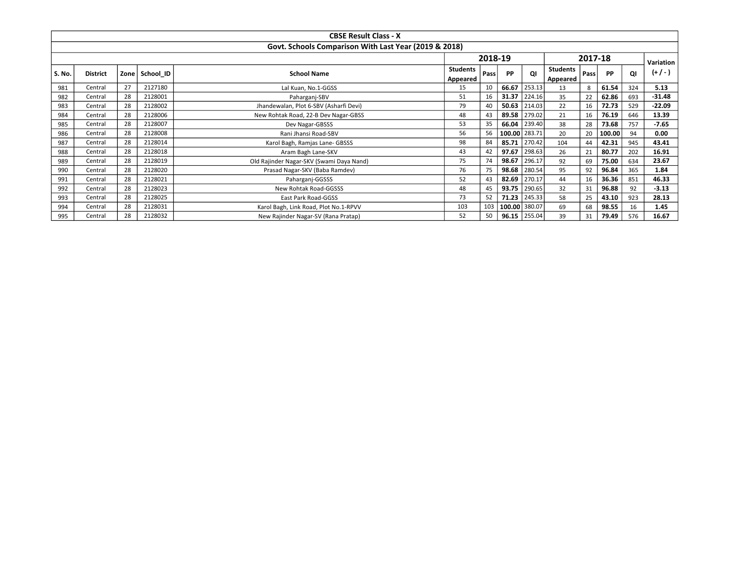| CBSE Result Class - X | | | | | | | | | | | | | |
|---|---|---|---|---|---|---|---|---|---|---|---|---|---|
| Govt. Schools Comparison With Last Year (2019 & 2018) | | | | | | | | | | | | | |
| | | | | | 2018-19 | | | | 2017-18 | | | | Variation |
| S. No. | District | Zone | School_ID | School Name | Students Appeared | Pass | PP | QI | Students Appeared | Pass | PP | QI | (+ / - ) |
| 981 | Central | 27 | 2127180 | Lal Kuan, No.1-GGSS | 15 | 10 | **66.67** | 253.13 | 13 | 8 | **61.54** | 324 | **5.13** |
| 982 | Central | 28 | 2128001 | Paharganj-SBV | 51 | 16 | **31.37** | 224.16 | 35 | 22 | **62.86** | 693 | **-31.48** |
| 983 | Central | 28 | 2128002 | Jhandewalan, Plot 6-SBV (Asharfi Devi) | 79 | 40 | **50.63** | 214.03 | 22 | 16 | **72.73** | 529 | **-22.09** |
| 984 | Central | 28 | 2128006 | New Rohtak Road, 22-B Dev Nagar-GBSS | 48 | 43 | **89.58** | 279.02 | 21 | 16 | **76.19** | 646 | **13.39** |
| 985 | Central | 28 | 2128007 | Dev Nagar-GBSSS | 53 | 35 | **66.04** | 239.40 | 38 | 28 | **73.68** | 757 | **-7.65** |
| 986 | Central | 28 | 2128008 | Rani Jhansi Road-SBV | 56 | 56 | **100.00** | 283.71 | 20 | 20 | **100.00** | 94 | **0.00** |
| 987 | Central | 28 | 2128014 | Karol Bagh, Ramjas Lane- GBSSS | 98 | 84 | **85.71** | 270.42 | 104 | 44 | **42.31** | 945 | **43.41** |
| 988 | Central | 28 | 2128018 | Aram Bagh Lane-SKV | 43 | 42 | **97.67** | 298.63 | 26 | 21 | **80.77** | 202 | **16.91** |
| 989 | Central | 28 | 2128019 | Old Rajinder Nagar-SKV (Swami Daya Nand) | 75 | 74 | **98.67** | 296.17 | 92 | 69 | **75.00** | 634 | **23.67** |
| 990 | Central | 28 | 2128020 | Prasad Nagar-SKV (Baba Ramdev) | 76 | 75 | **98.68** | 280.54 | 95 | 92 | **96.84** | 365 | **1.84** |
| 991 | Central | 28 | 2128021 | Paharganj-GGSSS | 52 | 43 | **82.69** | 270.17 | 44 | 16 | **36.36** | 851 | **46.33** |
| 992 | Central | 28 | 2128023 | New Rohtak Road-GGSSS | 48 | 45 | **93.75** | 290.65 | 32 | 31 | **96.88** | 92 | **-3.13** |
| 993 | Central | 28 | 2128025 | East Park Road-GGSS | 73 | 52 | **71.23** | 245.33 | 58 | 25 | **43.10** | 923 | **28.13** |
| 994 | Central | 28 | 2128031 | Karol Bagh, Link Road, Plot No.1-RPVV | 103 | 103 | **100.00** | 380.07 | 69 | 68 | **98.55** | 16 | **1.45** |
| 995 | Central | 28 | 2128032 | New Rajinder Nagar-SV (Rana Pratap) | 52 | 50 | **96.15** | 255.04 | 39 | 31 | **79.49** | 576 | **16.67** |